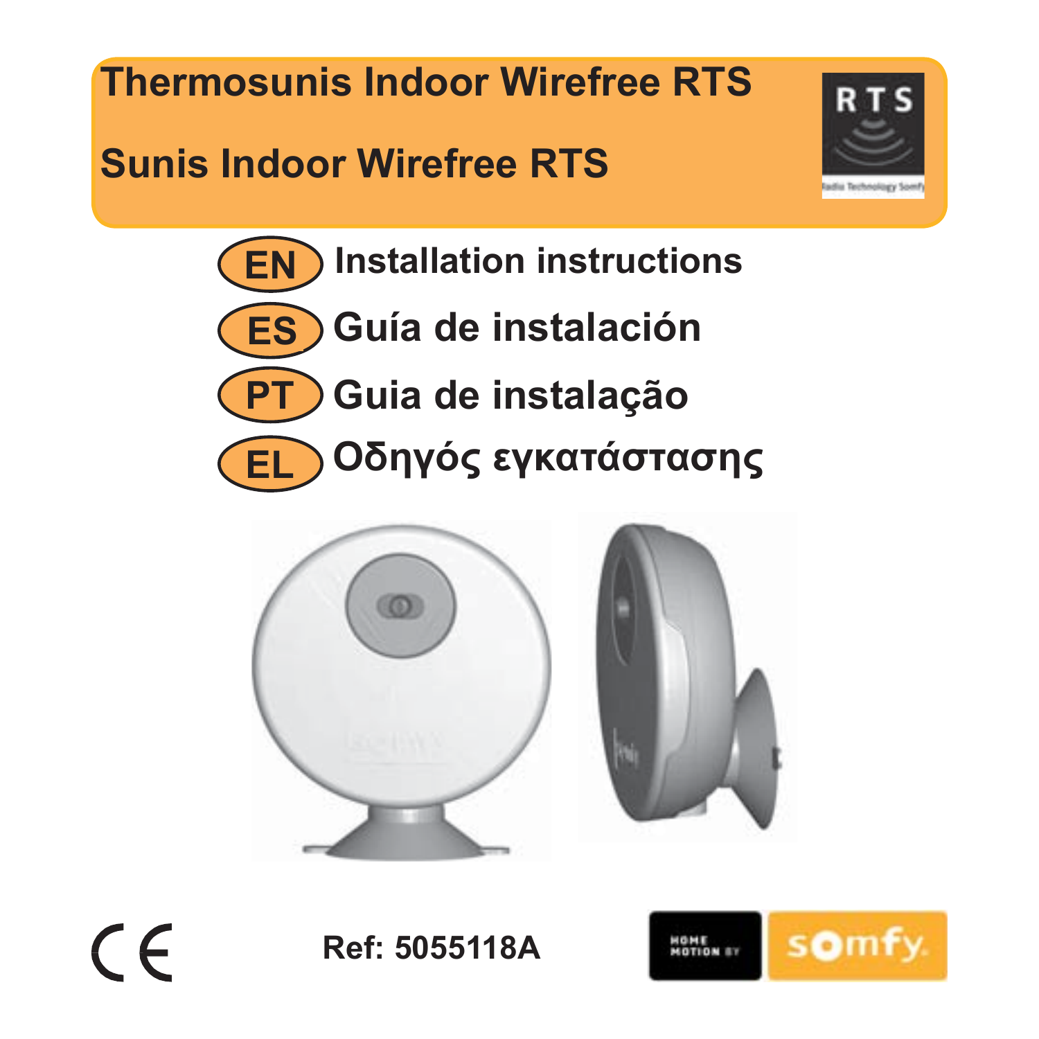# Thermosunis Indoor Wirefree RTS

# Sunis Indoor Wirefree RTS

RTS

Radio Technology Somfy

**EN** Installation instructions

**ES** Guía de instalación

**PT** Guia de instalação

**EL** Οδηγός εγκατάστασης

CE

Ref: 5055118A

HOME MOTION BY somfy.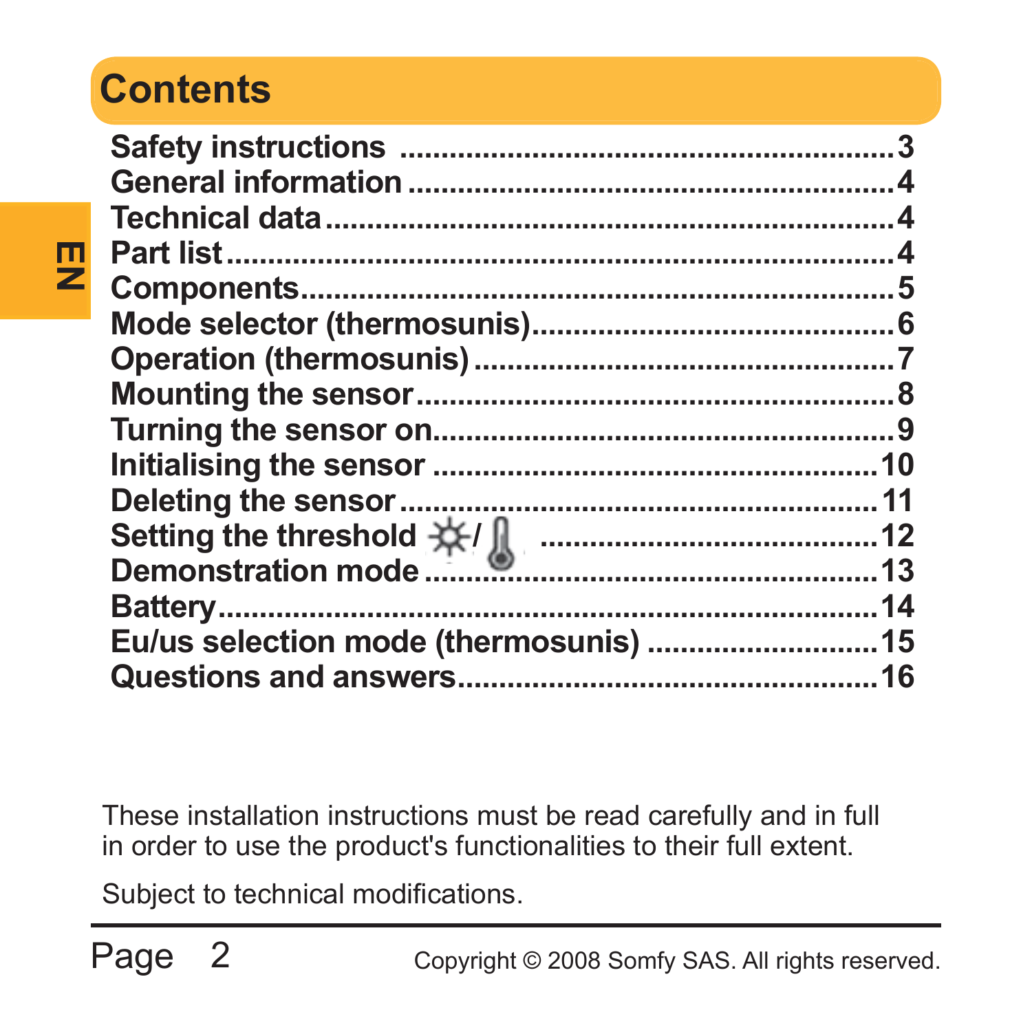# Contents

| | |
|---|---|
| Safety instructions | 3 |
| General information | 4 |
| Technical data | 4 |
| Part list | 4 |
| Components | 5 |
| Mode selector (thermosunis) | 6 |
| Operation (thermosunis) | 7 |
| Mounting the sensor | 8 |
| Turning the sensor on | 9 |
| Initialising the sensor | 10 |
| Deleting the sensor | 11 |
| Setting the threshold ☼/🌡 | 12 |
| Demonstration mode | 13 |
| Battery | 14 |
| Eu/us selection mode (thermosunis) | 15 |
| Questions and answers | 16 |

These installation instructions must be read carefully and in full in order to use the product's functionalities to their full extent.

Subject to technical modifications.

Copyright © 2008 Somfy SAS. All rights reserved.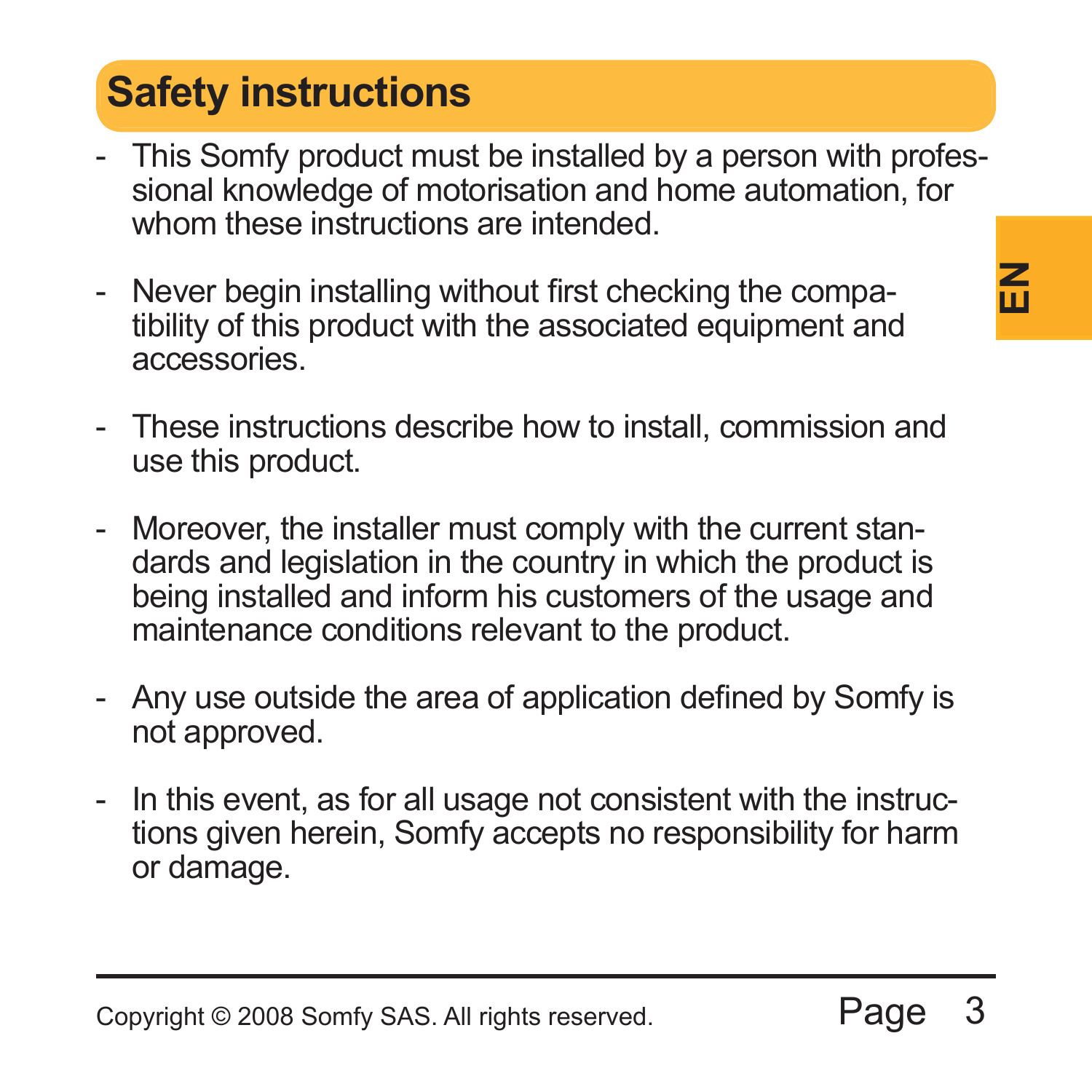# Safety instructions

- This Somfy product must be installed by a person with professional knowledge of motorisation and home automation, for whom these instructions are intended.

- Never begin installing without first checking the compatibility of this product with the associated equipment and accessories.

- These instructions describe how to install, commission and use this product.

- Moreover, the installer must comply with the current standards and legislation in the country in which the product is being installed and inform his customers of the usage and maintenance conditions relevant to the product.

- Any use outside the area of application defined by Somfy is not approved.

- In this event, as for all usage not consistent with the instructions given herein, Somfy accepts no responsibility for harm or damage.

Copyright © 2008 Somfy SAS. All rights reserved.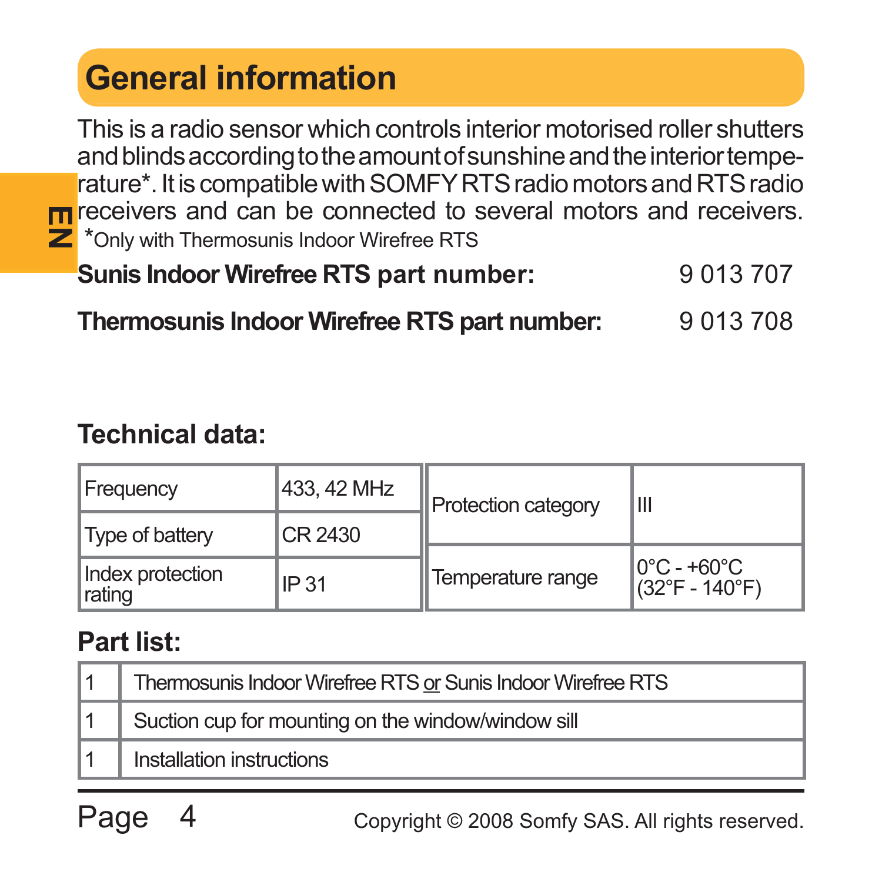# General information

This is a radio sensor which controls interior motorised roller shutters and blinds according to the amount of sunshine and the interior temperature*. It is compatible with SOMFY RTS radio motors and RTS radio receivers and can be connected to several motors and receivers.

*Only with Thermosunis Indoor Wirefree RTS

**Sunis Indoor Wirefree RTS part number:** 9 013 707

**Thermosunis Indoor Wirefree RTS part number:** 9 013 708

## Technical data:

| | | | |
|---|---|---|---|
| Frequency | 433, 42 MHz | Protection category | III |
| Type of battery | CR 2430 | | |
| Index protection rating | IP 31 | Temperature range | 0°C - +60°C (32°F - 140°F) |

## Part list:

| | |
|---|---|
| 1 | Thermosunis Indoor Wirefree RTS or Sunis Indoor Wirefree RTS |
| 1 | Suction cup for mounting on the window/window sill |
| 1 | Installation instructions |

Copyright © 2008 Somfy SAS. All rights reserved.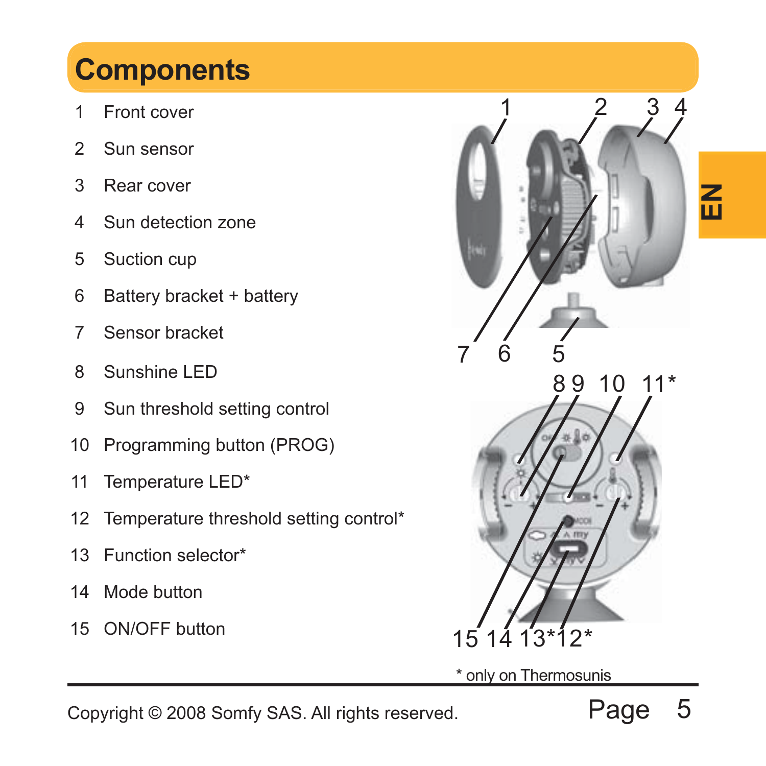# Components

1 Front cover
2 Sun sensor
3 Rear cover
4 Sun detection zone
5 Suction cup
6 Battery bracket + battery
7 Sensor bracket
8 Sunshine LED
9 Sun threshold setting control
10 Programming button (PROG)
11 Temperature LED*
12 Temperature threshold setting control*
13 Function selector*
14 Mode button
15 ON/OFF button

* only on Thermosunis

Copyright © 2008 Somfy SAS. All rights reserved.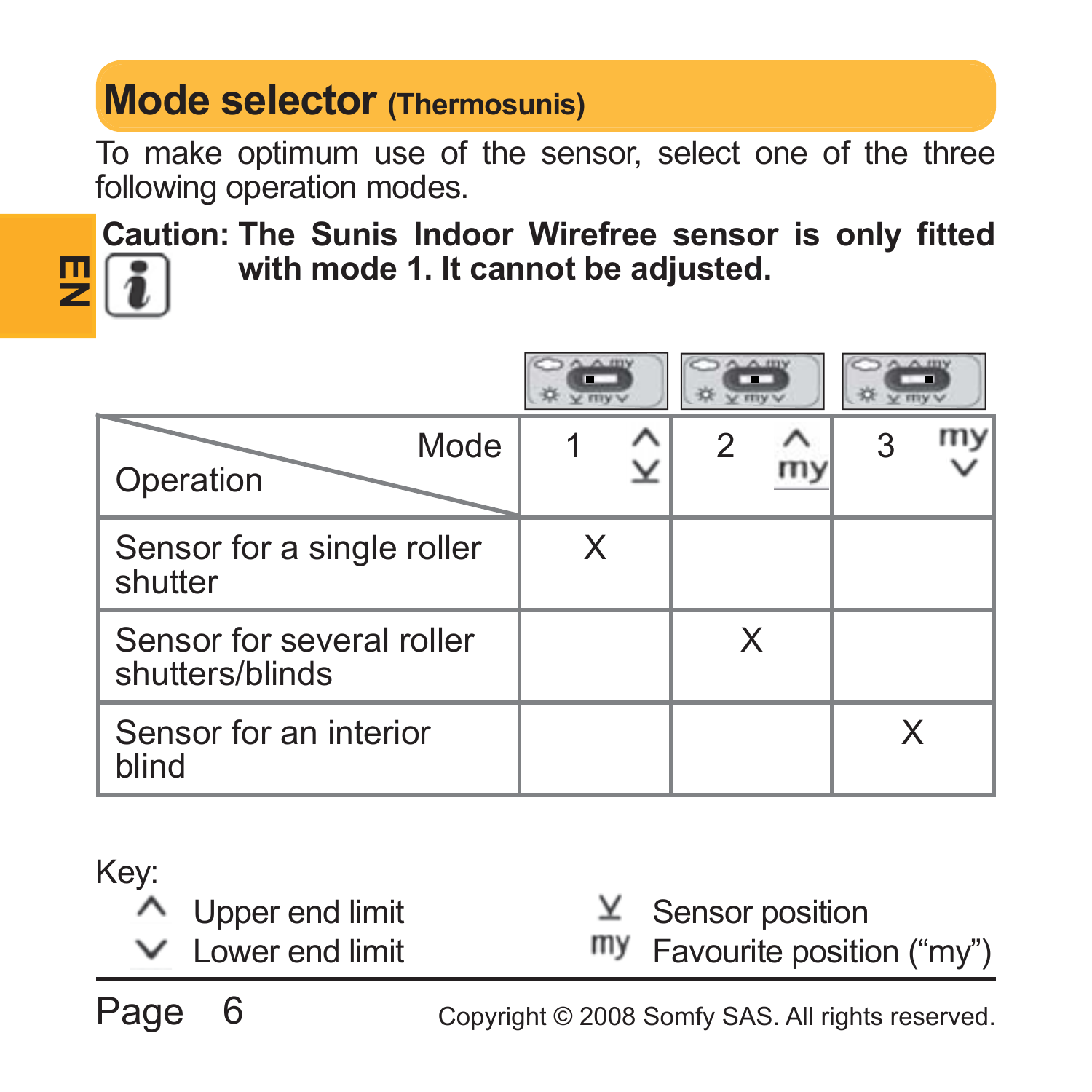# Mode selector (Thermosunis)

To make optimum use of the sensor, select one of the three following operation modes.

**Caution: The Sunis Indoor Wirefree sensor is only fitted with mode 1. It cannot be adjusted.**

| Operation \ Mode | 1 ^ ⊻ | 2 ^ my | 3 my ∨ |
|---|---|---|---|
| Sensor for a single roller shutter | X | | |
| Sensor for several roller shutters/blinds | | X | |
| Sensor for an interior blind | | | X |

Key:

- ^ Upper end limit
- ∨ Lower end limit
- ⊻ Sensor position
- my Favourite position ("my")

Copyright © 2008 Somfy SAS. All rights reserved.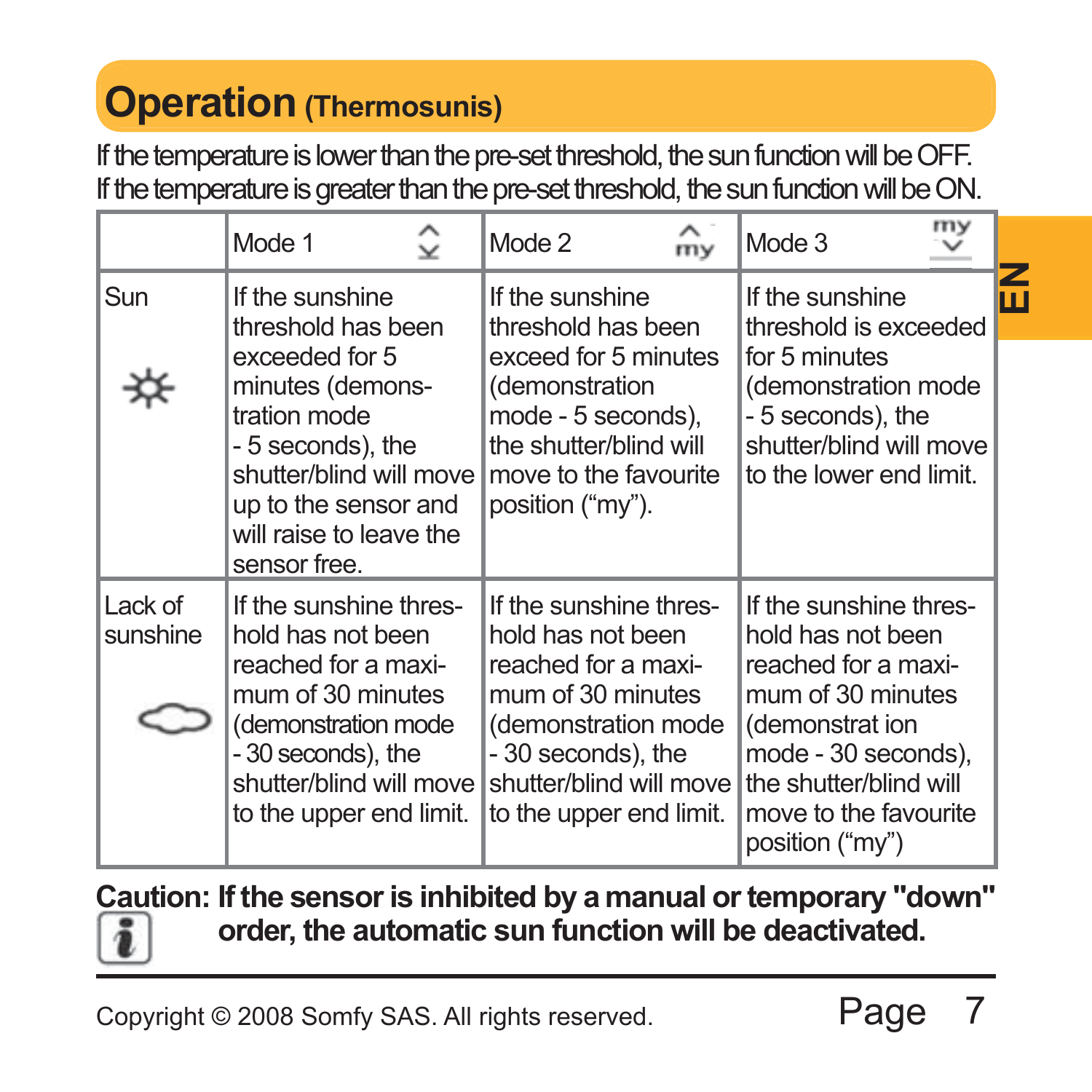# Operation (Thermosunis)

If the temperature is lower than the pre-set threshold, the sun function will be OFF.
If the temperature is greater than the pre-set threshold, the sun function will be ON.

| | Mode 1 | Mode 2 | Mode 3 |
|---|---|---|---|
| Sun | If the sunshine threshold has been exceeded for 5 minutes (demonstration mode - 5 seconds), the shutter/blind will move up to the sensor and will raise to leave the sensor free. | If the sunshine threshold has been exceed for 5 minutes (demonstration mode - 5 seconds), the shutter/blind will move to the favourite position (“my”). | If the sunshine threshold is exceeded for 5 minutes (demonstration mode - 5 seconds), the shutter/blind will move to the lower end limit. |
| Lack of sunshine | If the sunshine threshold has not been reached for a maximum of 30 minutes (demonstration mode - 30 seconds), the shutter/blind will move to the upper end limit. | If the sunshine threshold has not been reached for a maximum of 30 minutes (demonstration mode - 30 seconds), the shutter/blind will move to the upper end limit. | If the sunshine threshold has not been reached for a maximum of 30 minutes (demonstrat ion mode - 30 seconds), the shutter/blind will move to the favourite position (“my”) |

**Caution: If the sensor is inhibited by a manual or temporary "down" order, the automatic sun function will be deactivated.**

Copyright © 2008 Somfy SAS. All rights reserved.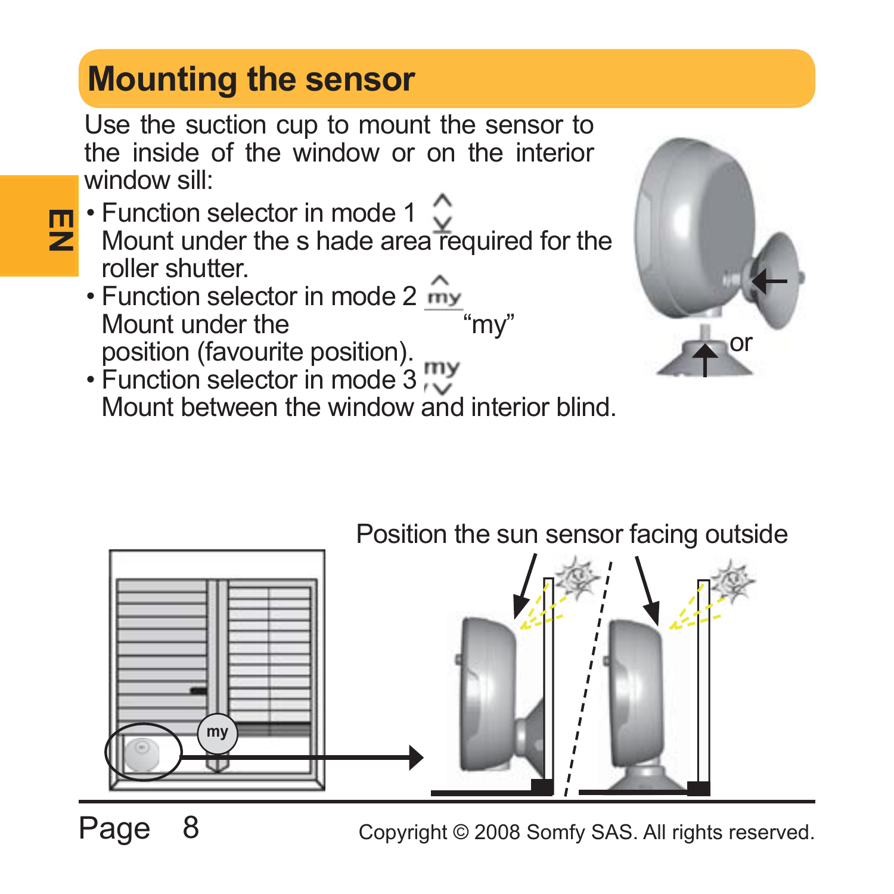## Mounting the sensor

Use the suction cup to mount the sensor to the inside of the window or on the interior window sill:

- Function selector in mode 1
  Mount under the s hade area required for the roller shutter.
- Function selector in mode 2
  Mount under the "my" position (favourite position).
- Function selector in mode 3
  Mount between the window and interior blind.

or

Position the sun sensor facing outside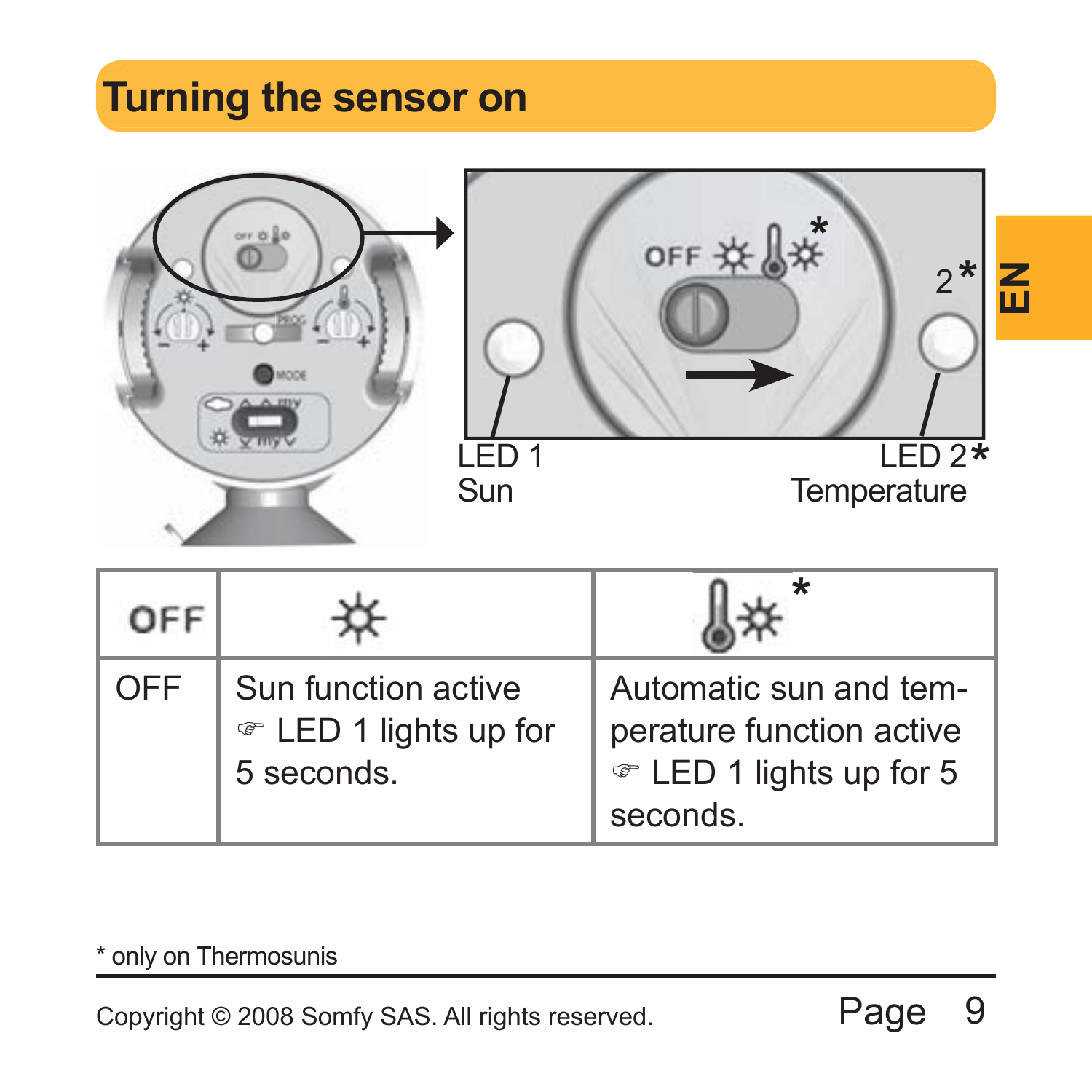# Turning the sensor on

LED 1
Sun

LED 2*
Temperature

| OFF | ☼ | 🌡☼ * |
|---|---|---|
| OFF | Sun function active ☞ LED 1 lights up for 5 seconds. | Automatic sun and temperature function active ☞ LED 1 lights up for 5 seconds. |

* only on Thermosunis

Copyright © 2008 Somfy SAS. All rights reserved.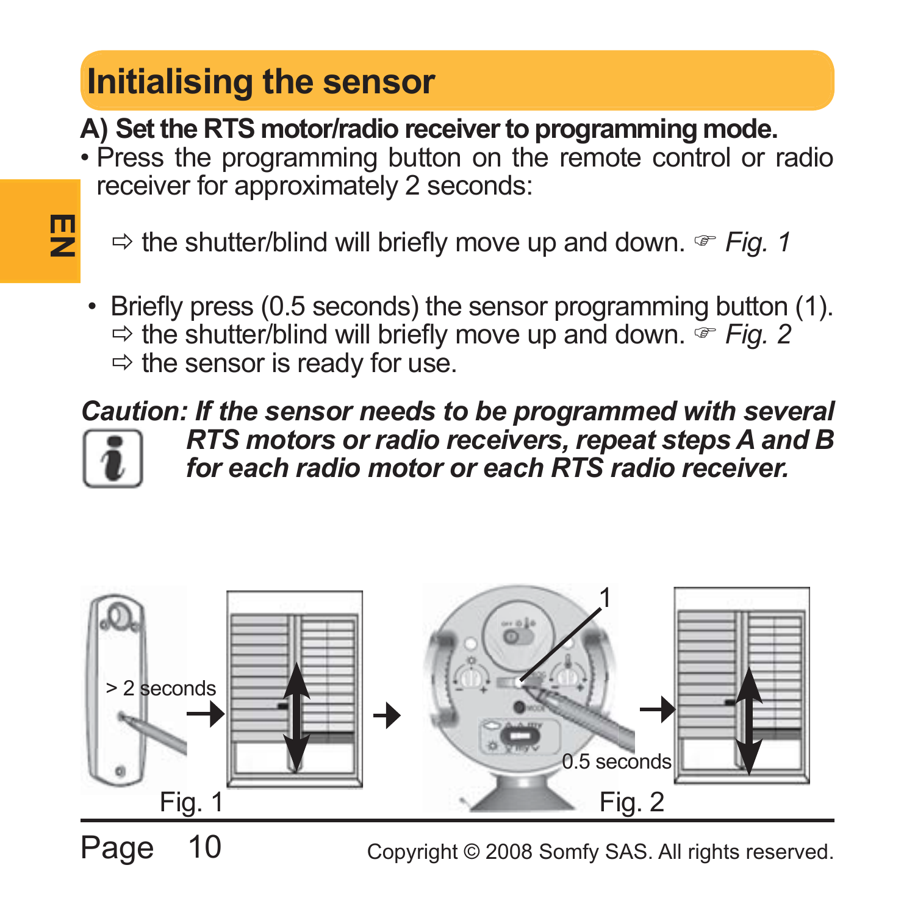## Initialising the sensor

**A) Set the RTS motor/radio receiver to programming mode.**

- Press the programming button on the remote control or radio receiver for approximately 2 seconds:

  ⇨ the shutter/blind will briefly move up and down. ☞ *Fig. 1*

- Briefly press (0.5 seconds) the sensor programming button (1).
  ⇨ the shutter/blind will briefly move up and down. ☞ *Fig. 2*
  ⇨ the sensor is ready for use.

***Caution: If the sensor needs to be programmed with several RTS motors or radio receivers, repeat steps A and B for each radio motor or each RTS radio receiver.***

> 2 seconds

Fig. 1

1

0.5 seconds

Fig. 2

Copyright © 2008 Somfy SAS. All rights reserved.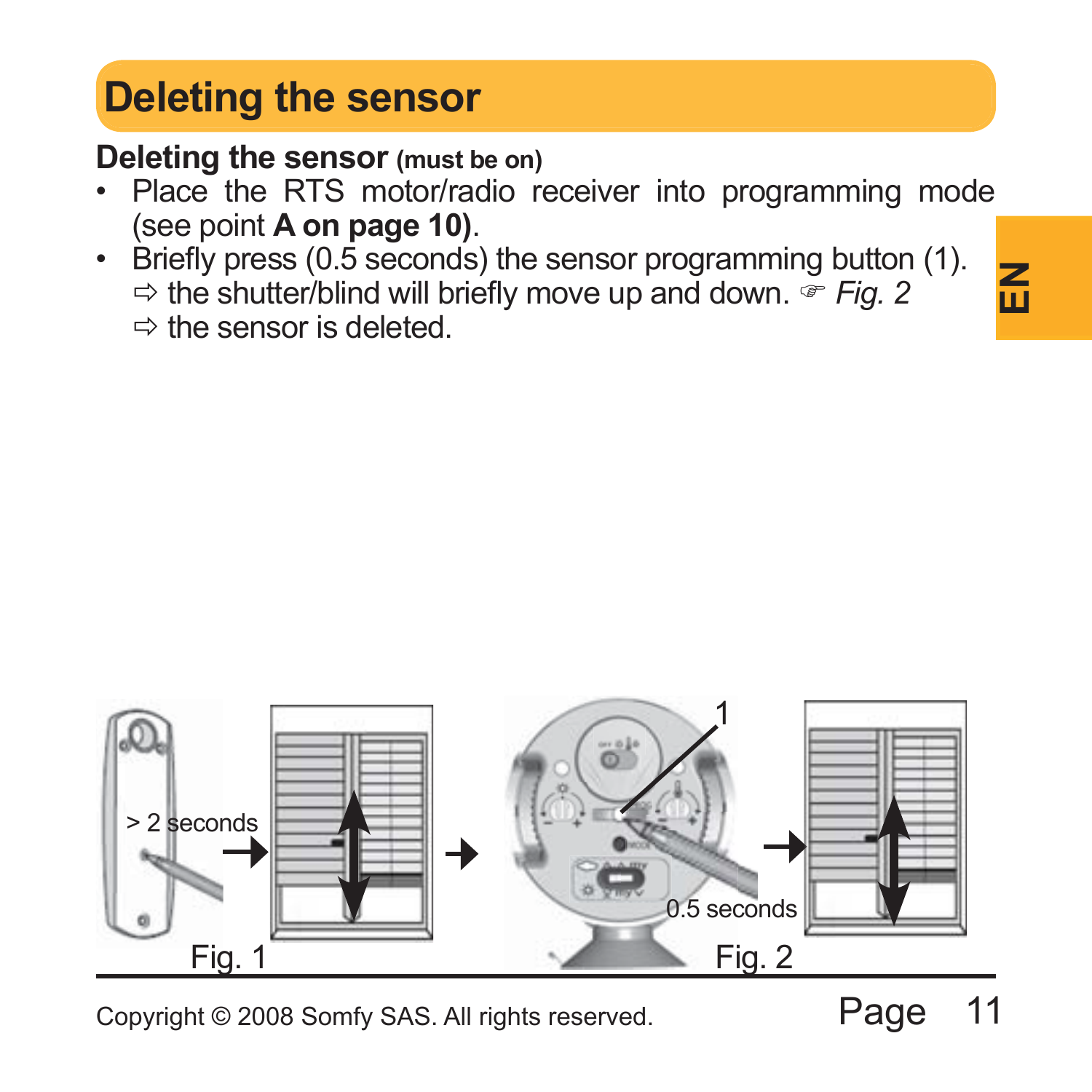# Deleting the sensor

**Deleting the sensor (must be on)**

- Place the RTS motor/radio receiver into programming mode (see point **A on page 10)**.
- Briefly press (0.5 seconds) the sensor programming button (1).
  ⇨ the shutter/blind will briefly move up and down. ☞ *Fig. 2*
  ⇨ the sensor is deleted.

> 2 seconds

Fig. 1

1

0.5 seconds

Fig. 2

Copyright © 2008 Somfy SAS. All rights reserved.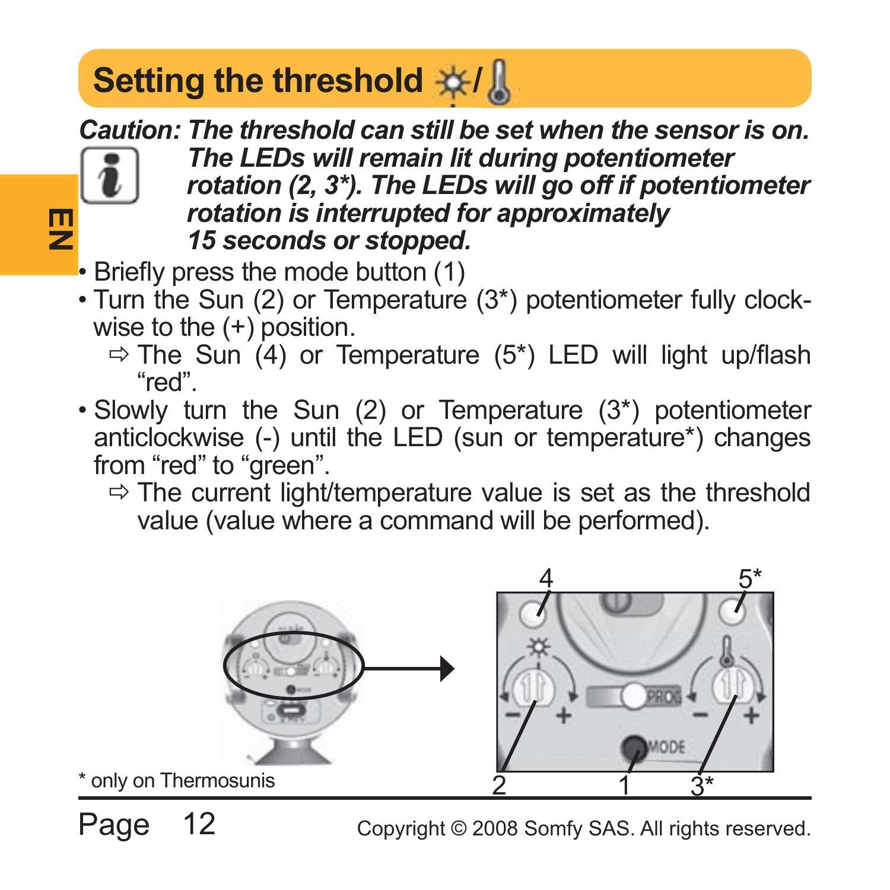## Setting the threshold ☼/🌡

***Caution:*** ***The threshold can still be set when the sensor is on. The LEDs will remain lit during potentiometer rotation (2, 3*). The LEDs will go off if potentiometer rotation is interrupted for approximately 15 seconds or stopped.***

- Briefly press the mode button (1)
- Turn the Sun (2) or Temperature (3*) potentiometer fully clockwise to the (+) position.
  - ⇨ The Sun (4) or Temperature (5*) LED will light up/flash “red”.
- Slowly turn the Sun (2) or Temperature (3*) potentiometer anticlockwise (-) until the LED (sun or temperature*) changes from “red” to “green”.
  - ⇨ The current light/temperature value is set as the threshold value (value where a command will be performed).

4 5* PROG MODE 2 1 3*

* only on Thermosunis

Copyright © 2008 Somfy SAS. All rights reserved.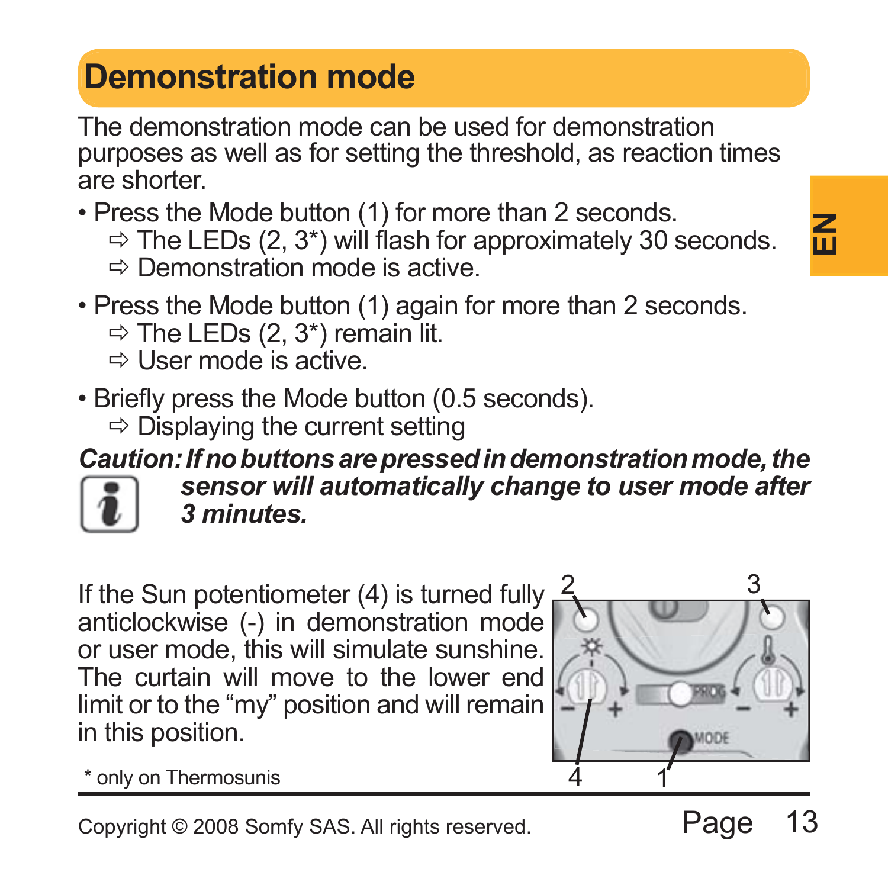# Demonstration mode

The demonstration mode can be used for demonstration purposes as well as for setting the threshold, as reaction times are shorter.

- Press the Mode button (1) for more than 2 seconds.
  ⇨ The LEDs (2, 3*) will flash for approximately 30 seconds.
  ⇨ Demonstration mode is active.
- Press the Mode button (1) again for more than 2 seconds.
  ⇨ The LEDs (2, 3*) remain lit.
  ⇨ User mode is active.
- Briefly press the Mode button (0.5 seconds).
  ⇨ Displaying the current setting

***Caution: If no buttons are pressed in demonstration mode, the sensor will automatically change to user mode after 3 minutes.***

If the Sun potentiometer (4) is turned fully anticlockwise (-) in demonstration mode or user mode, this will simulate sunshine. The curtain will move to the lower end limit or to the “my” position and will remain in this position.

\* only on Thermosunis

Copyright © 2008 Somfy SAS. All rights reserved.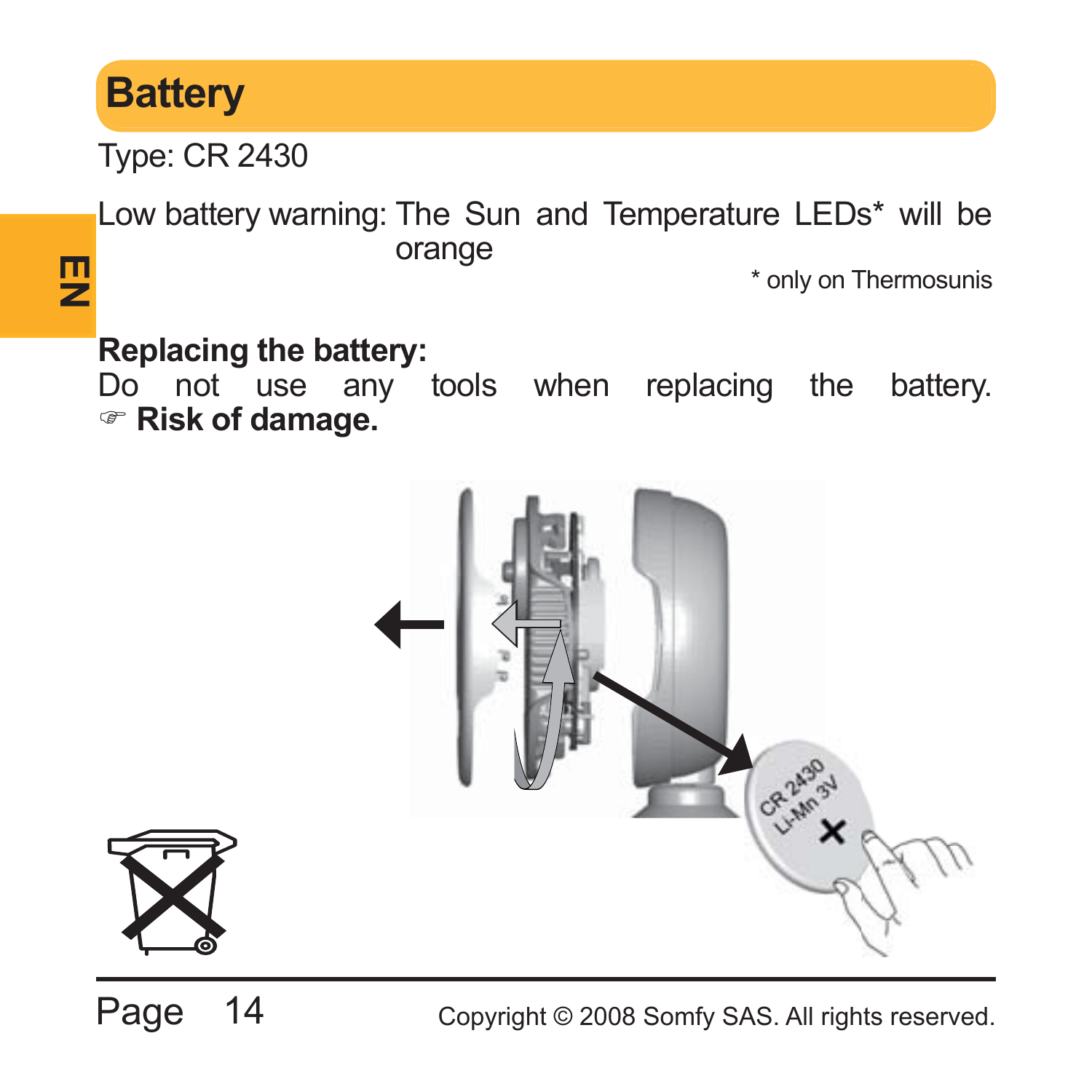# Battery

Type: CR 2430

Low battery warning: The Sun and Temperature LEDs* will be orange

\* only on Thermosunis

**Replacing the battery:**

Do not use any tools when replacing the battery.
☞ **Risk of damage.**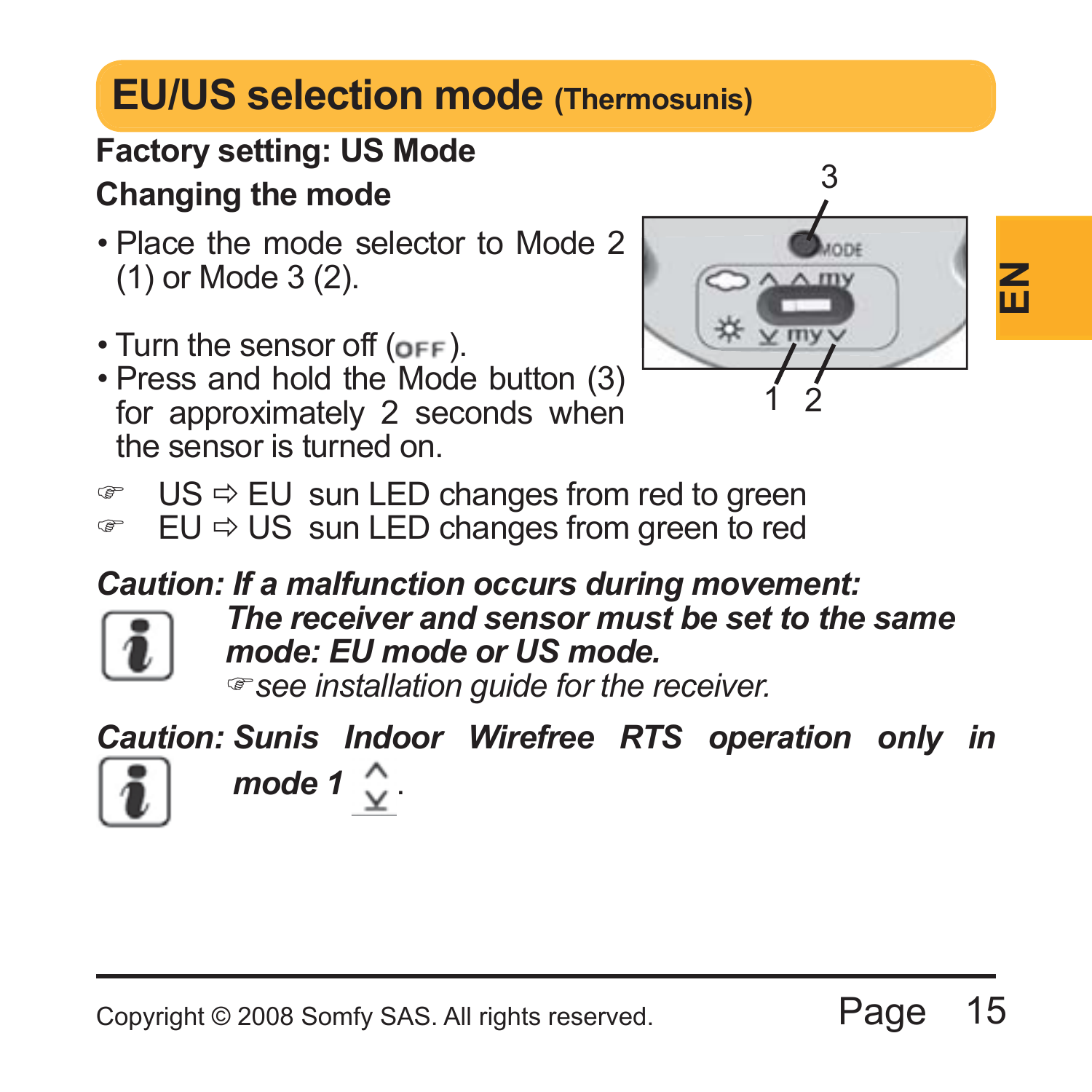# EU/US selection mode (Thermosunis)

**Factory setting: US Mode**

**Changing the mode**

- Place the mode selector to Mode 2 (1) or Mode 3 (2).
- Turn the sensor off (OFF).
- Press and hold the Mode button (3) for approximately 2 seconds when the sensor is turned on.

☞ US ⇨ EU sun LED changes from red to green
☞ EU ⇨ US sun LED changes from green to red

***Caution: If a malfunction occurs during movement:***

***The receiver and sensor must be set to the same mode: EU mode or US mode.***

*☞see installation guide for the receiver.*

***Caution: Sunis Indoor Wirefree RTS operation only in mode 1*** ⌃⌄.

EN

Copyright © 2008 Somfy SAS. All rights reserved.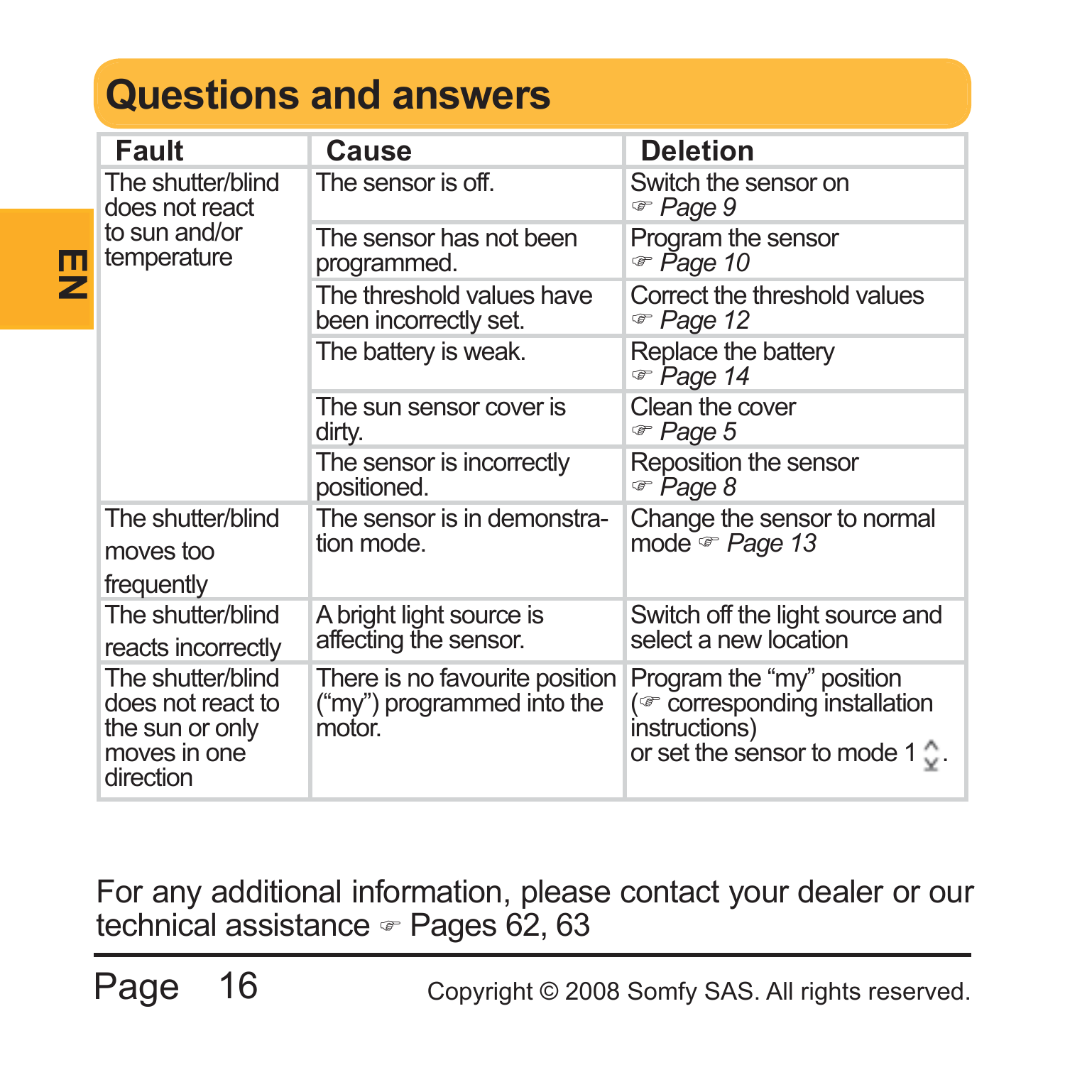# Questions and answers

| Fault | Cause | Deletion |
|---|---|---|
| The shutter/blind does not react to sun and/or temperature | The sensor is off. | Switch the sensor on ☞ *Page 9* |
| | The sensor has not been programmed. | Program the sensor ☞ *Page 10* |
| | The threshold values have been incorrectly set. | Correct the threshold values ☞ *Page 12* |
| | The battery is weak. | Replace the battery ☞ *Page 14* |
| | The sun sensor cover is dirty. | Clean the cover ☞ *Page 5* |
| | The sensor is incorrectly positioned. | Reposition the sensor ☞ *Page 8* |
| The shutter/blind moves too frequently | The sensor is in demonstration mode. | Change the sensor to normal mode ☞ *Page 13* |
| The shutter/blind reacts incorrectly | A bright light source is affecting the sensor. | Switch off the light source and select a new location |
| The shutter/blind does not react to the sun or only moves in one direction | There is no favourite position ("my") programmed into the motor. | Program the "my" position (☞ corresponding installation instructions) or set the sensor to mode 1 ⇕. |

For any additional information, please contact your dealer or our technical assistance ☞ Pages 62, 63

Copyright © 2008 Somfy SAS. All rights reserved.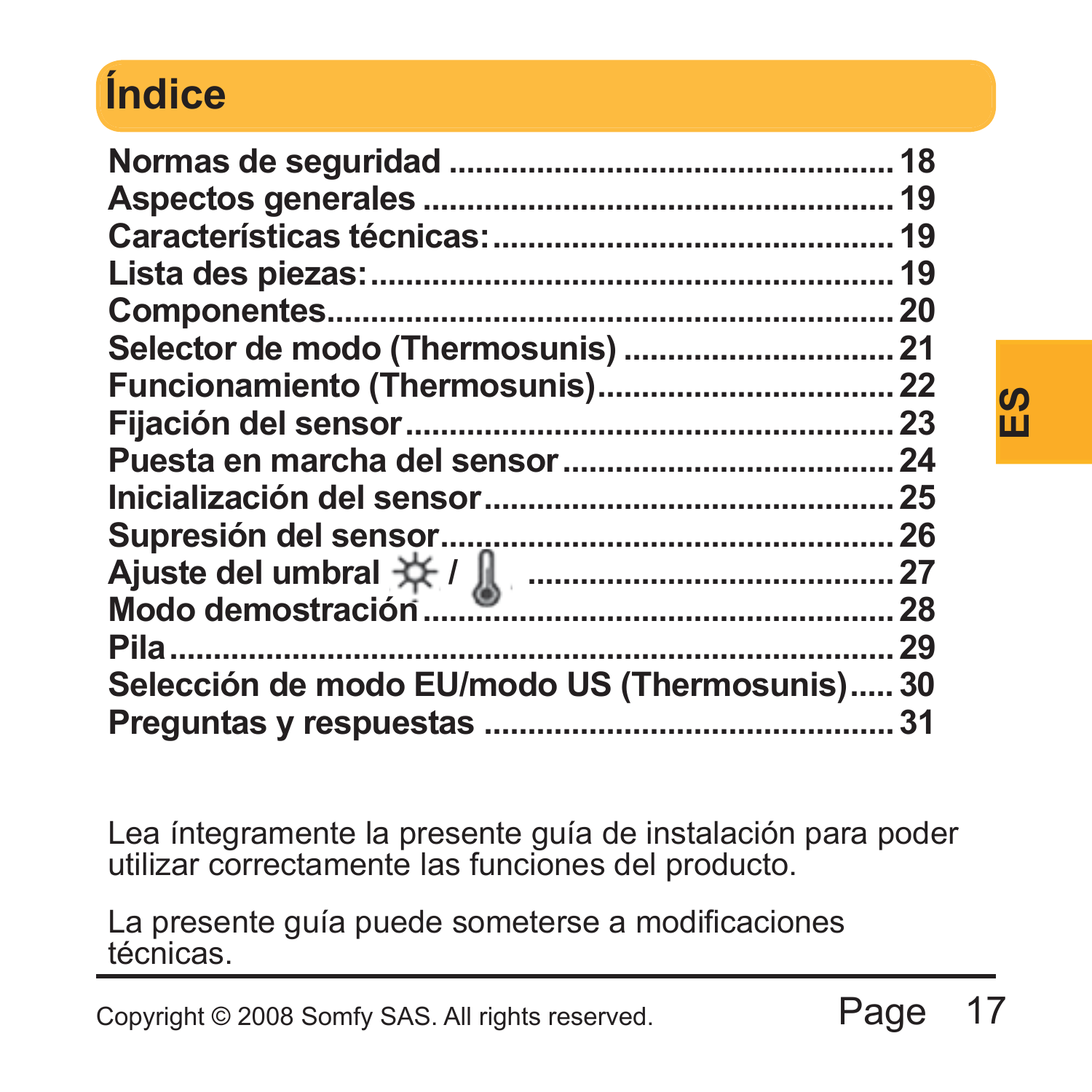# Índice

**Normas de seguridad ........................................... 18**
**Aspectos generales ............................................. 19**
**Características técnicas:....................................... 19**
**Lista des piezas:.................................................. 19**
**Componentes....................................................... 20**
**Selector de modo (Thermosunis) ........................... 21**
**Funcionamiento (Thermosunis)............................. 22**
**Fijación del sensor................................................ 23**
**Puesta en marcha del sensor................................ 24**
**Inicialización del sensor....................................... 25**
**Supresión del sensor............................................ 26**
**Ajuste del umbral ☼ / 🌡 ........................................ 27**
**Modo demostración.............................................. 28**
**Pila ....................................................................... 29**
**Selección de modo EU/modo US (Thermosunis)..... 30**
**Preguntas y respuestas ......................................... 31**

ES

Lea íntegramente la presente guía de instalación para poder utilizar correctamente las funciones del producto.

La presente guía puede someterse a modificaciones técnicas.

Copyright © 2008 Somfy SAS. All rights reserved.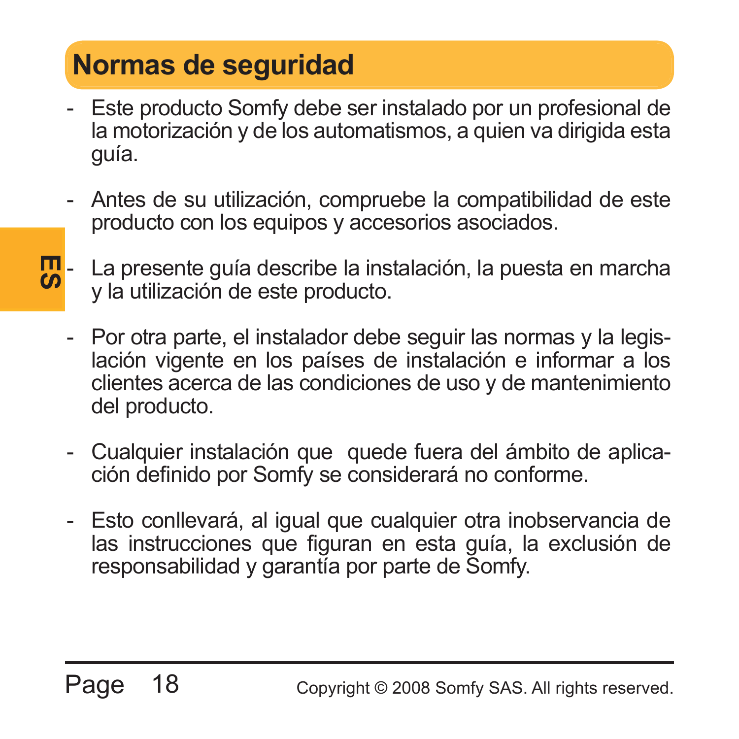# Normas de seguridad

- Este producto Somfy debe ser instalado por un profesional de la motorización y de los automatismos, a quien va dirigida esta guía.

- Antes de su utilización, compruebe la compatibilidad de este producto con los equipos y accesorios asociados.

- La presente guía describe la instalación, la puesta en marcha y la utilización de este producto.

- Por otra parte, el instalador debe seguir las normas y la legislación vigente en los países de instalación e informar a los clientes acerca de las condiciones de uso y de mantenimiento del producto.

- Cualquier instalación que quede fuera del ámbito de aplicación definido por Somfy se considerará no conforme.

- Esto conllevará, al igual que cualquier otra inobservancia de las instrucciones que figuran en esta guía, la exclusión de responsabilidad y garantía por parte de Somfy.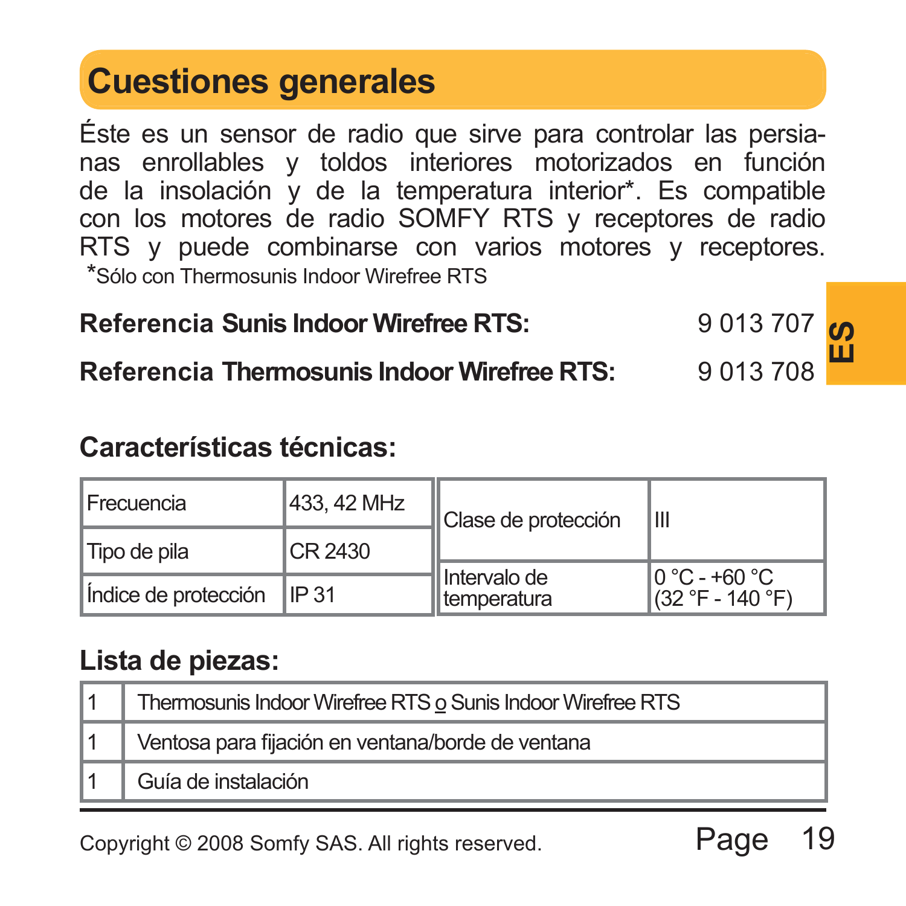# Cuestiones generales

Éste es un sensor de radio que sirve para controlar las persianas enrollables y toldos interiores motorizados en función de la insolación y de la temperatura interior*. Es compatible con los motores de radio SOMFY RTS y receptores de radio RTS y puede combinarse con varios motores y receptores.

*Sólo con Thermosunis Indoor Wirefree RTS

**Referencia Sunis Indoor Wirefree RTS:** 9 013 707

**Referencia Thermosunis Indoor Wirefree RTS:** 9 013 708

## Características técnicas:

| Frecuencia | 433, 42 MHz | Clase de protección | III |
|---|---|---|---|
| Tipo de pila | CR 2430 | Intervalo de temperatura | 0 °C - +60 °C (32 °F - 140 °F) |
| Índice de protección | IP 31 | | |

## Lista de piezas:

| | |
|---|---|
| 1 | Thermosunis Indoor Wirefree RTS o Sunis Indoor Wirefree RTS |
| 1 | Ventosa para fijación en ventana/borde de ventana |
| 1 | Guía de instalación |

Copyright © 2008 Somfy SAS. All rights reserved.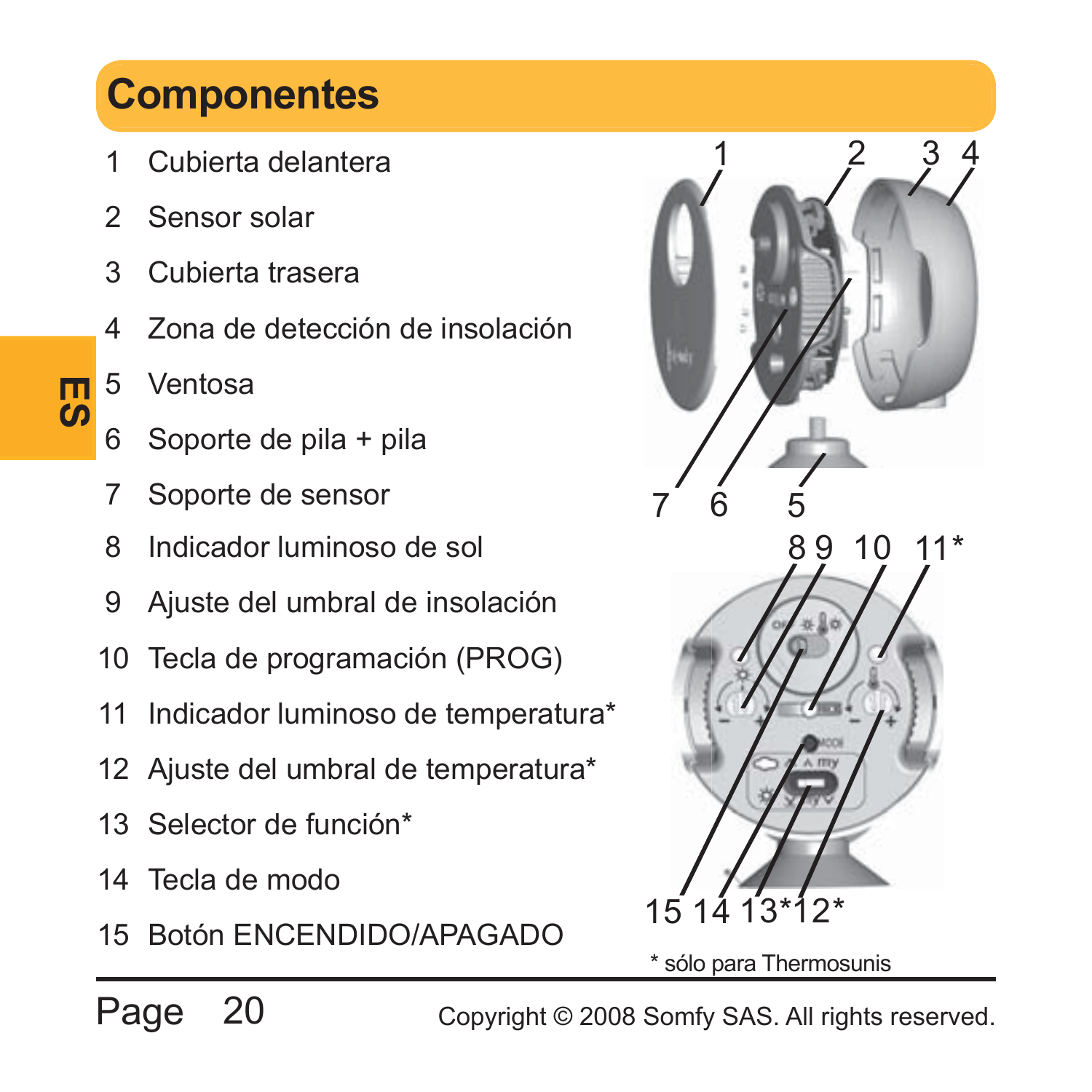# Componentes

1. Cubierta delantera
2. Sensor solar
3. Cubierta trasera
4. Zona de detección de insolación
5. Ventosa
6. Soporte de pila + pila
7. Soporte de sensor
8. Indicador luminoso de sol
9. Ajuste del umbral de insolación
10. Tecla de programación (PROG)
11. Indicador luminoso de temperatura*
12. Ajuste del umbral de temperatura*
13. Selector de función*
14. Tecla de modo
15. Botón ENCENDIDO/APAGADO

\* sólo para Thermosunis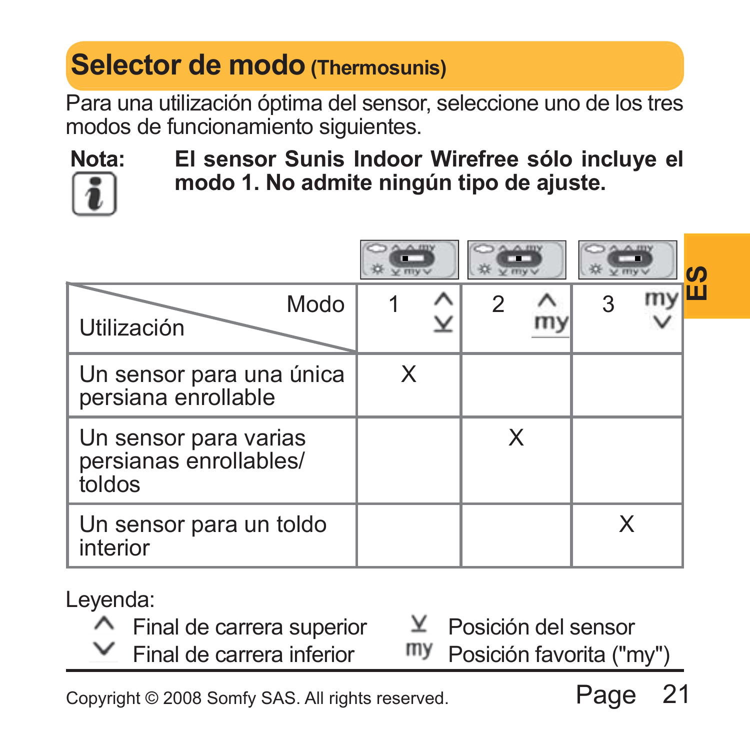## Selector de modo (Thermosunis)

Para una utilización óptima del sensor, seleccione uno de los tres modos de funcionamiento siguientes.

**Nota:** **El sensor Sunis Indoor Wirefree sólo incluye el modo 1. No admite ningún tipo de ajuste.**

| Utilización / Modo | 1 ^ ⊻ | 2 ^ my | 3 my ∨ |
|---|---|---|---|
| Un sensor para una única persiana enrollable | X | | |
| Un sensor para varias persianas enrollables/ toldos | | X | |
| Un sensor para un toldo interior | | | X |

Leyenda:

- ^ Final de carrera superior
- ∨ Final de carrera inferior
- ⊻ Posición del sensor
- my Posición favorita ("my")

Copyright © 2008 Somfy SAS. All rights reserved.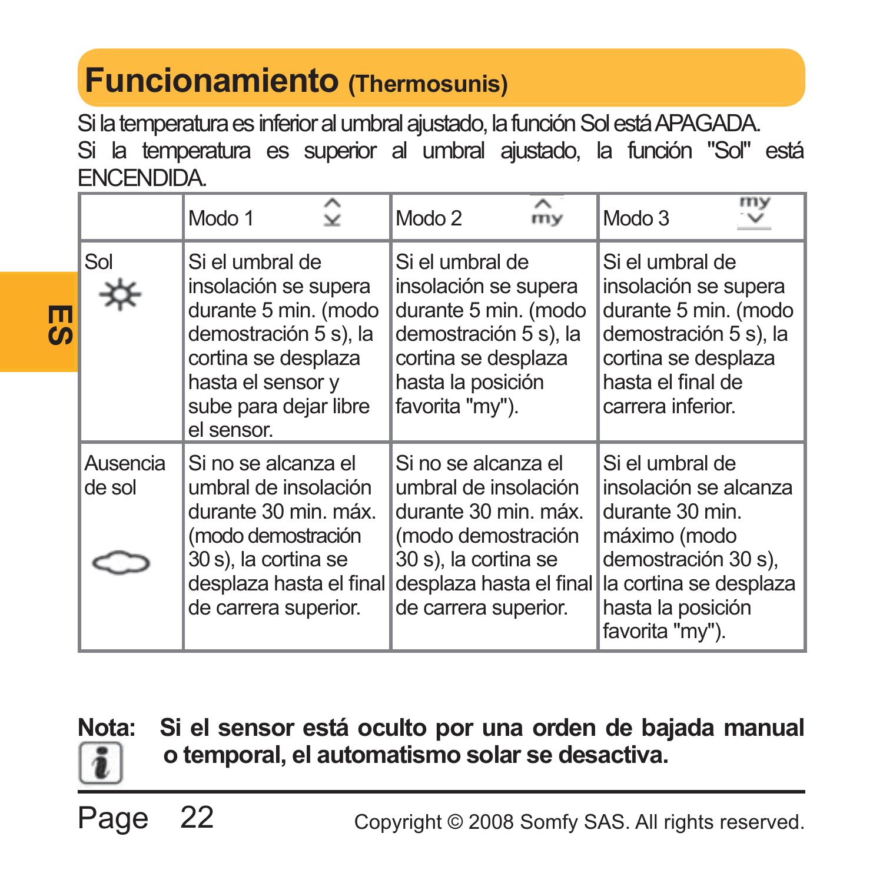# Funcionamiento (Thermosunis)

Si la temperatura es inferior al umbral ajustado, la función Sol está APAGADA.
Si la temperatura es superior al umbral ajustado, la función "Sol" está ENCENDIDA.

| | Modo 1 | Modo 2 | Modo 3 |
|---|---|---|---|
| Sol | Si el umbral de insolación se supera durante 5 min. (modo demostración 5 s), la cortina se desplaza hasta el sensor y sube para dejar libre el sensor. | Si el umbral de insolación se supera durante 5 min. (modo demostración 5 s), la cortina se desplaza hasta la posición favorita "my"). | Si el umbral de insolación se supera durante 5 min. (modo demostración 5 s), la cortina se desplaza hasta el final de carrera inferior. |
| Ausencia de sol | Si no se alcanza el umbral de insolación durante 30 min. máx. (modo demostración 30 s), la cortina se desplaza hasta el final de carrera superior. | Si no se alcanza el umbral de insolación durante 30 min. máx. (modo demostración 30 s), la cortina se desplaza hasta el final de carrera superior. | Si el umbral de insolación se alcanza durante 30 min. máximo (modo demostración 30 s), la cortina se desplaza hasta la posición favorita "my"). |

**Nota: Si el sensor está oculto por una orden de bajada manual o temporal, el automatismo solar se desactiva.**

Copyright © 2008 Somfy SAS. All rights reserved.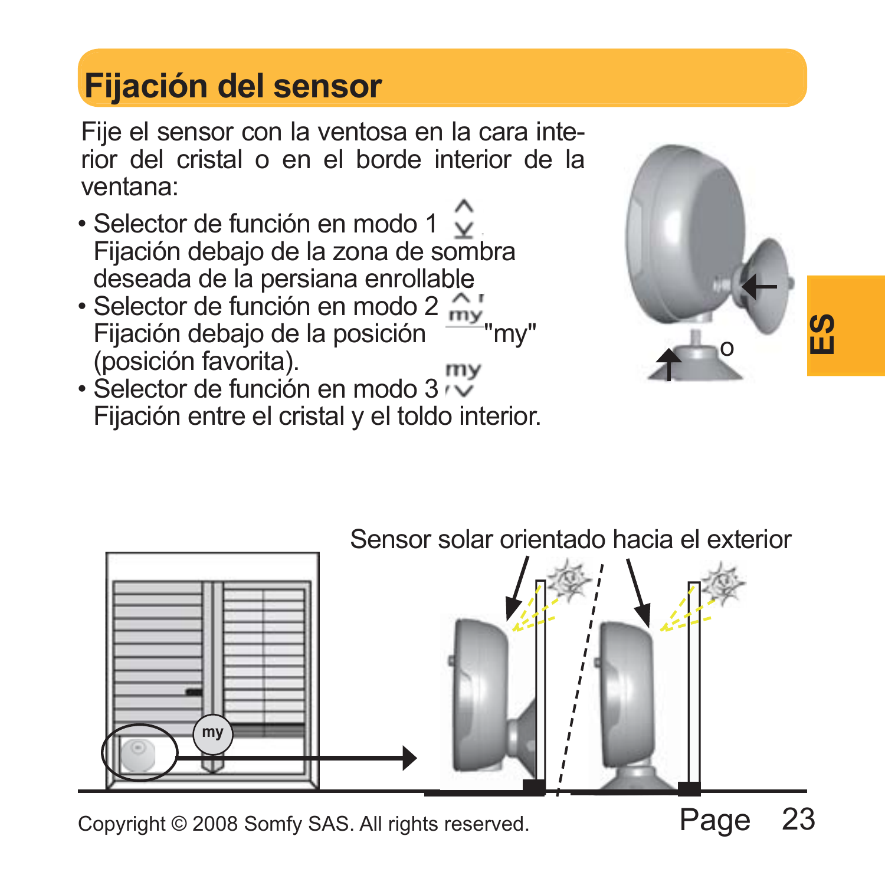# Fijación del sensor

Fije el sensor con la ventosa en la cara interior del cristal o en el borde interior de la ventana:

- Selector de función en modo 1
  Fijación debajo de la zona de sombra deseada de la persiana enrollable
- Selector de función en modo 2
  Fijación debajo de la posición "my" (posición favorita).
- Selector de función en modo 3
  Fijación entre el cristal y el toldo interior.

o

Sensor solar orientado hacia el exterior

my

ES

Copyright © 2008 Somfy SAS. All rights reserved.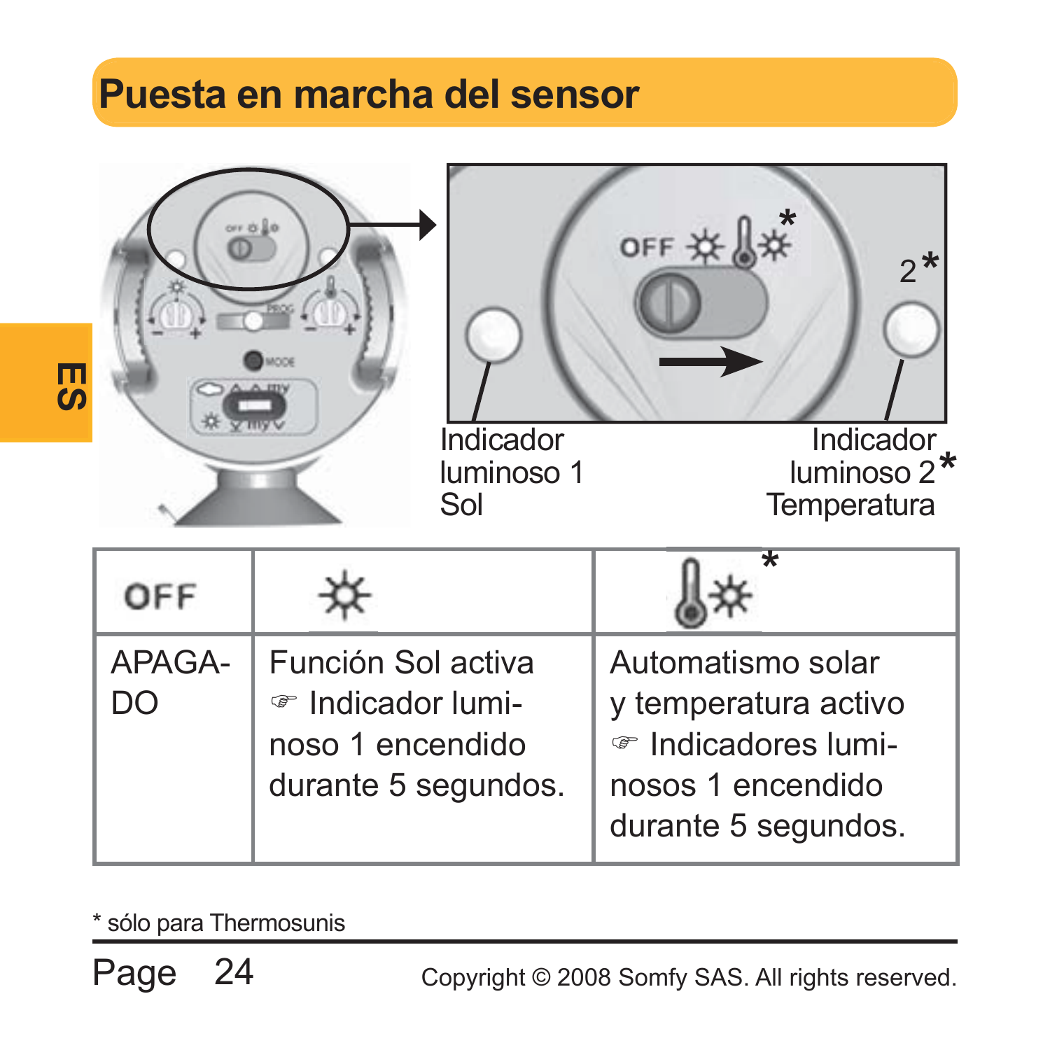# Puesta en marcha del sensor

Indicador luminoso 1 Sol

Indicador luminoso 2* Temperatura

| OFF | ☼ | 🌡☼ * |
|---|---|---|
| APAGA-DO | Función Sol activa ☞ Indicador luminoso 1 encendido durante 5 segundos. | Automatismo solar y temperatura activo ☞ Indicadores luminosos 1 encendido durante 5 segundos. |

* sólo para Thermosunis

Copyright © 2008 Somfy SAS. All rights reserved.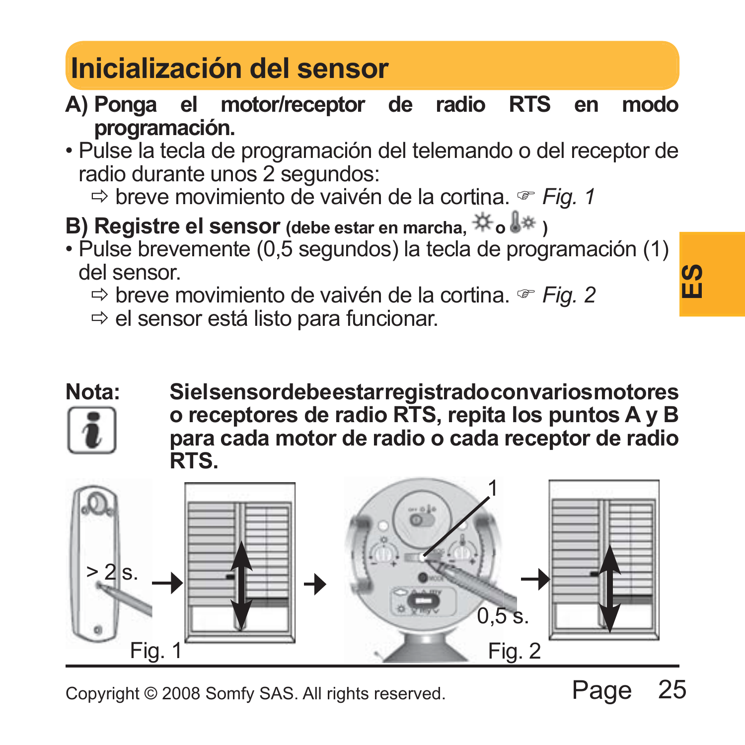# Inicialización del sensor

**A) Ponga el motor/receptor de radio RTS en modo programación.**

- Pulse la tecla de programación del telemando o del receptor de radio durante unos 2 segundos:
  ⇨ breve movimiento de vaivén de la cortina. ☞ *Fig. 1*

**B) Registre el sensor (debe estar en marcha, ☼ o 🌡☼ )**

- Pulse brevemente (0,5 segundos) la tecla de programación (1) del sensor.
  ⇨ breve movimiento de vaivén de la cortina. ☞ *Fig. 2*
  ⇨ el sensor está listo para funcionar.

**Nota:** **Si el sensor debe estar registrado con varios motores o receptores de radio RTS, repita los puntos A y B para cada motor de radio o cada receptor de radio RTS.**

> 2 s.

Fig. 1

1

0,5 s.

Fig. 2

Copyright © 2008 Somfy SAS. All rights reserved.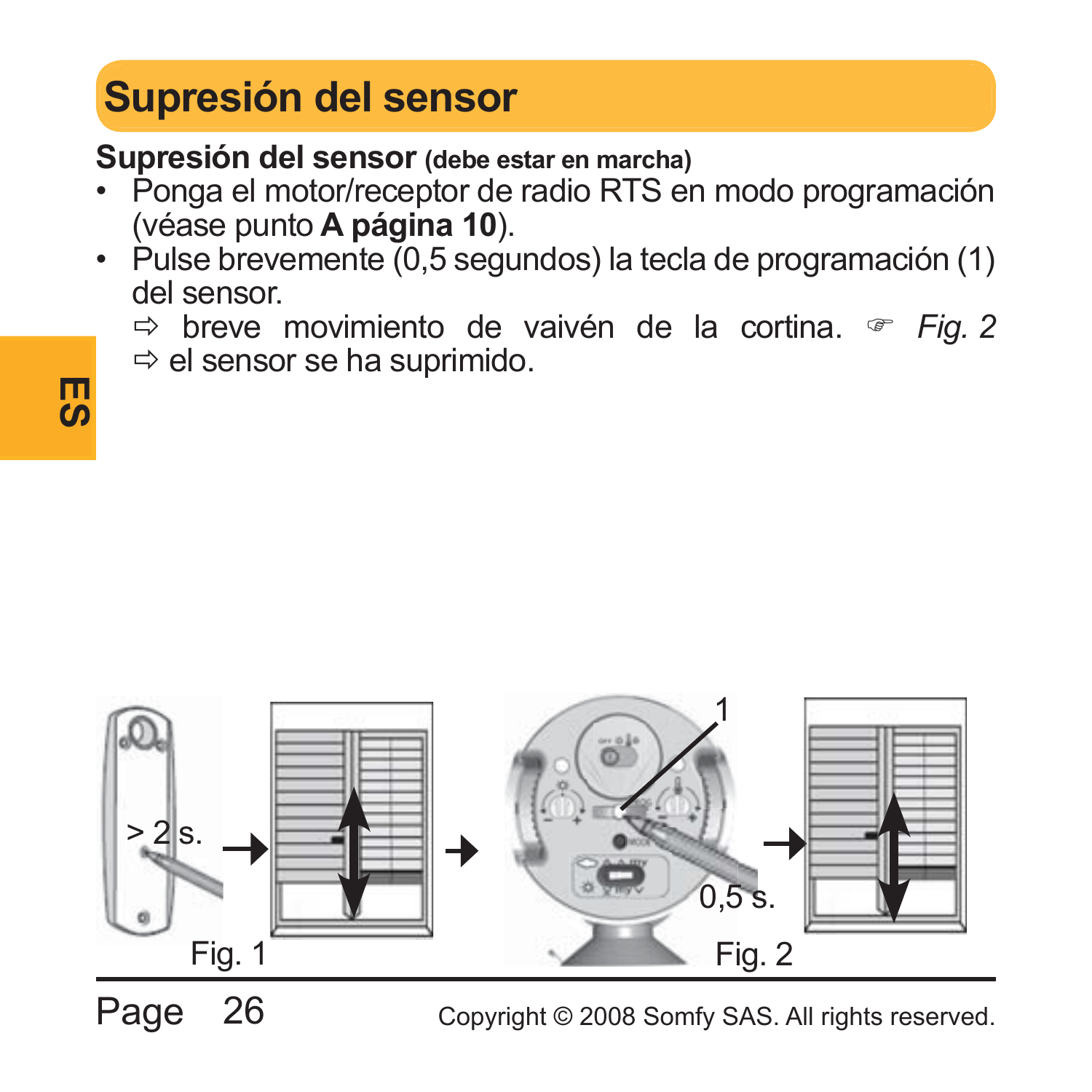# Supresión del sensor

**Supresión del sensor (debe estar en marcha)**

- Ponga el motor/receptor de radio RTS en modo programación (véase punto **A página 10**).
- Pulse brevemente (0,5 segundos) la tecla de programación (1) del sensor.
  ⇨ breve movimiento de vaivén de la cortina. ☞ *Fig. 2*
  ⇨ el sensor se ha suprimido.

> 2 s.

Fig. 1

1

0,5 s.

Fig. 2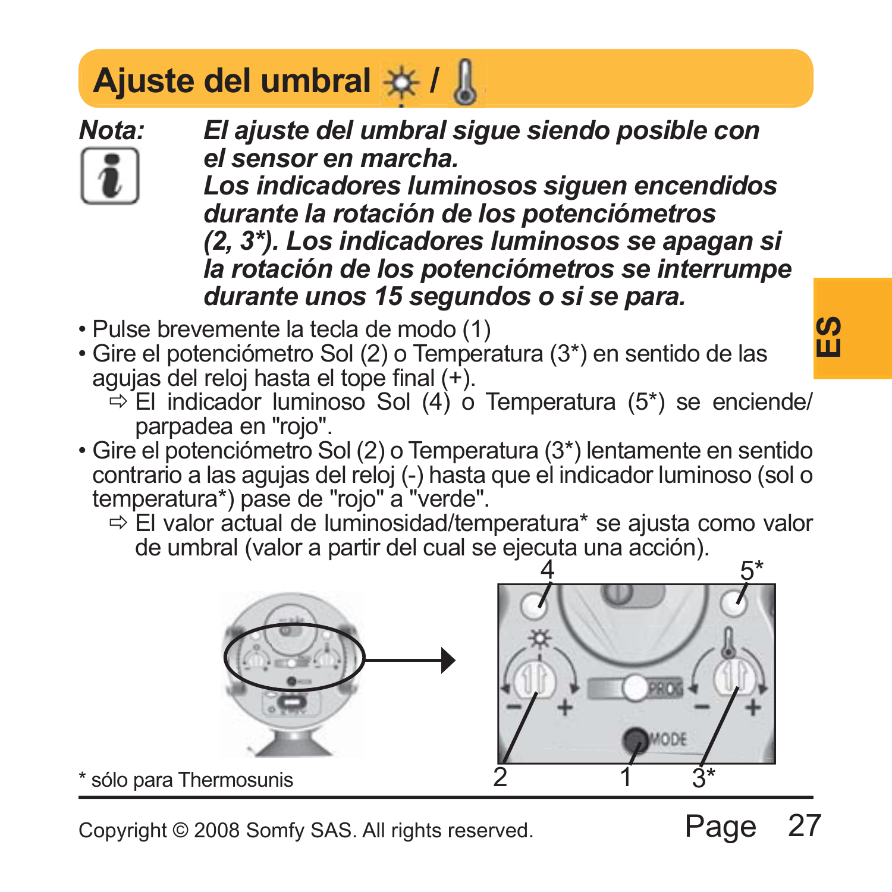## Ajuste del umbral ☼ / 🌡

**Nota:** ***El ajuste del umbral sigue siendo posible con el sensor en marcha.***
***Los indicadores luminosos siguen encendidos durante la rotación de los potenciómetros (2, 3*). Los indicadores luminosos se apagan si la rotación de los potenciómetros se interrumpe durante unos 15 segundos o si se para.***

- Pulse brevemente la tecla de modo (1)
- Gire el potenciómetro Sol (2) o Temperatura (3*) en sentido de las agujas del reloj hasta el tope final (+).
  - ⇨ El indicador luminoso Sol (4) o Temperatura (5*) se enciende/ parpadea en "rojo".
- Gire el potenciómetro Sol (2) o Temperatura (3*) lentamente en sentido contrario a las agujas del reloj (-) hasta que el indicador luminoso (sol o temperatura*) pase de "rojo" a "verde".
  - ⇨ El valor actual de luminosidad/temperatura* se ajusta como valor de umbral (valor a partir del cual se ejecuta una acción).

4 5* 2 1 3*

\* sólo para Thermosunis

Copyright © 2008 Somfy SAS. All rights reserved.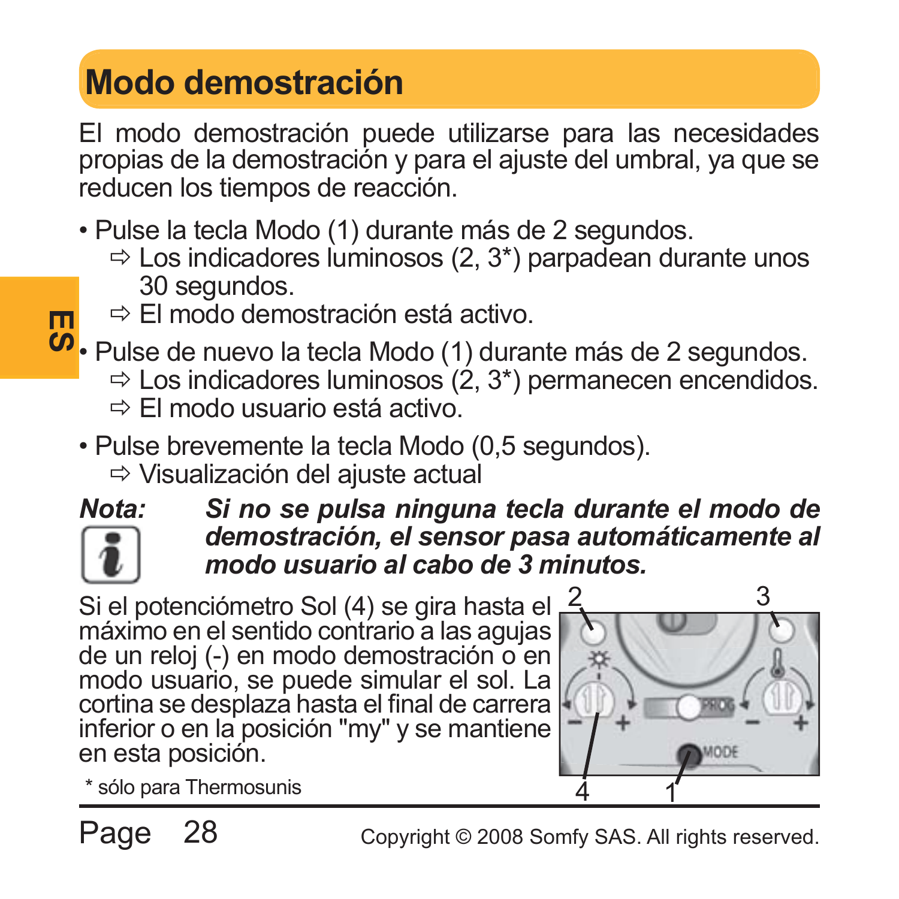# Modo demostración

El modo demostración puede utilizarse para las necesidades propias de la demostración y para el ajuste del umbral, ya que se reducen los tiempos de reacción.

- Pulse la tecla Modo (1) durante más de 2 segundos.
  - ⇨ Los indicadores luminosos (2, 3*) parpadean durante unos 30 segundos.
  - ⇨ El modo demostración está activo.
- Pulse de nuevo la tecla Modo (1) durante más de 2 segundos.
  - ⇨ Los indicadores luminosos (2, 3*) permanecen encendidos.
  - ⇨ El modo usuario está activo.
- Pulse brevemente la tecla Modo (0,5 segundos).
  - ⇨ Visualización del ajuste actual

***Nota:*** ***Si no se pulsa ninguna tecla durante el modo de demostración, el sensor pasa automáticamente al modo usuario al cabo de 3 minutos.***

Si el potenciómetro Sol (4) se gira hasta el máximo en el sentido contrario a las agujas de un reloj (-) en modo demostración o en modo usuario, se puede simular el sol. La cortina se desplaza hasta el final de carrera inferior o en la posición "my" y se mantiene en esta posición.

* sólo para Thermosunis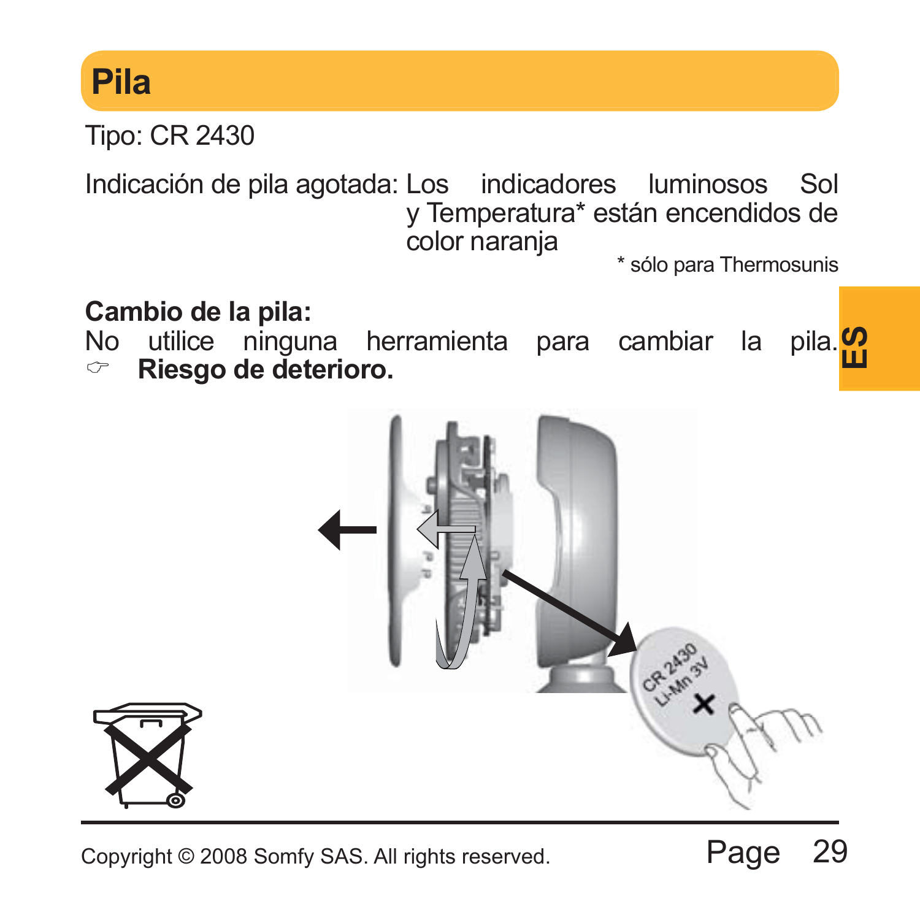# Pila

Tipo: CR 2430

Indicación de pila agotada: Los indicadores luminosos Sol y Temperatura* están encendidos de color naranja

\* sólo para Thermosunis

**Cambio de la pila:**

No utilice ninguna herramienta para cambiar la pila.
☞ **Riesgo de deterioro.**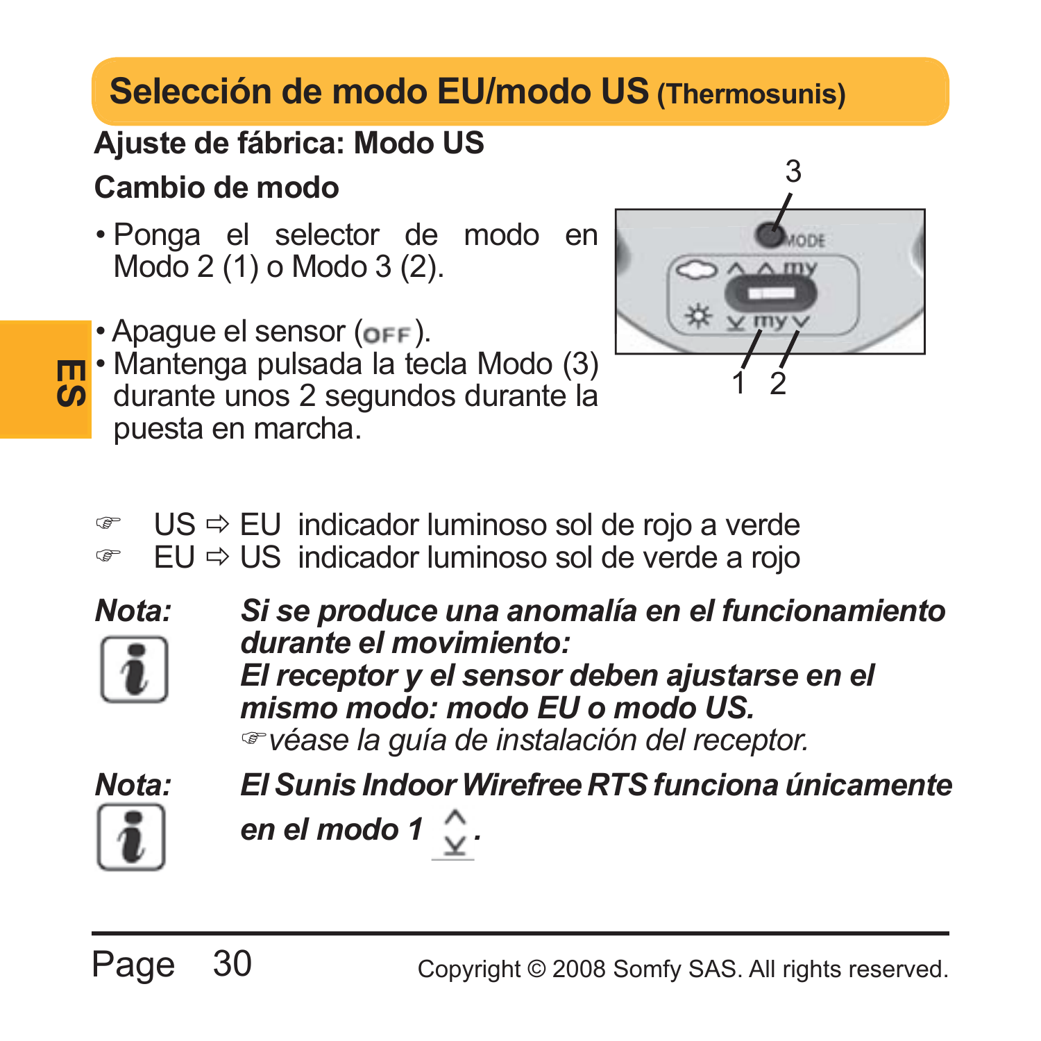## Selección de modo EU/modo US (Thermosunis)

**Ajuste de fábrica: Modo US**

**Cambio de modo**

- Ponga el selector de modo en Modo 2 (1) o Modo 3 (2).
- Apague el sensor (OFF).
- Mantenga pulsada la tecla Modo (3) durante unos 2 segundos durante la puesta en marcha.

☞ US ⇨ EU indicador luminoso sol de rojo a verde
☞ EU ⇨ US indicador luminoso sol de verde a rojo

***Nota:*** ***Si se produce una anomalía en el funcionamiento durante el movimiento:***
***El receptor y el sensor deben ajustarse en el mismo modo: modo EU o modo US.***
*☞véase la guía de instalación del receptor.*

***Nota:*** ***El Sunis Indoor Wirefree RTS funciona únicamente en el modo 1.***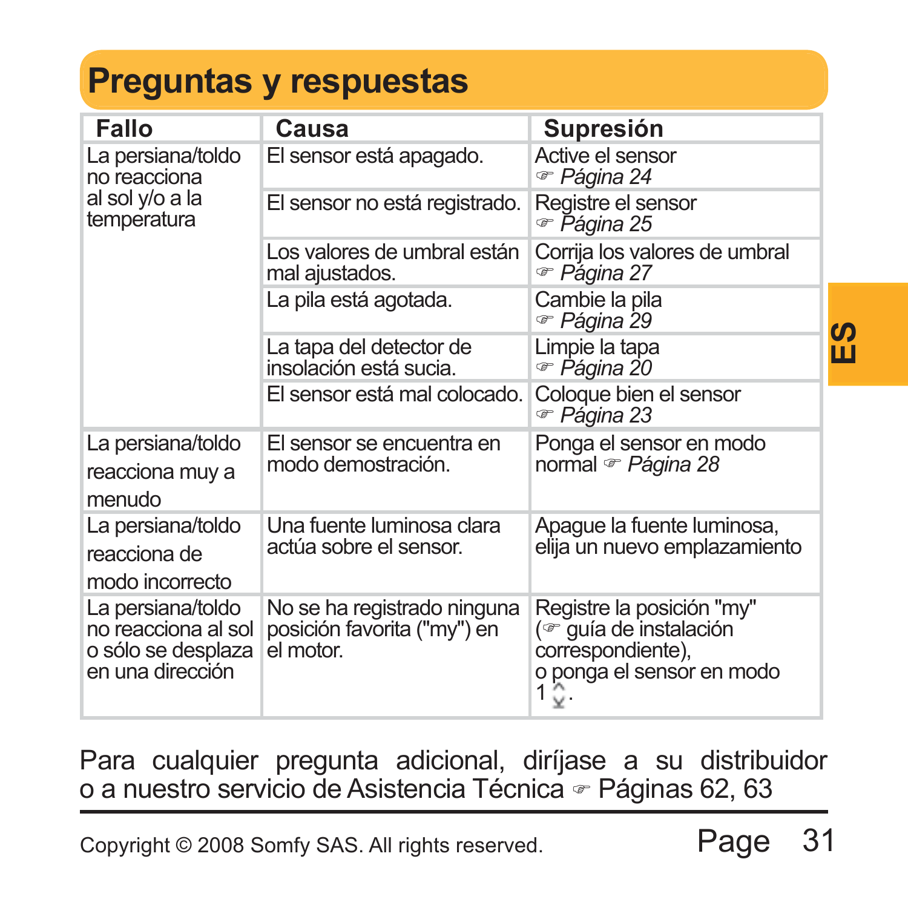# Preguntas y respuestas

| Fallo | Causa | Supresión |
|---|---|---|
| La persiana/toldo no reacciona al sol y/o a la temperatura | El sensor está apagado. | Active el sensor ☞ *Página 24* |
| | El sensor no está registrado. | Registre el sensor ☞ *Página 25* |
| | Los valores de umbral están mal ajustados. | Corrija los valores de umbral ☞ *Página 27* |
| | La pila está agotada. | Cambie la pila ☞ *Página 29* |
| | La tapa del detector de insolación está sucia. | Limpie la tapa ☞ *Página 20* |
| | El sensor está mal colocado. | Coloque bien el sensor ☞ *Página 23* |
| La persiana/toldo reacciona muy a menudo | El sensor se encuentra en modo demostración. | Ponga el sensor en modo normal ☞ *Página 28* |
| La persiana/toldo reacciona de modo incorrecto | Una fuente luminosa clara actúa sobre el sensor. | Apague la fuente luminosa, elija un nuevo emplazamiento |
| La persiana/toldo no reacciona al sol o sólo se desplaza en una dirección | No se ha registrado ninguna posición favorita ("my") en el motor. | Registre la posición "my" (☞ guía de instalación correspondiente), o ponga el sensor en modo 1 ⇕. |

Para cualquier pregunta adicional, diríjase a su distribuidor o a nuestro servicio de Asistencia Técnica ☞ Páginas 62, 63

Copyright © 2008 Somfy SAS. All rights reserved.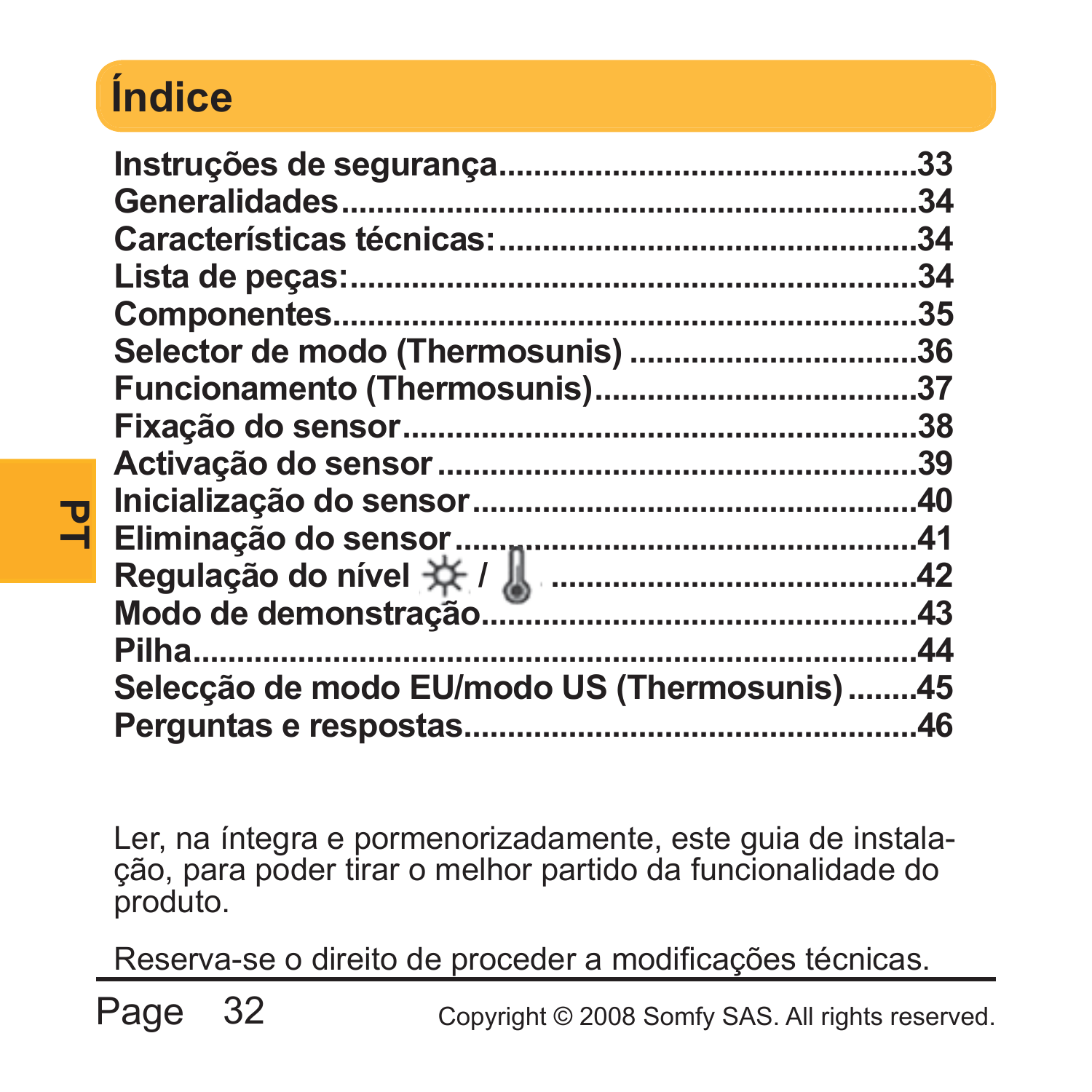# Índice

Instruções de segurança..............................................33
Generalidades.............................................................34
Características técnicas:.............................................34
Lista de peças:............................................................34
Componentes..............................................................35
Selector de modo (Thermosunis) ................................36
Funcionamento (Thermosunis)...................................37
Fixação do sensor........................................................38
Activação do sensor ....................................................39
Inicialização do sensor................................................40
Eliminação do sensor..................................................41
Regulação do nível ☼ / 🌡 .........................................42
Modo de demonstração..............................................43
Pilha............................................................................44
Selecção de modo EU/modo US (Thermosunis)........45
Perguntas e respostas.................................................46

Ler, na íntegra e pormenorizadamente, este guia de instalação, para poder tirar o melhor partido da funcionalidade do produto.

Reserva-se o direito de proceder a modificações técnicas.

Copyright © 2008 Somfy SAS. All rights reserved.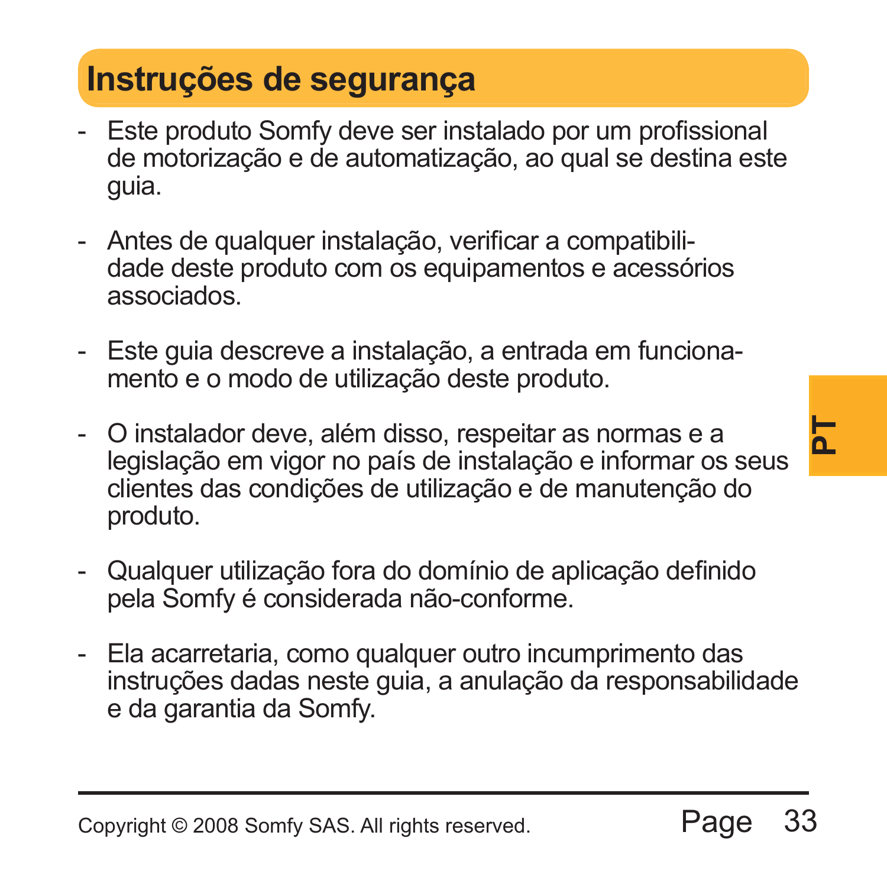# Instruções de segurança

- Este produto Somfy deve ser instalado por um profissional de motorização e de automatização, ao qual se destina este guia.

- Antes de qualquer instalação, verificar a compatibilidade deste produto com os equipamentos e acessórios associados.

- Este guia descreve a instalação, a entrada em funcionamento e o modo de utilização deste produto.

- O instalador deve, além disso, respeitar as normas e a legislação em vigor no país de instalação e informar os seus clientes das condições de utilização e de manutenção do produto.

- Qualquer utilização fora do domínio de aplicação definido pela Somfy é considerada não-conforme.

- Ela acarretaria, como qualquer outro incumprimento das instruções dadas neste guia, a anulação da responsabilidade e da garantia da Somfy.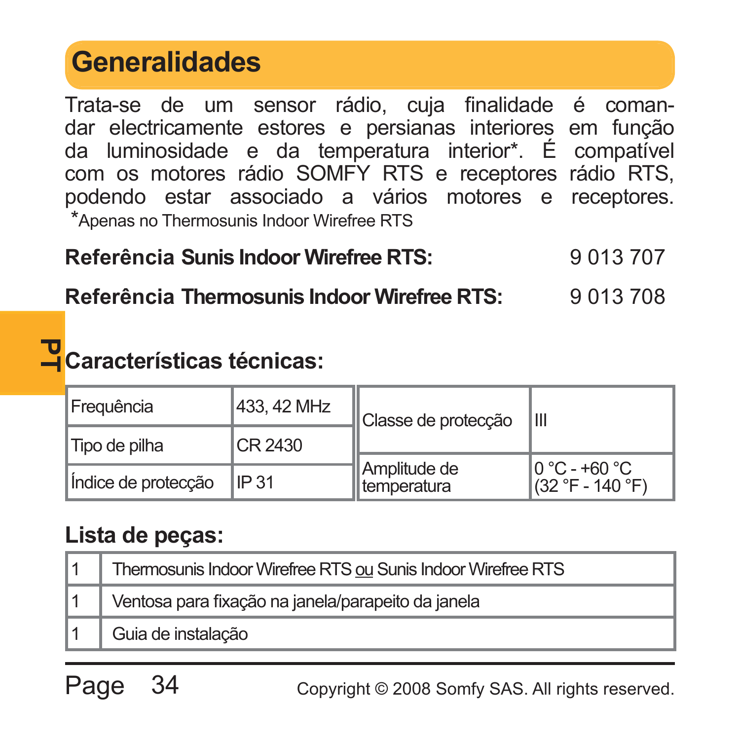# Generalidades

Trata-se de um sensor rádio, cuja finalidade é comandar electricamente estores e persianas interiores em função da luminosidade e da temperatura interior*. É compatível com os motores rádio SOMFY RTS e receptores rádio RTS, podendo estar associado a vários motores e receptores.

*Apenas no Thermosunis Indoor Wirefree RTS

**Referência Sunis Indoor Wirefree RTS:** 9 013 707

**Referência Thermosunis Indoor Wirefree RTS:** 9 013 708

## Características técnicas:

| | |
|---|---|
| Frequência | 433, 42 MHz |
| Tipo de pilha | CR 2430 |
| Índice de protecção | IP 31 |
| Classe de protecção | III |
| Amplitude de temperatura | 0 °C - +60 °C (32 °F - 140 °F) |

## Lista de peças:

| | |
|---|---|
| 1 | Thermosunis Indoor Wirefree RTS ou Sunis Indoor Wirefree RTS |
| 1 | Ventosa para fixação na janela/parapeito da janela |
| 1 | Guia de instalação |

Copyright © 2008 Somfy SAS. All rights reserved.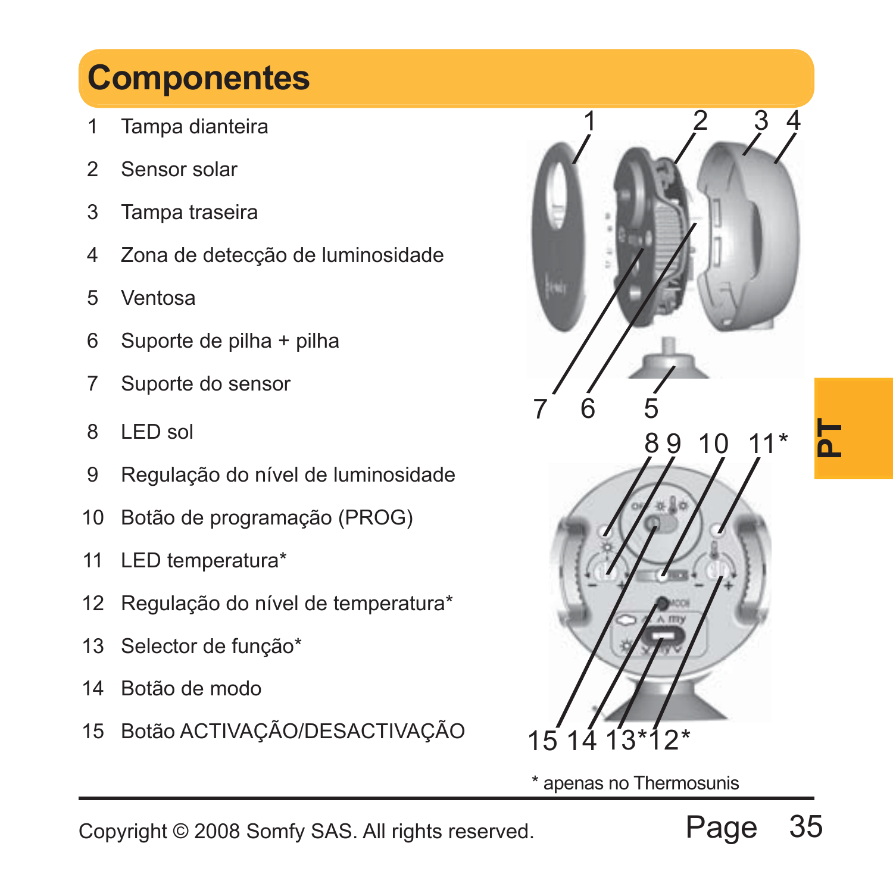# Componentes

1 Tampa dianteira
2 Sensor solar
3 Tampa traseira
4 Zona de detecção de luminosidade
5 Ventosa
6 Suporte de pilha + pilha
7 Suporte do sensor
8 LED sol
9 Regulação do nível de luminosidade
10 Botão de programação (PROG)
11 LED temperatura*
12 Regulação do nível de temperatura*
13 Selector de função*
14 Botão de modo
15 Botão ACTIVAÇÃO/DESACTIVAÇÃO

* apenas no Thermosunis

PT

Copyright © 2008 Somfy SAS. All rights reserved.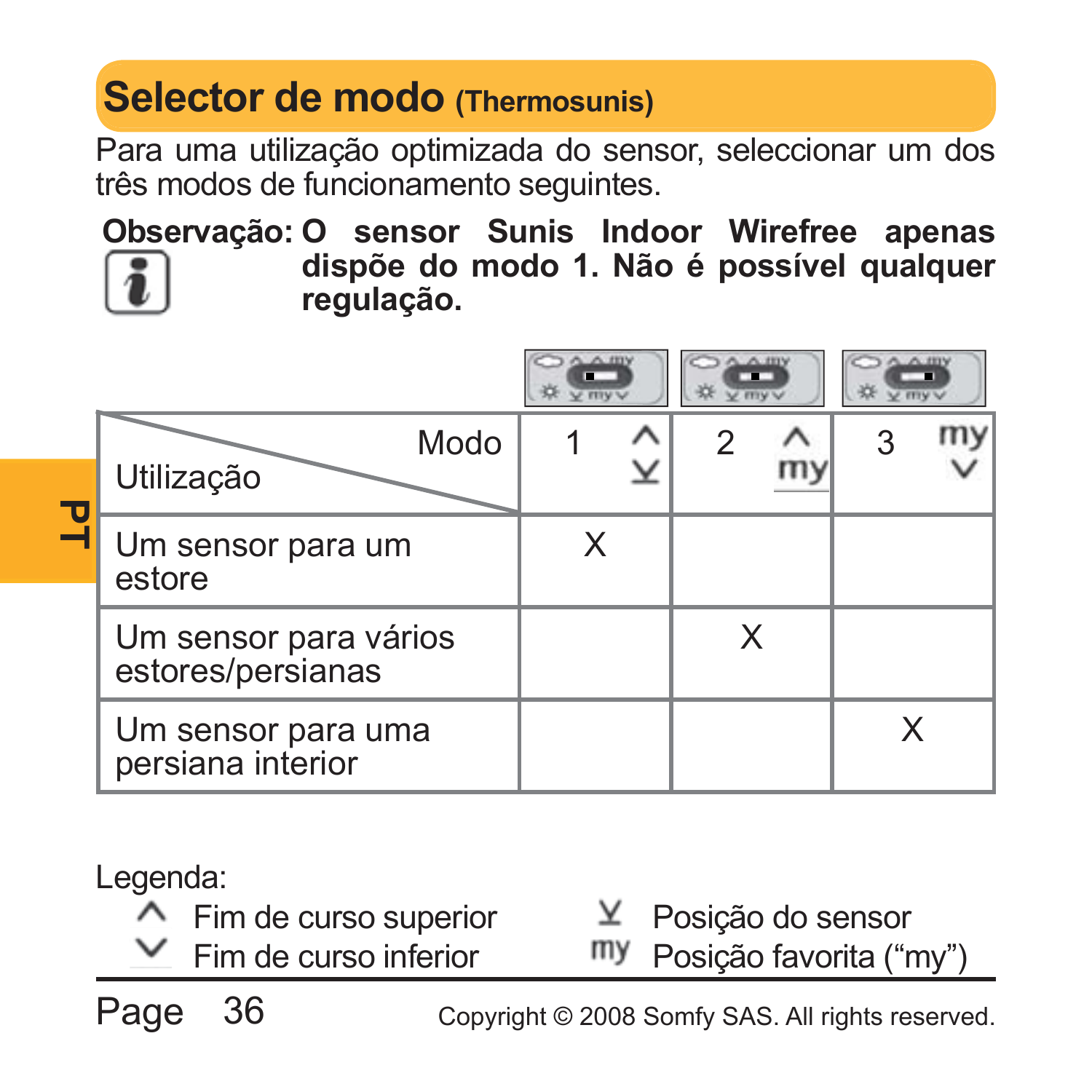## Selector de modo (Thermosunis)

Para uma utilização optimizada do sensor, seleccionar um dos três modos de funcionamento seguintes.

**Observação: O sensor Sunis Indoor Wirefree apenas dispõe do modo 1. Não é possível qualquer regulação.**

| Utilização / Modo | 1 ^ ⊻ | 2 ^ my | 3 my ∨ |
|---|---|---|---|
| Um sensor para um estore | X | | |
| Um sensor para vários estores/persianas | | X | |
| Um sensor para uma persiana interior | | | X |

Legenda:

- ^ Fim de curso superior
- ∨ Fim de curso inferior
- ⊻ Posição do sensor
- my Posição favorita (“my”)

Copyright © 2008 Somfy SAS. All rights reserved.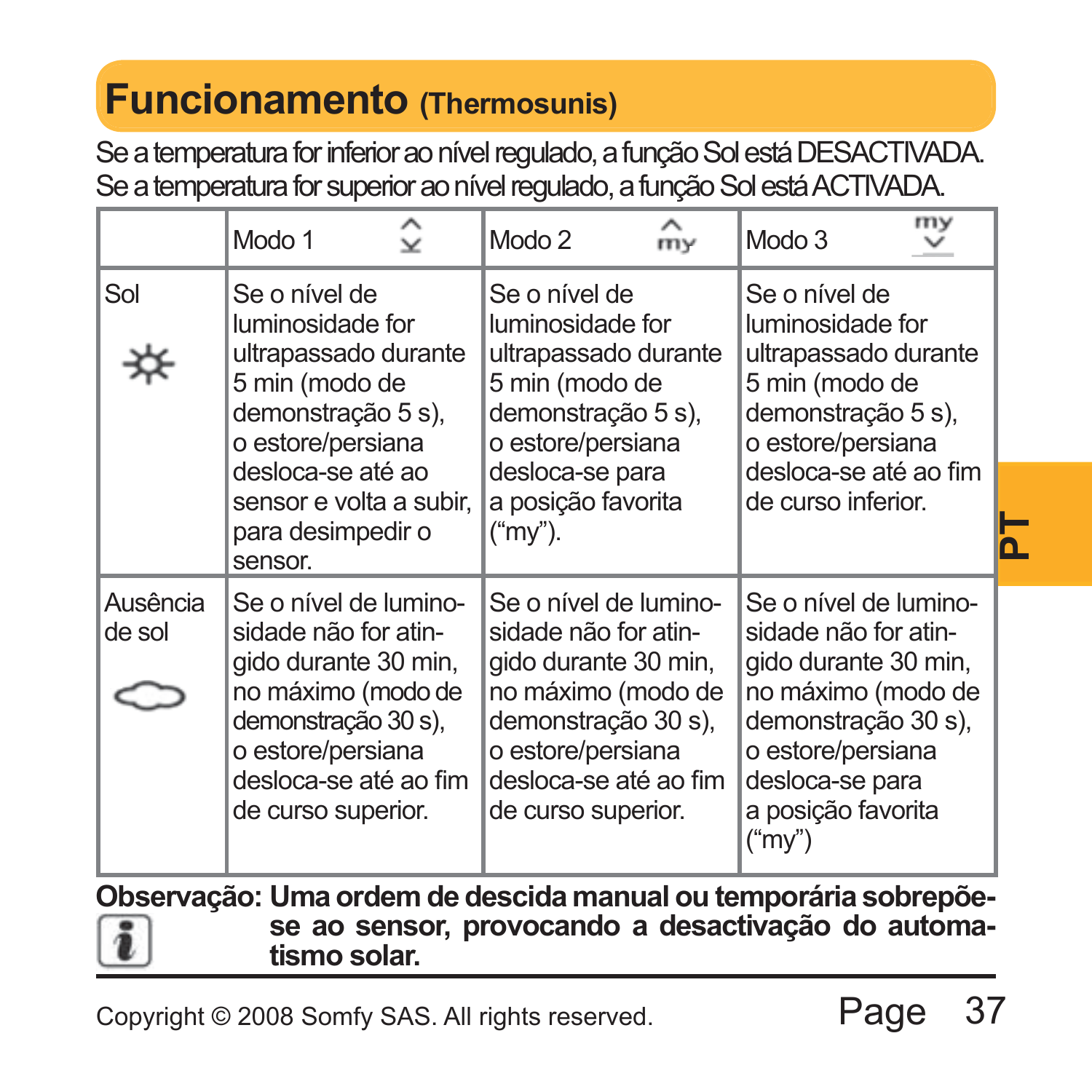# Funcionamento (Thermosunis)

Se a temperatura for inferior ao nível regulado, a função Sol está DESACTIVADA.
Se a temperatura for superior ao nível regulado, a função Sol está ACTIVADA.

| | Modo 1 | Modo 2 | Modo 3 |
|---|---|---|---|
| Sol | Se o nível de luminosidade for ultrapassado durante 5 min (modo de demonstração 5 s), o estore/persiana desloca-se até ao sensor e volta a subir, para desimpedir o sensor. | Se o nível de luminosidade for ultrapassado durante 5 min (modo de demonstração 5 s), o estore/persiana desloca-se para a posição favorita ("my"). | Se o nível de luminosidade for ultrapassado durante 5 min (modo de demonstração 5 s), o estore/persiana desloca-se até ao fim de curso inferior. |
| Ausência de sol | Se o nível de luminosidade não for atingido durante 30 min, no máximo (modo de demonstração 30 s), o estore/persiana desloca-se até ao fim de curso superior. | Se o nível de luminosidade não for atingido durante 30 min, no máximo (modo de demonstração 30 s), o estore/persiana desloca-se até ao fim de curso superior. | Se o nível de luminosidade não for atingido durante 30 min, no máximo (modo de demonstração 30 s), o estore/persiana desloca-se para a posição favorita ("my") |

**Observação: Uma ordem de descida manual ou temporária sobrepõe-se ao sensor, provocando a desactivação do automatismo solar.**

Copyright © 2008 Somfy SAS. All rights reserved.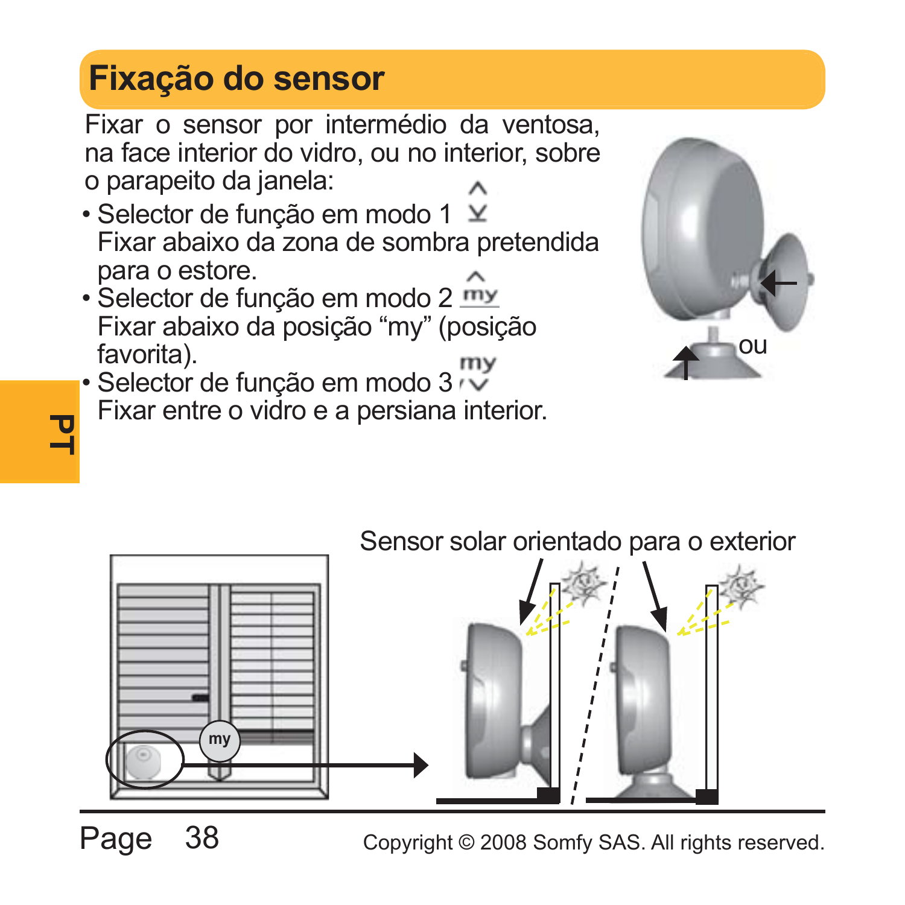# Fixação do sensor

Fixar o sensor por intermédio da ventosa, na face interior do vidro, ou no interior, sobre o parapeito da janela:

- Selector de função em modo 1
  Fixar abaixo da zona de sombra pretendida para o estore.
- Selector de função em modo 2
  Fixar abaixo da posição "my" (posição favorita).
- Selector de função em modo 3
  Fixar entre o vidro e a persiana interior.

ou

Sensor solar orientado para o exterior

PT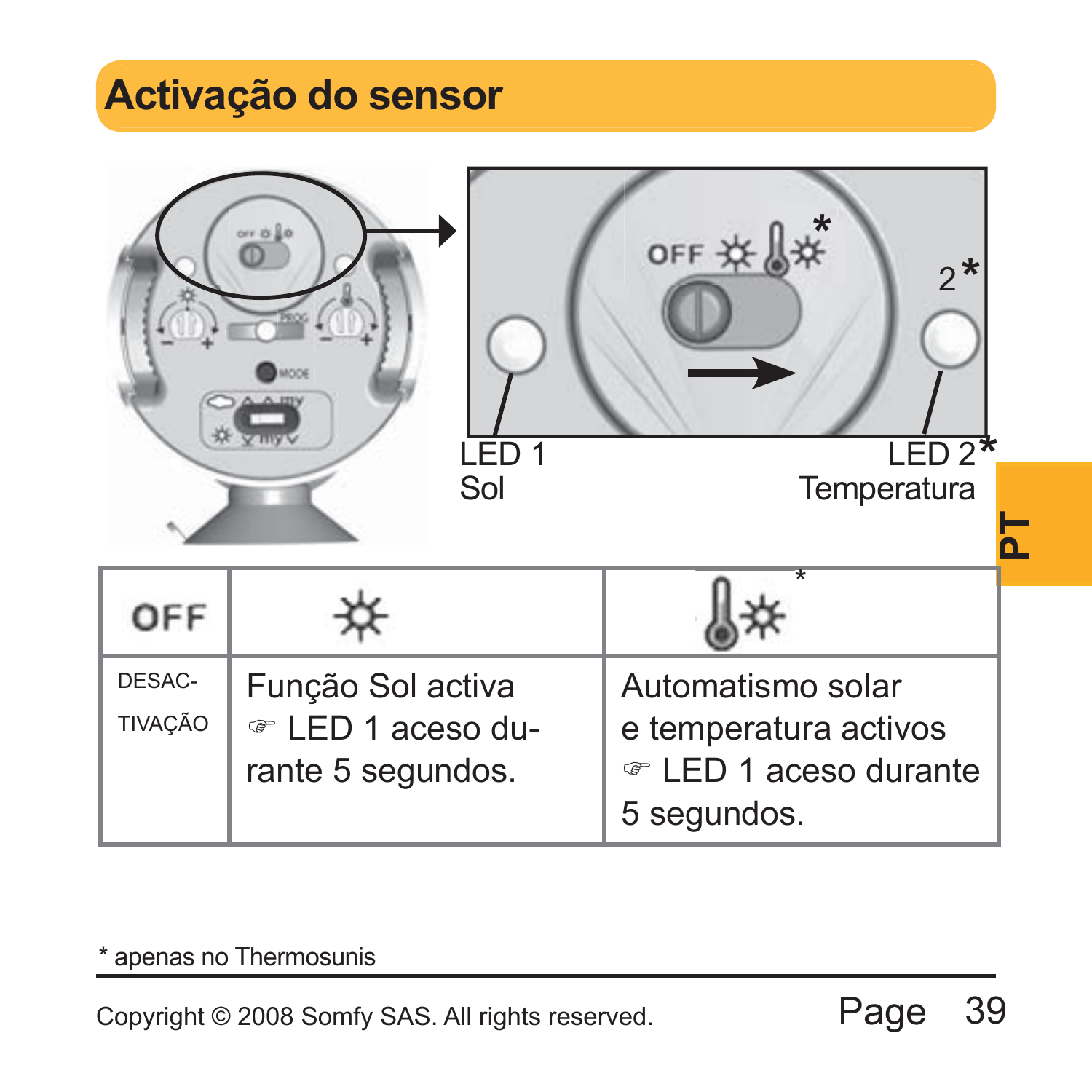# Activação do sensor

LED 1
Sol

LED 2*
Temperatura

| OFF | ☼ | 🌡☼* |
|---|---|---|
| DESAC-TIVAÇÃO | Função Sol activa ☞ LED 1 aceso durante 5 segundos. | Automatismo solar e temperatura activos ☞ LED 1 aceso durante 5 segundos. |

* apenas no Thermosunis

Copyright © 2008 Somfy SAS. All rights reserved.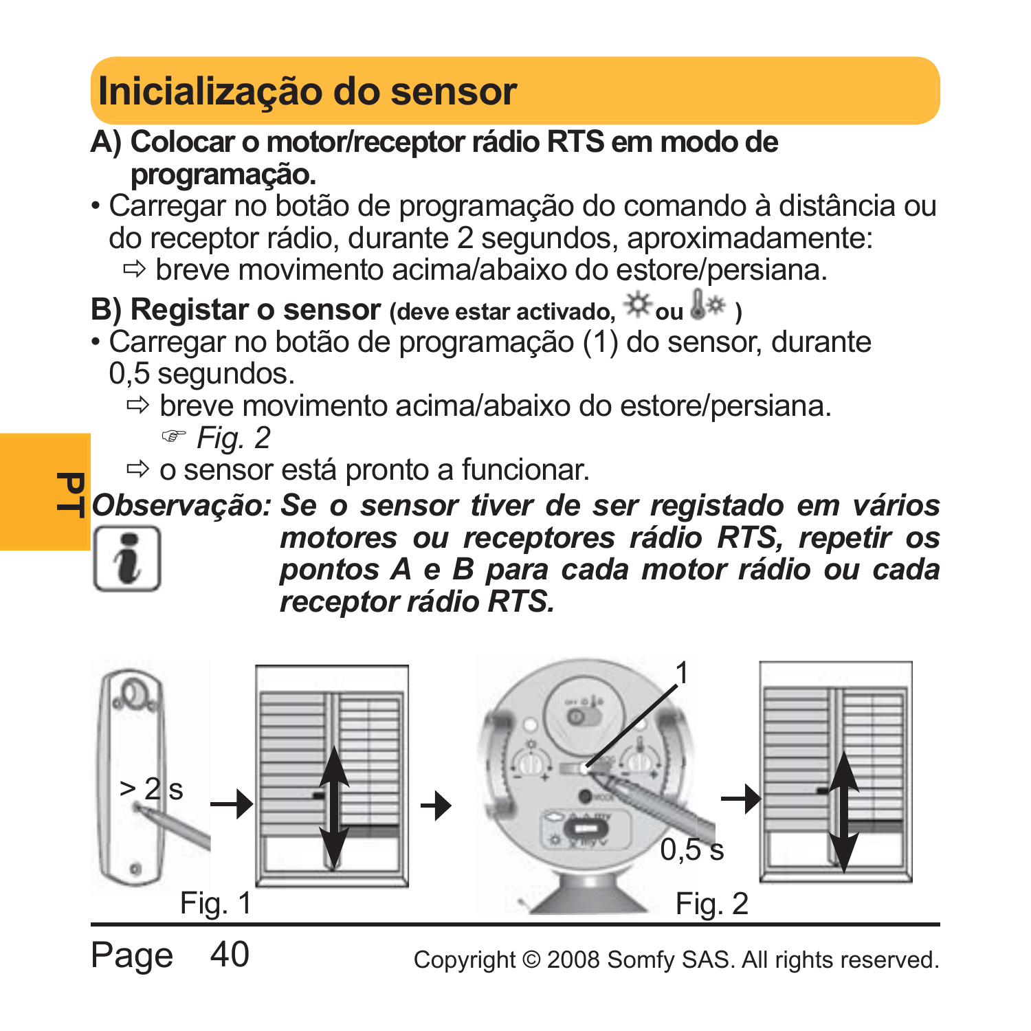# Inicialização do sensor

**A) Colocar o motor/receptor rádio RTS em modo de programação.**

- Carregar no botão de programação do comando à distância ou do receptor rádio, durante 2 segundos, aproximadamente:
  ⇨ breve movimento acima/abaixo do estore/persiana.

**B) Registar o sensor** **(deve estar activado, ☼ ou 🌡☼ )**

- Carregar no botão de programação (1) do sensor, durante 0,5 segundos.
  ⇨ breve movimento acima/abaixo do estore/persiana.
  ☞ *Fig. 2*
  ⇨ o sensor está pronto a funcionar.

***Observação: Se o sensor tiver de ser registado em vários motores ou receptores rádio RTS, repetir os pontos A e B para cada motor rádio ou cada receptor rádio RTS.***

> 2 s

Fig. 1

1

0,5 s

Fig. 2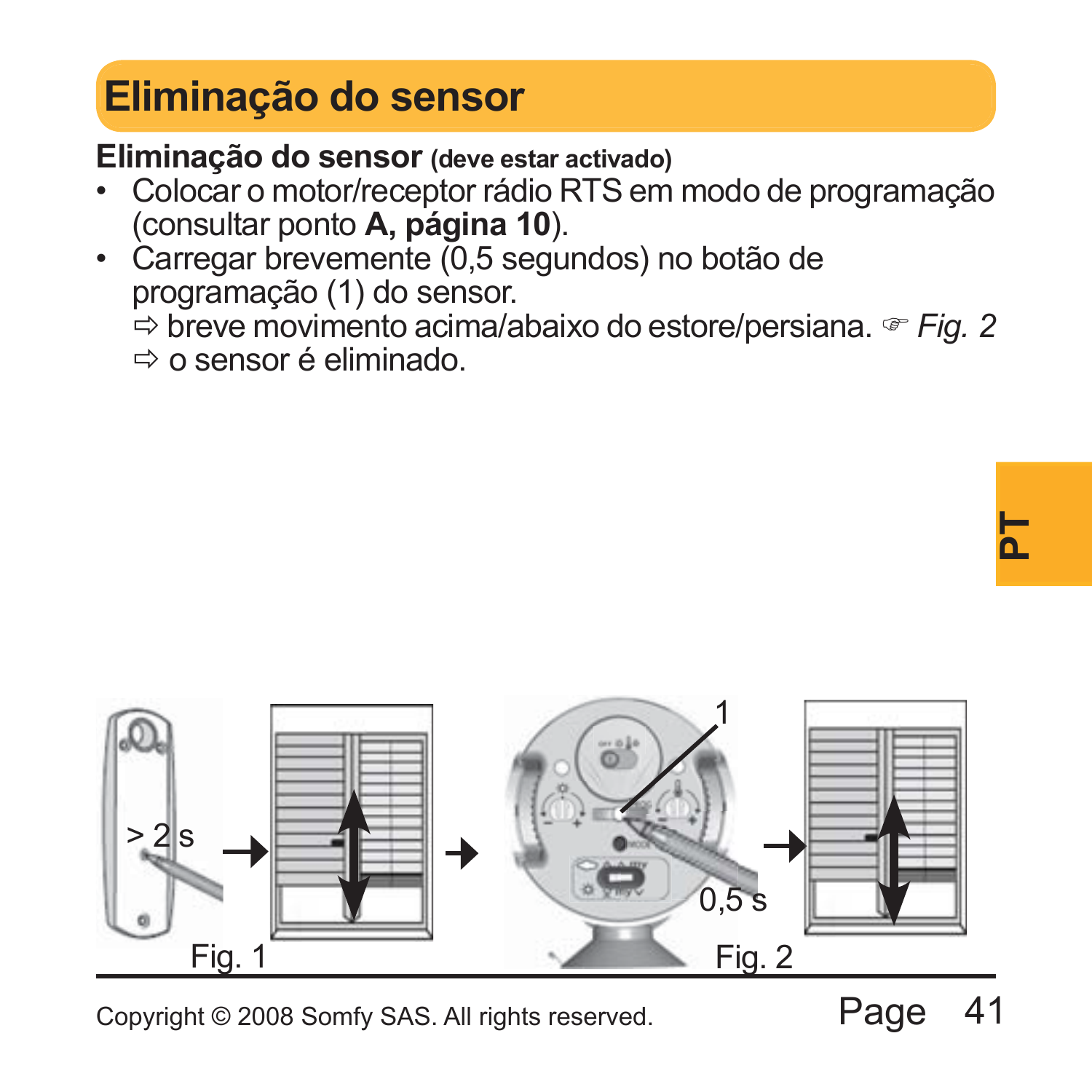# Eliminação do sensor

**Eliminação do sensor (deve estar activado)**

- Colocar o motor/receptor rádio RTS em modo de programação (consultar ponto **A, página 10**).
- Carregar brevemente (0,5 segundos) no botão de programação (1) do sensor.
  ⇨ breve movimento acima/abaixo do estore/persiana. ☞ *Fig. 2*
  ⇨ o sensor é eliminado.

> 2 s

Fig. 1

1

0,5 s

Fig. 2

Copyright © 2008 Somfy SAS. All rights reserved.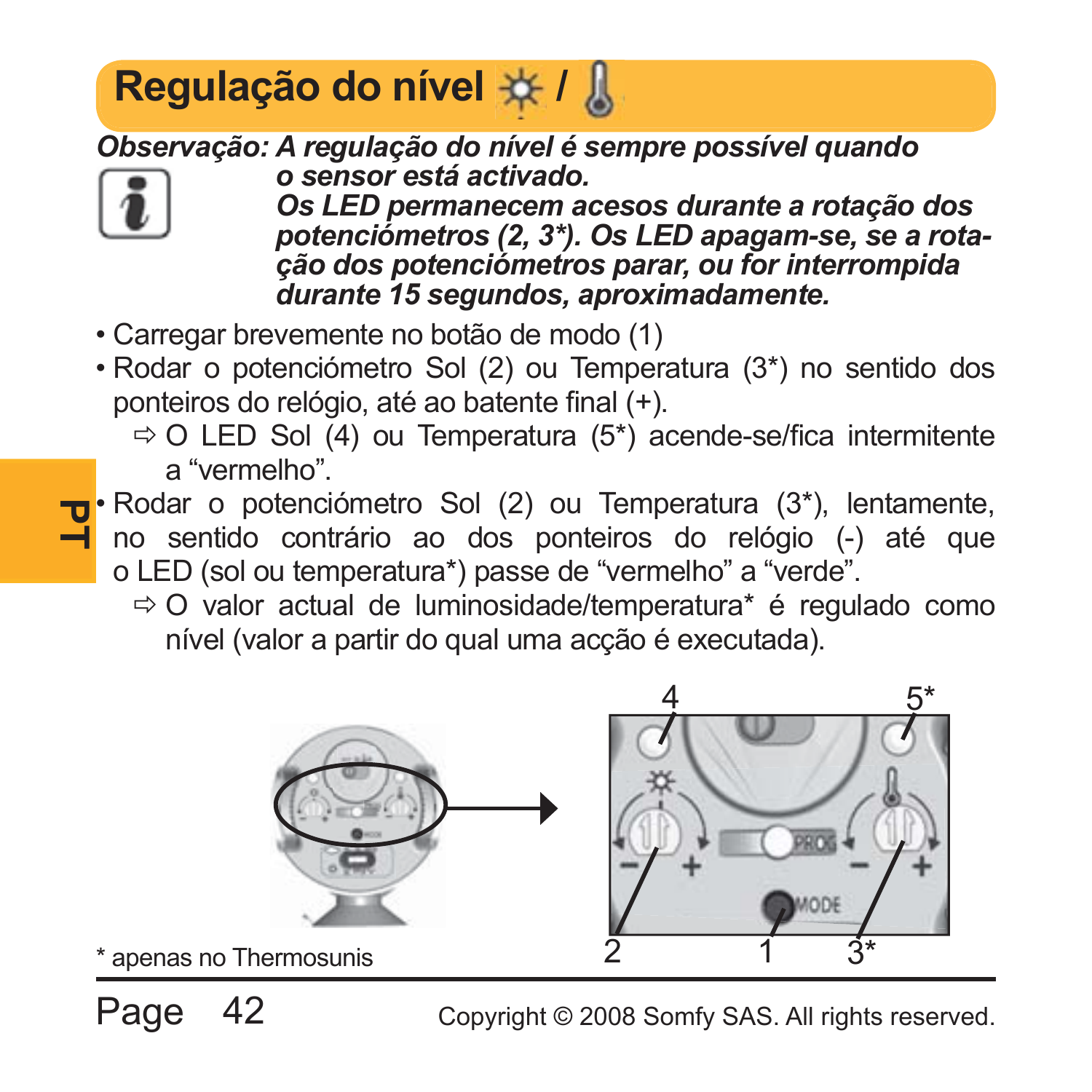## Regulação do nível ☼ / 🌡

***Observação:*** ***A regulação do nível é sempre possível quando o sensor está activado.***
***Os LED permanecem acesos durante a rotação dos potenciómetros (2, 3*). Os LED apagam-se, se a rotação dos potenciómetros parar, ou for interrompida durante 15 segundos, aproximadamente.***

- Carregar brevemente no botão de modo (1)
- Rodar o potenciómetro Sol (2) ou Temperatura (3*) no sentido dos ponteiros do relógio, até ao batente final (+).
  - ⇨ O LED Sol (4) ou Temperatura (5*) acende-se/fica intermitente a "vermelho".
- Rodar o potenciómetro Sol (2) ou Temperatura (3*), lentamente, no sentido contrário ao dos ponteiros do relógio (-) até que o LED (sol ou temperatura*) passe de "vermelho" a "verde".
  - ⇨ O valor actual de luminosidade/temperatura* é regulado como nível (valor a partir do qual uma acção é executada).

4 5* 2 1 3*

\* apenas no Thermosunis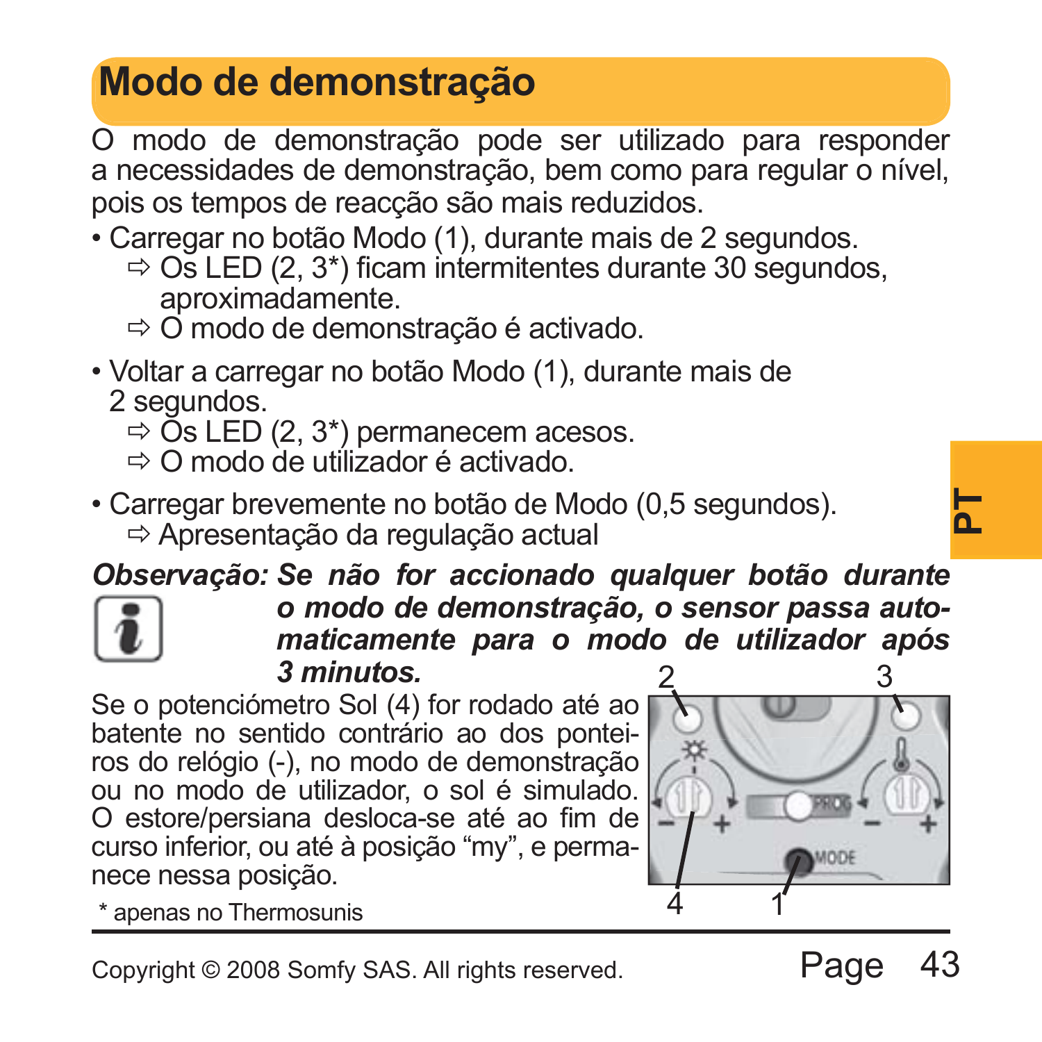# Modo de demonstração

O modo de demonstração pode ser utilizado para responder a necessidades de demonstração, bem como para regular o nível, pois os tempos de reacção são mais reduzidos.

- Carregar no botão Modo (1), durante mais de 2 segundos.
  - ⇨ Os LED (2, 3*) ficam intermitentes durante 30 segundos, aproximadamente.
  - ⇨ O modo de demonstração é activado.
- Voltar a carregar no botão Modo (1), durante mais de 2 segundos.
  - ⇨ Os LED (2, 3*) permanecem acesos.
  - ⇨ O modo de utilizador é activado.
- Carregar brevemente no botão de Modo (0,5 segundos).
  - ⇨ Apresentação da regulação actual

***Observação: Se não for accionado qualquer botão durante o modo de demonstração, o sensor passa automaticamente para o modo de utilizador após 3 minutos.***

Se o potenciómetro Sol (4) for rodado até ao batente no sentido contrário ao dos ponteiros do relógio (-), no modo de demonstração ou no modo de utilizador, o sol é simulado. O estore/persiana desloca-se até ao fim de curso inferior, ou até à posição “my”, e permanece nessa posição.

2 3 PROG MODE 4 1

* apenas no Thermosunis

Copyright © 2008 Somfy SAS. All rights reserved.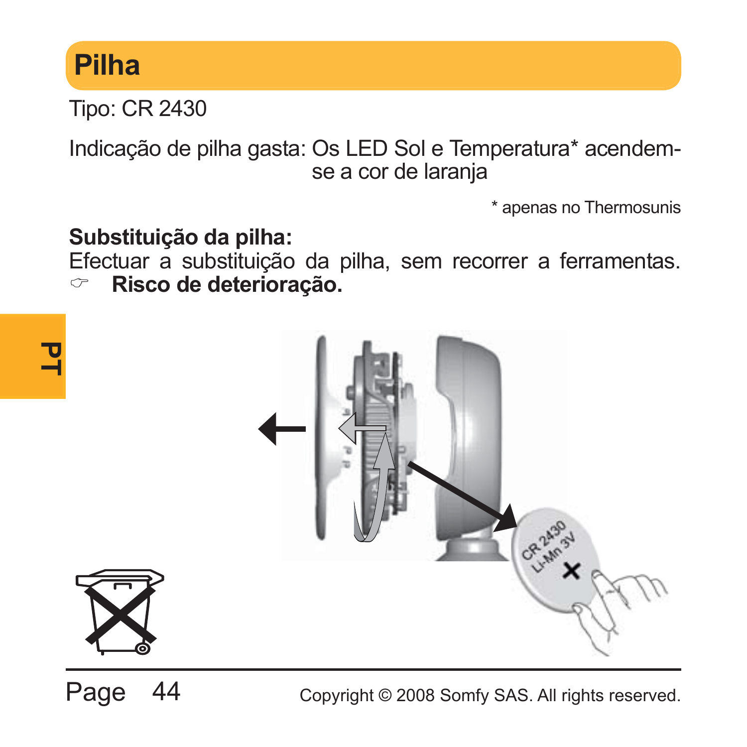# Pilha

Tipo: CR 2430

Indicação de pilha gasta: Os LED Sol e Temperatura* acendem-se a cor de laranja

\* apenas no Thermosunis

**Substituição da pilha:**

Efectuar a substituição da pilha, sem recorrer a ferramentas.

☞ **Risco de deterioração.**

Copyright © 2008 Somfy SAS. All rights reserved.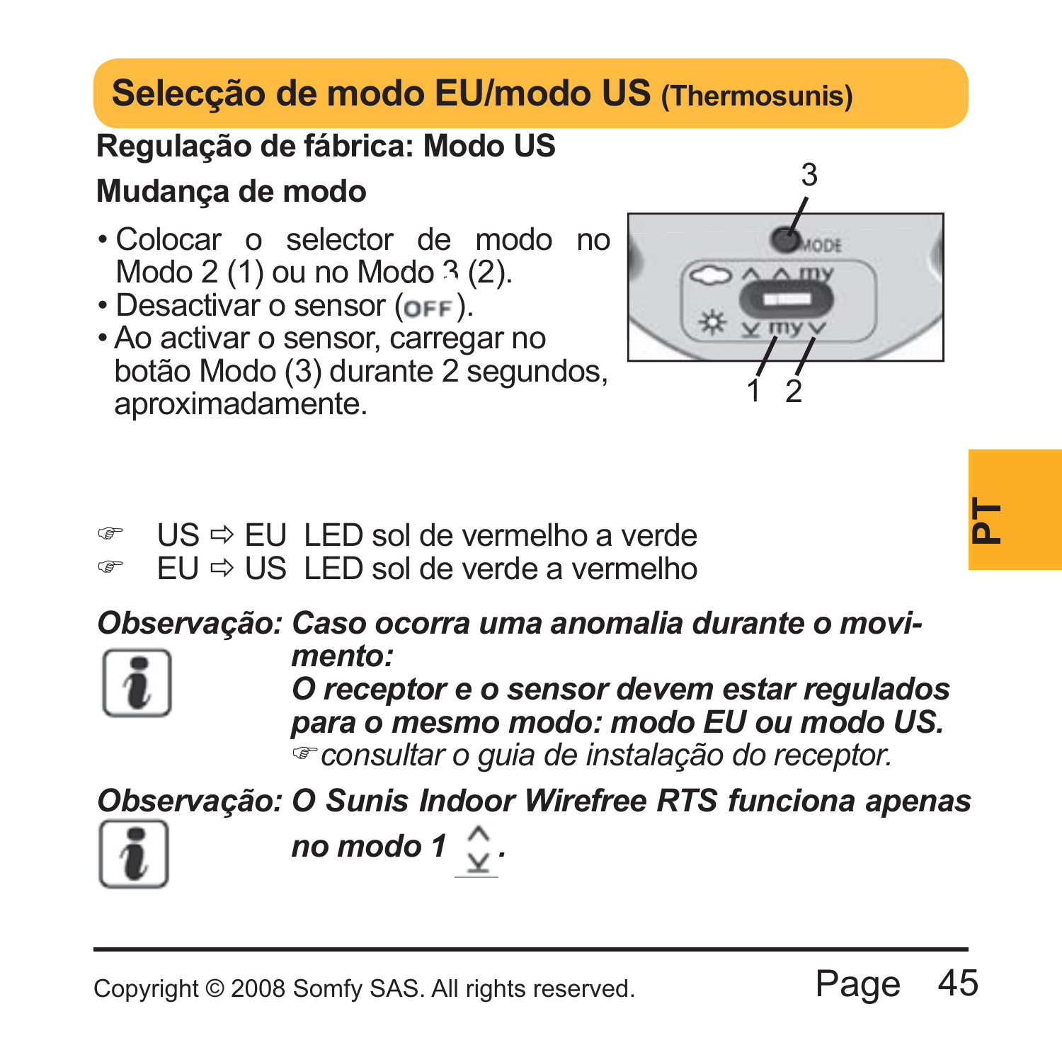## Selecção de modo EU/modo US (Thermosunis)

**Regulação de fábrica: Modo US**

**Mudança de modo**

- Colocar o selector de modo no Modo 2 (1) ou no Modo 3 (2).
- Desactivar o sensor (OFF).
- Ao activar o sensor, carregar no botão Modo (3) durante 2 segundos, aproximadamente.

☞ US ⇨ EU LED sol de vermelho a verde
☞ EU ⇨ US LED sol de verde a vermelho

***Observação:** Caso ocorra uma anomalia durante o movimento:*
***O receptor e o sensor devem estar regulados para o mesmo modo: modo EU ou modo US.***
*☞ consultar o guia de instalação do receptor.*

***Observação:** O Sunis Indoor Wirefree RTS funciona apenas no modo 1.*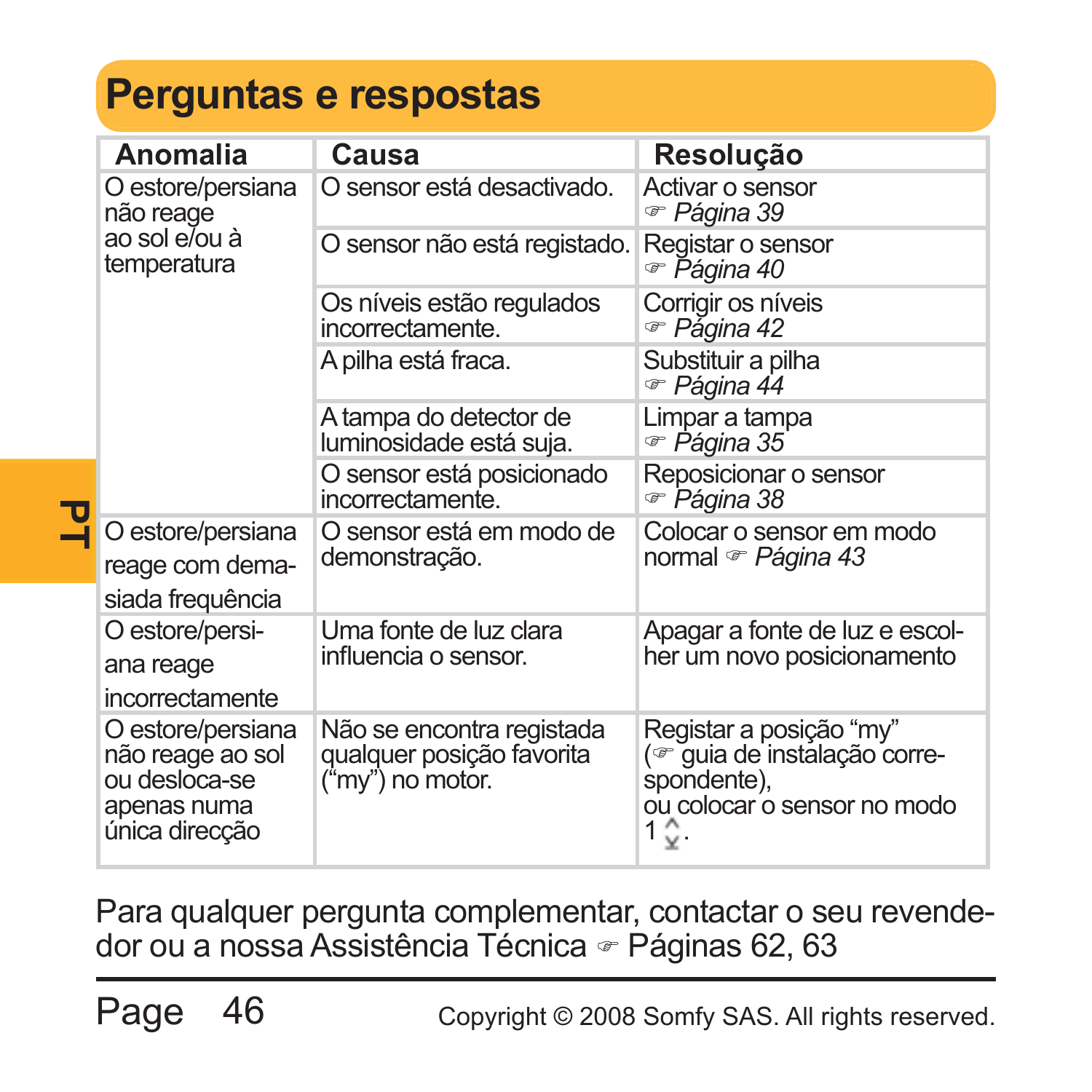# Perguntas e respostas

| Anomalia | Causa | Resolução |
|---|---|---|
| O estore/persiana não reage ao sol e/ou à temperatura | O sensor está desactivado. | Activar o sensor ☞ *Página 39* |
| | O sensor não está registado. | Registar o sensor ☞ *Página 40* |
| | Os níveis estão regulados incorrectamente. | Corrigir os níveis ☞ *Página 42* |
| | A pilha está fraca. | Substituir a pilha ☞ *Página 44* |
| | A tampa do detector de luminosidade está suja. | Limpar a tampa ☞ *Página 35* |
| | O sensor está posicionado incorrectamente. | Reposicionar o sensor ☞ *Página 38* |
| O estore/persiana reage com demasiada frequência | O sensor está em modo de demonstração. | Colocar o sensor em modo normal ☞ *Página 43* |
| O estore/persiana reage incorrectamente | Uma fonte de luz clara influencia o sensor. | Apagar a fonte de luz e escolher um novo posicionamento |
| O estore/persiana não reage ao sol ou desloca-se apenas numa única direcção | Não se encontra registada qualquer posição favorita ("my") no motor. | Registar a posição "my" (☞ guia de instalação correspondente), ou colocar o sensor no modo 1 ⇕. |

Para qualquer pergunta complementar, contactar o seu revendedor ou a nossa Assistência Técnica ☞ Páginas 62, 63

Copyright © 2008 Somfy SAS. All rights reserved.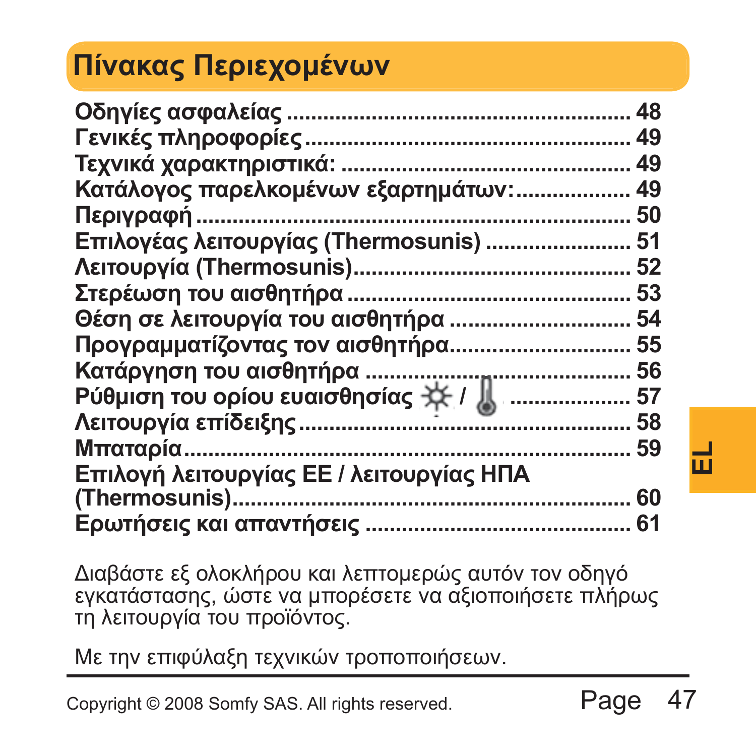# Πίνακας Περιεχομένων

**Οδηγίες ασφαλείας ........................................................ 48**
**Γενικές πληροφορίες...................................................... 49**
**Τεχνικά χαρακτηριστικά: ................................................ 49**
**Κατάλογος παρελκομένων εξαρτημάτων:.................. 49**
**Περιγραφή ........................................................................ 50**
**Επιλογέας λειτουργίας (Thermosunis) ........................ 51**
**Λειτουργία (Thermosunis)............................................. 52**
**Στερέωση του αισθητήρα .............................................. 53**
**Θέση σε λειτουργία του αισθητήρα ............................ 54**
**Προγραμματίζοντας τον αισθητήρα............................ 55**
**Κατάργηση του αισθητήρα .......................................... 56**
**Ρύθμιση του ορίου ευαισθησίας ☼ / 🌡 .................... 57**
**Λειτουργία επίδειξης...................................................... 58**
**Μπαταρία.......................................................................... 59**
**Επιλογή λειτουργίας ΕΕ / λειτουργίας ΗΠΑ (Thermosunis)............................................................... 60**
**Ερωτήσεις και απαντήσεις ........................................... 61**

Διαβάστε εξ ολοκλήρου και λεπτομερώς αυτόν τον οδηγό εγκατάστασης, ώστε να μπορέσετε να αξιοποιήσετε πλήρως τη λειτουργία του προϊόντος.

Με την επιφύλαξη τεχνικών τροποποιήσεων.

Copyright © 2008 Somfy SAS. All rights reserved.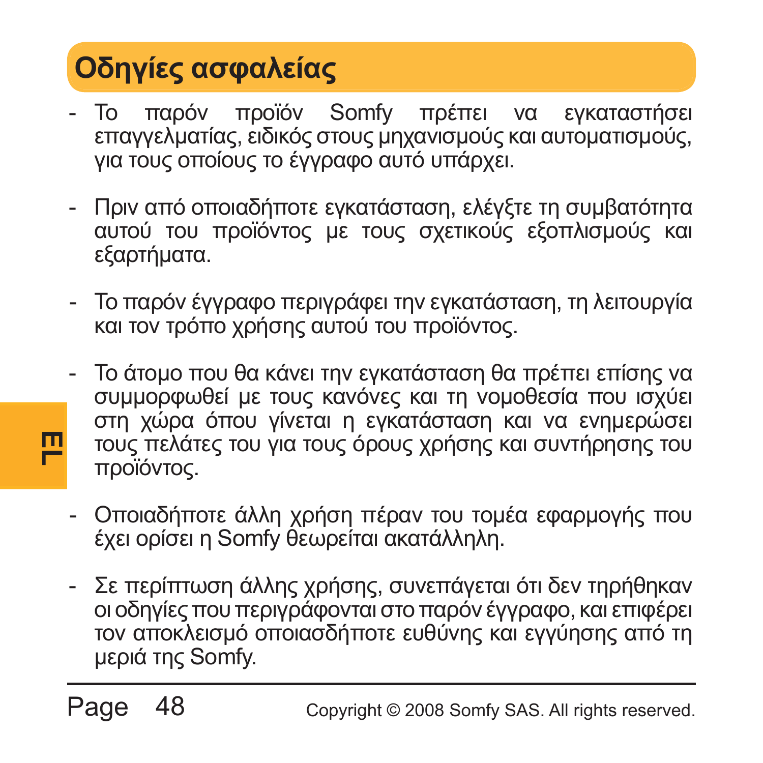# Οδηγίες ασφαλείας

- Το παρόν προϊόν Somfy πρέπει να εγκαταστήσει επαγγελματίας, ειδικός στους μηχανισμούς και αυτοματισμούς, για τους οποίους το έγγραφο αυτό υπάρχει.

- Πριν από οποιαδήποτε εγκατάσταση, ελέγξτε τη συμβατότητα αυτού του προϊόντος με τους σχετικούς εξοπλισμούς και εξαρτήματα.

- Το παρόν έγγραφο περιγράφει την εγκατάσταση, τη λειτουργία και τον τρόπο χρήσης αυτού του προϊόντος.

- Το άτομο που θα κάνει την εγκατάσταση θα πρέπει επίσης να συμμορφωθεί με τους κανόνες και τη νομοθεσία που ισχύει στη χώρα όπου γίνεται η εγκατάσταση και να ενημερώσει τους πελάτες του για τους όρους χρήσης και συντήρησης του προϊόντος.

- Οποιαδήποτε άλλη χρήση πέραν του τομέα εφαρμογής που έχει ορίσει η Somfy θεωρείται ακατάλληλη.

- Σε περίπτωση άλλης χρήσης, συνεπάγεται ότι δεν τηρήθηκαν οι οδηγίες που περιγράφονται στο παρόν έγγραφο, και επιφέρει τον αποκλεισμό οποιασδήποτε ευθύνης και εγγύησης από τη μεριά της Somfy.

Copyright © 2008 Somfy SAS. All rights reserved.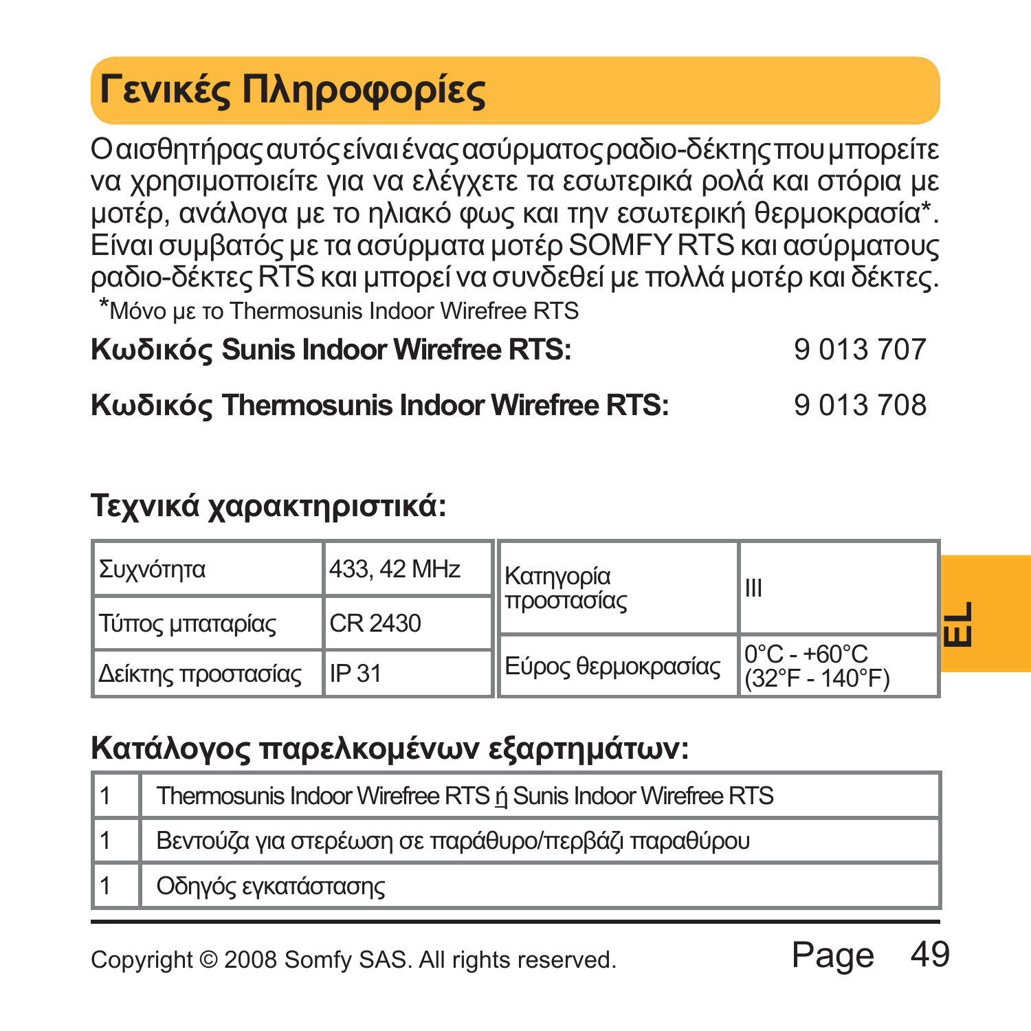# Γενικές Πληροφορίες

Ο αισθητήρας αυτός είναι ένας ασύρματος ραδιο-δέκτης που μπορείτε να χρησιμοποιείτε για να ελέγχετε τα εσωτερικά ρολά και στόρια με μοτέρ, ανάλογα με το ηλιακό φως και την εσωτερική θερμοκρασία*. Είναι συμβατός με τα ασύρματα μοτέρ SOMFY RTS και ασύρματους ραδιο-δέκτες RTS και μπορεί να συνδεθεί με πολλά μοτέρ και δέκτες.

*Μόνο με το Thermosunis Indoor Wirefree RTS

**Κωδικός Sunis Indoor Wirefree RTS:** 9 013 707

**Κωδικός Thermosunis Indoor Wirefree RTS:** 9 013 708

## Τεχνικά χαρακτηριστικά:

| | | | |
|---|---|---|---|
| Συχνότητα | 433, 42 MHz | Κατηγορία προστασίας | III |
| Τύπος μπαταρίας | CR 2430 | | |
| Δείκτης προστασίας | IP 31 | Εύρος θερμοκρασίας | 0°C - +60°C (32°F - 140°F) |

## Κατάλογος παρελκομένων εξαρτημάτων:

| | |
|---|---|
| 1 | Thermosunis Indoor Wirefree RTS ή Sunis Indoor Wirefree RTS |
| 1 | Βεντούζα για στερέωση σε παράθυρο/περβάζι παραθύρου |
| 1 | Οδηγός εγκατάστασης |

Copyright © 2008 Somfy SAS. All rights reserved.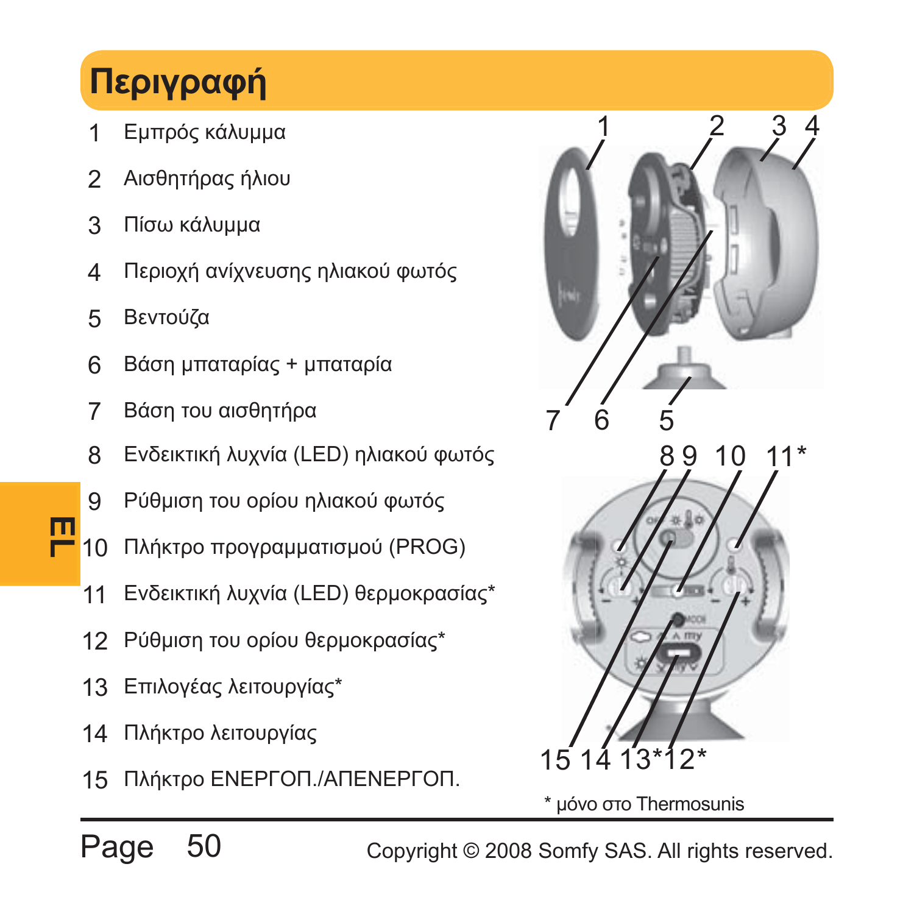# Περιγραφή

1 Εμπρός κάλυμμα
2 Αισθητήρας ήλιου
3 Πίσω κάλυμμα
4 Περιοχή ανίχνευσης ηλιακού φωτός
5 Βεντούζα
6 Βάση μπαταρίας + μπαταρία
7 Βάση του αισθητήρα
8 Ενδεικτική λυχνία (LED) ηλιακού φωτός
9 Ρύθμιση του ορίου ηλιακού φωτός
10 Πλήκτρο προγραμματισμού (PROG)
11 Ενδεικτική λυχνία (LED) θερμοκρασίας*
12 Ρύθμιση του ορίου θερμοκρασίας*
13 Επιλογέας λειτουργίας*
14 Πλήκτρο λειτουργίας
15 Πλήκτρο ΕΝΕΡΓΟΠ./ΑΠΕΝΕΡΓΟΠ.

\* μόνο στο Thermosunis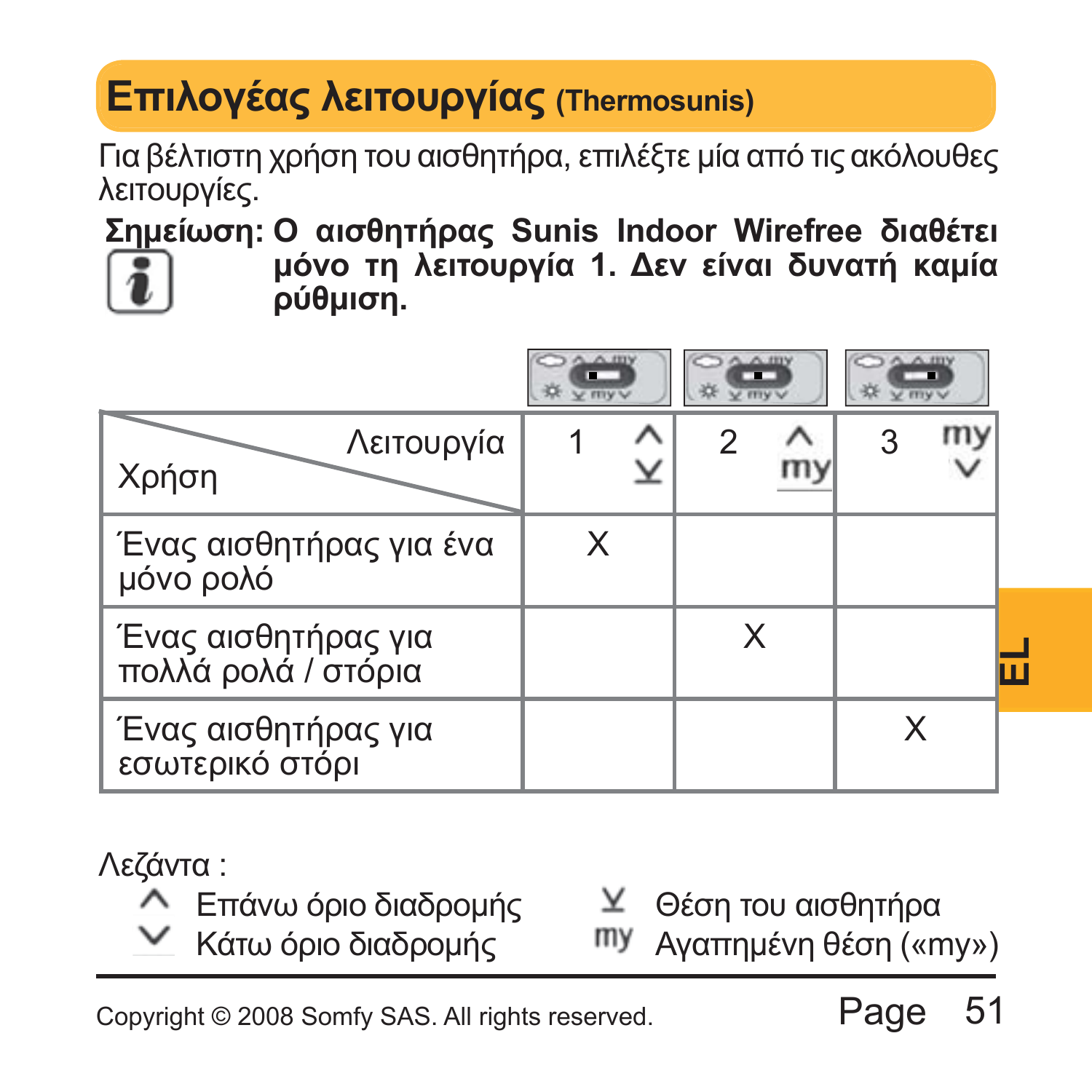# Επιλογέας λειτουργίας (Thermosunis)

Για βέλτιστη χρήση του αισθητήρα, επιλέξτε μία από τις ακόλουθες λειτουργίες.

**Σημείωση: Ο αισθητήρας Sunis Indoor Wirefree διαθέτει μόνο τη λειτουργία 1. Δεν είναι δυνατή καμία ρύθμιση.**

| Χρήση / Λειτουργία | 1 ^ ⊻ | 2 ^ my | 3 my ∨ |
|---|---|---|---|
| Ένας αισθητήρας για ένα μόνο ρολό | X | | |
| Ένας αισθητήρας για πολλά ρολά / στόρια | | X | |
| Ένας αισθητήρας για εσωτερικό στόρι | | | X |

Λεζάντα :

- ^ Επάνω όριο διαδρομής
- ∨ Κάτω όριο διαδρομής
- ⊻ Θέση του αισθητήρα
- my Αγαπημένη θέση («my»)

Copyright © 2008 Somfy SAS. All rights reserved.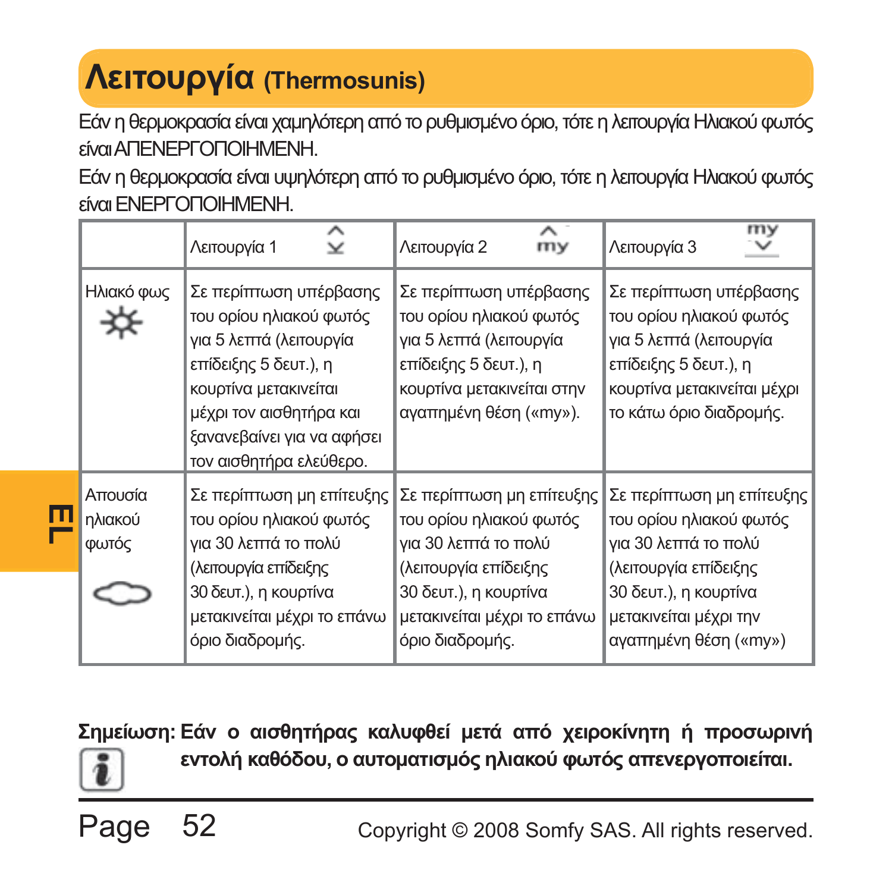# Λειτουργία (Thermosunis)

Εάν η θερμοκρασία είναι χαμηλότερη από το ρυθμισμένο όριο, τότε η λειτουργία Ηλιακού φωτός είναι ΑΠΕΝΕΡΓΟΠΟΙΗΜΕΝΗ.

Εάν η θερμοκρασία είναι υψηλότερη από το ρυθμισμένο όριο, τότε η λειτουργία Ηλιακού φωτός είναι ΕΝΕΡΓΟΠΟΙΗΜΕΝΗ.

| | Λειτουργία 1 | Λειτουργία 2 | Λειτουργία 3 |
|---|---|---|---|
| Ηλιακό φως | Σε περίπτωση υπέρβασης του ορίου ηλιακού φωτός για 5 λεπτά (λειτουργία επίδειξης 5 δευτ.), η κουρτίνα μετακινείται μέχρι τον αισθητήρα και ξανανεβαίνει για να αφήσει τον αισθητήρα ελεύθερο. | Σε περίπτωση υπέρβασης του ορίου ηλιακού φωτός για 5 λεπτά (λειτουργία επίδειξης 5 δευτ.), η κουρτίνα μετακινείται στην αγαπημένη θέση («my»). | Σε περίπτωση υπέρβασης του ορίου ηλιακού φωτός για 5 λεπτά (λειτουργία επίδειξης 5 δευτ.), η κουρτίνα μετακινείται μέχρι το κάτω όριο διαδρομής. |
| Απουσία ηλιακού φωτός | Σε περίπτωση μη επίτευξης του ορίου ηλιακού φωτός για 30 λεπτά το πολύ (λειτουργία επίδειξης 30 δευτ.), η κουρτίνα μετακινείται μέχρι το επάνω όριο διαδρομής. | Σε περίπτωση μη επίτευξης του ορίου ηλιακού φωτός για 30 λεπτά το πολύ (λειτουργία επίδειξης 30 δευτ.), η κουρτίνα μετακινείται μέχρι το επάνω όριο διαδρομής. | Σε περίπτωση μη επίτευξης του ορίου ηλιακού φωτός για 30 λεπτά το πολύ (λειτουργία επίδειξης 30 δευτ.), η κουρτίνα μετακινείται μέχρι την αγαπημένη θέση («my») |

**Σημείωση: Εάν ο αισθητήρας καλυφθεί μετά από χειροκίνητη ή προσωρινή εντολή καθόδου, ο αυτοματισμός ηλιακού φωτός απενεργοποιείται.**

Copyright © 2008 Somfy SAS. All rights reserved.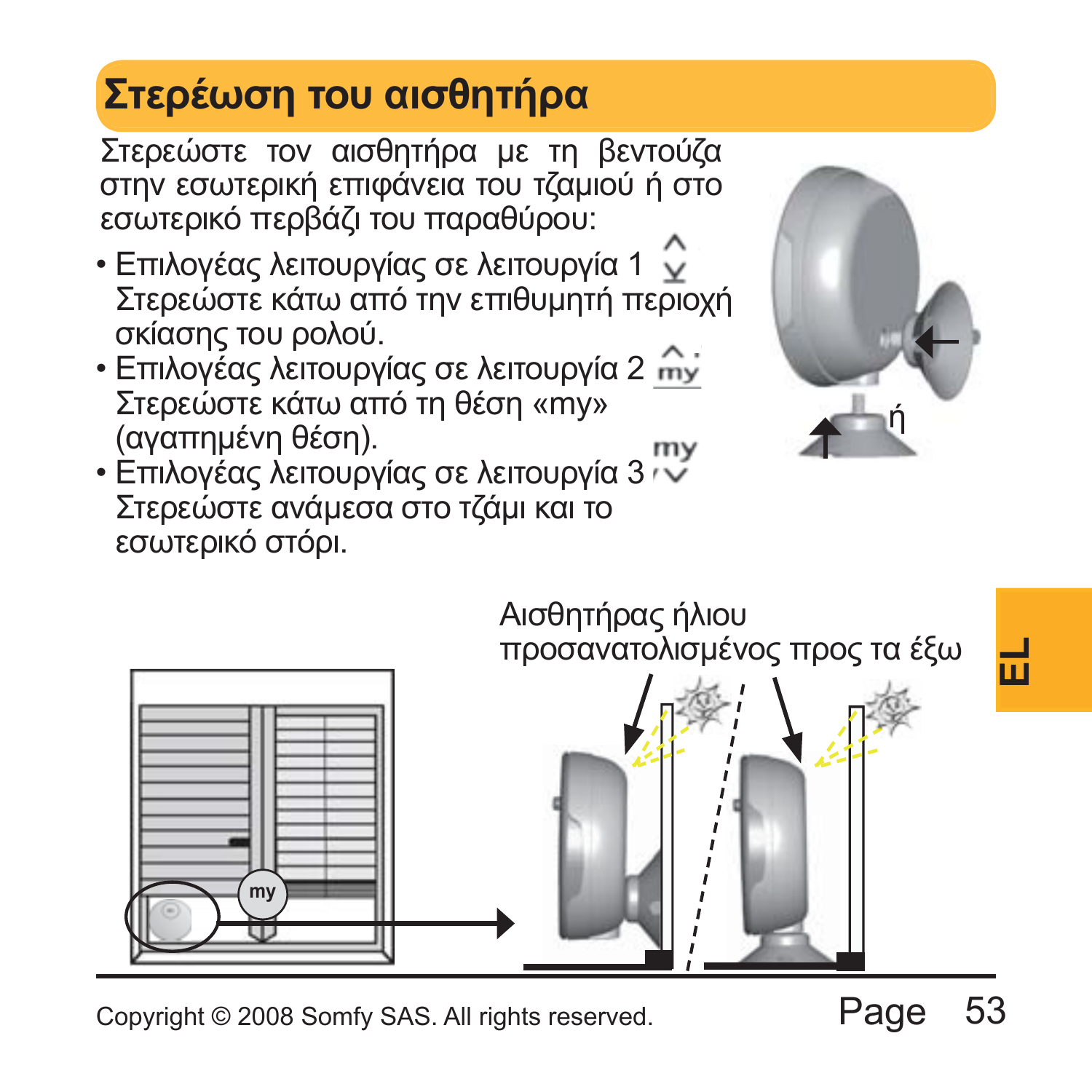# Στερέωση του αισθητήρα

Στερεώστε τον αισθητήρα με τη βεντούζα στην εσωτερική επιφάνεια του τζαμιού ή στο εσωτερικό περβάζι του παραθύρου:

- Επιλογέας λειτουργίας σε λειτουργία 1
  Στερεώστε κάτω από την επιθυμητή περιοχή σκίασης του ρολού.
- Επιλογέας λειτουργίας σε λειτουργία 2
  Στερεώστε κάτω από τη θέση «my» (αγαπημένη θέση).
- Επιλογέας λειτουργίας σε λειτουργία 3
  Στερεώστε ανάμεσα στο τζάμι και το εσωτερικό στόρι.

ή

Αισθητήρας ήλιου προσανατολισμένος προς τα έξω

my

EL

Copyright © 2008 Somfy SAS. All rights reserved.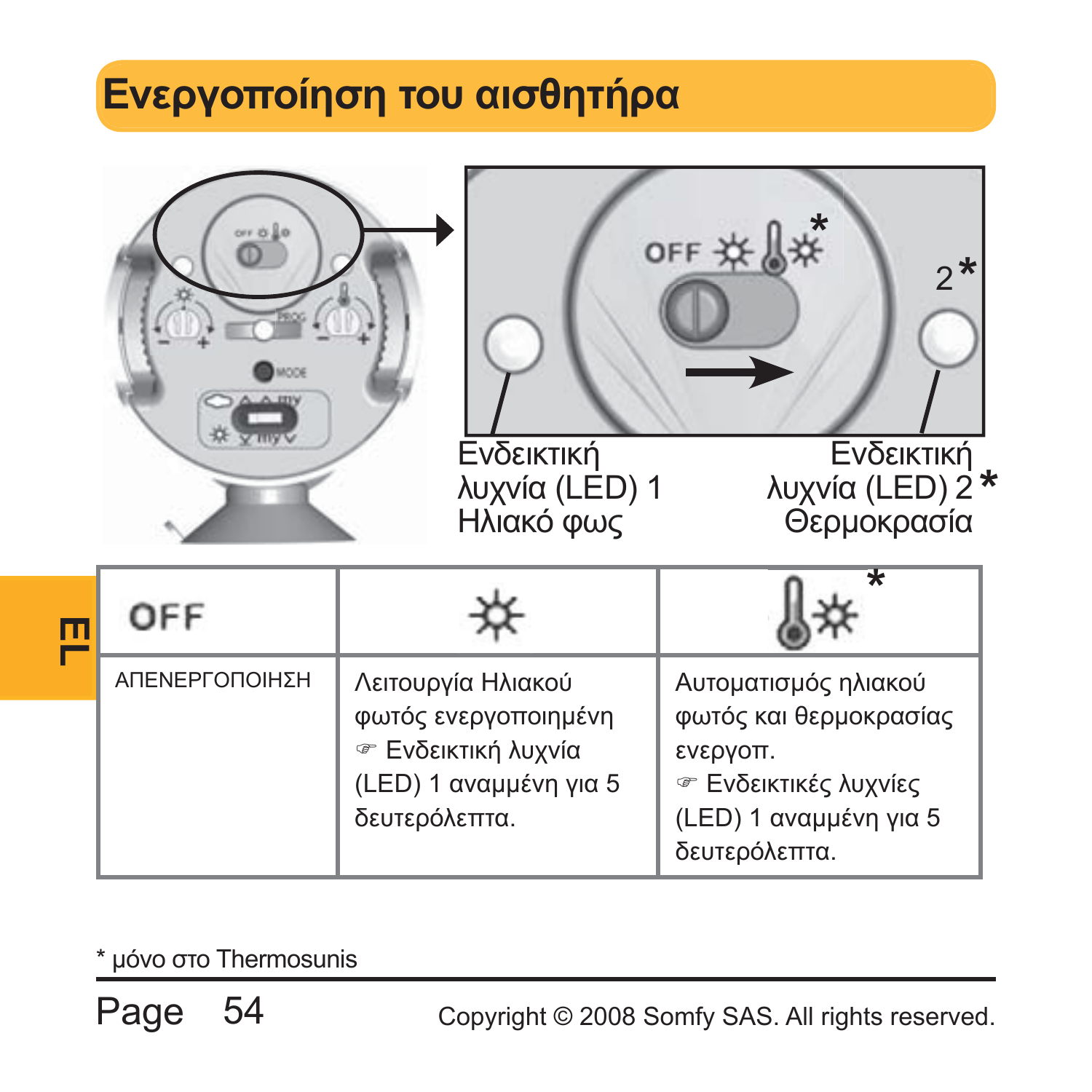# Ενεργοποίηση του αισθητήρα

OFF ☼ 🌡☼*

2*

Ενδεικτική λυχνία (LED) 1 Ηλιακό φως

Ενδεικτική λυχνία (LED) 2 * Θερμοκρασία

| OFF | ☼ | 🌡☼ * |
|---|---|---|
| ΑΠΕΝΕΡΓΟΠΟΙΗΣΗ | Λειτουργία Ηλιακού φωτός ενεργοποιημένη ☞ Ενδεικτική λυχνία (LED) 1 αναμμένη για 5 δευτερόλεπτα. | Αυτοματισμός ηλιακού φωτός και θερμοκρασίας ενεργοπ. ☞ Ενδεικτικές λυχνίες (LED) 1 αναμμένη για 5 δευτερόλεπτα. |

EL

* μόνο στο Thermosunis

Copyright © 2008 Somfy SAS. All rights reserved.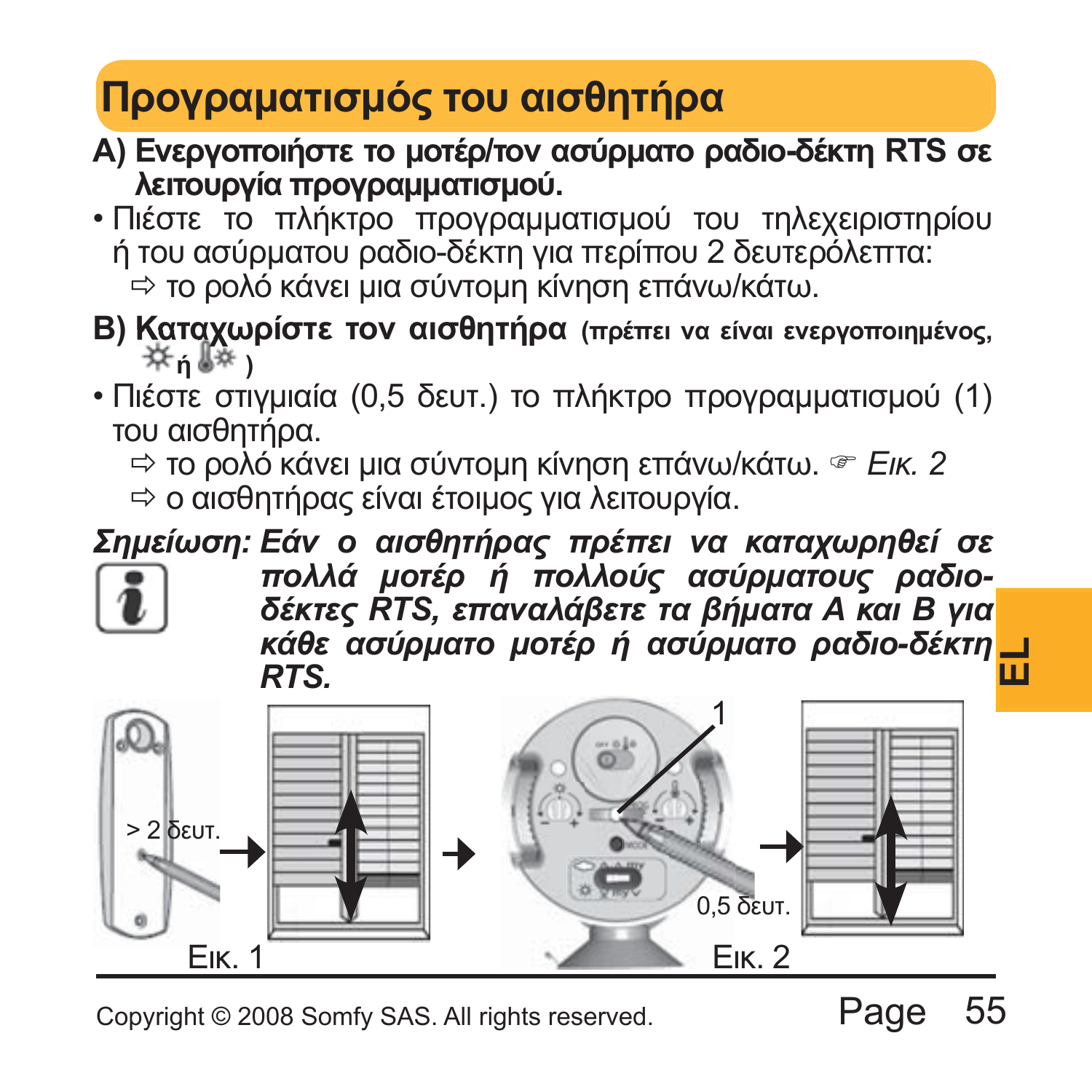# Προγραματισμός του αισθητήρα

**A) Ενεργοποιήστε το μοτέρ/τον ασύρματο ραδιο-δέκτη RTS σε λειτουργία προγραμματισμού.**

- Πιέστε το πλήκτρο προγραμματισμού του τηλεχειριστηρίου ή του ασύρματου ραδιο-δέκτη για περίπου 2 δευτερόλεπτα:
  ⇨ το ρολό κάνει μια σύντομη κίνηση επάνω/κάτω.

**B) Καταχωρίστε τον αισθητήρα** (πρέπει να είναι ενεργοποιημένος, ☼ ή 🌡☼ )

- Πιέστε στιγμιαία (0,5 δευτ.) το πλήκτρο προγραμματισμού (1) του αισθητήρα.
  ⇨ το ρολό κάνει μια σύντομη κίνηση επάνω/κάτω. ☞ *Εικ. 2*
  ⇨ ο αισθητήρας είναι έτοιμος για λειτουργία.

***Σημείωση:** Εάν ο αισθητήρας πρέπει να καταχωρηθεί σε πολλά μοτέρ ή πολλούς ασύρματους ραδιο-δέκτες RTS, επαναλάβετε τα βήματα A και B για κάθε ασύρματο μοτέρ ή ασύρματο ραδιο-δέκτη RTS.*

> 2 δευτ.

Εικ. 1

1

0,5 δευτ.

Εικ. 2

Copyright © 2008 Somfy SAS. All rights reserved.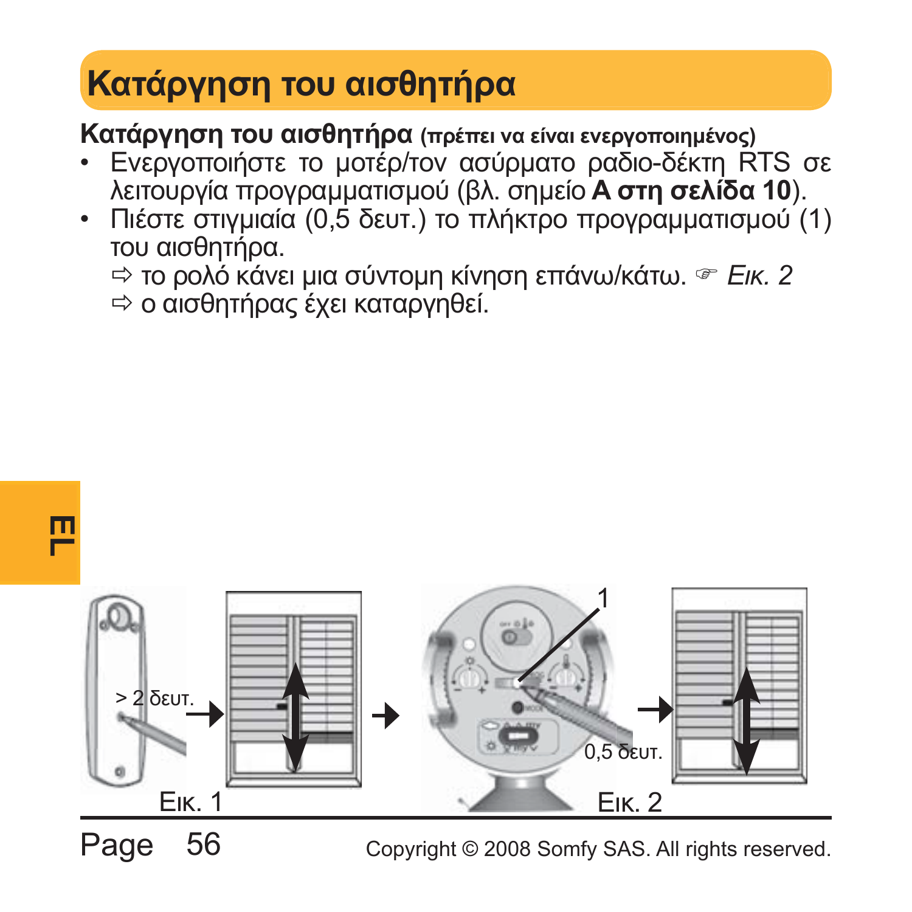# Κατάργηση του αισθητήρα

**Κατάργηση του αισθητήρα** **(πρέπει να είναι ενεργοποιημένος)**

- Ενεργοποιήστε το μοτέρ/τον ασύρματο ραδιο-δέκτη RTS σε λειτουργία προγραμματισμού (βλ. σημείο **A στη σελίδα 10**).
- Πιέστε στιγμιαία (0,5 δευτ.) το πλήκτρο προγραμματισμού (1) του αισθητήρα.

  ⇨ το ρολό κάνει μια σύντομη κίνηση επάνω/κάτω. ☞ *Εικ. 2*

  ⇨ ο αισθητήρας έχει καταργηθεί.

> 2 δευτ.

Εικ. 1

1

0,5 δευτ.

Εικ. 2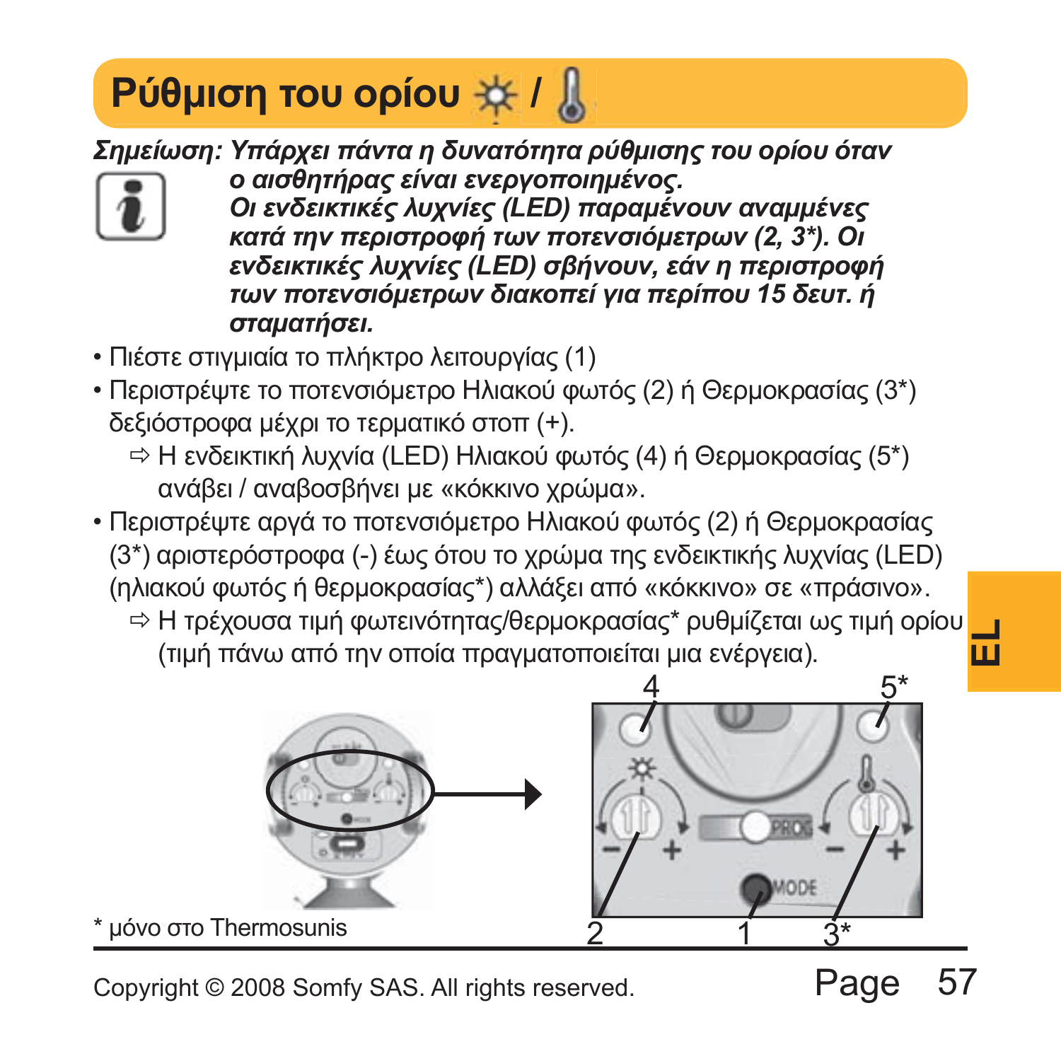# Ρύθμιση του ορίου ☼ / 🌡

***Σημείωση:** Υπάρχει πάντα η δυνατότητα ρύθμισης του ορίου όταν ο αισθητήρας είναι ενεργοποιημένος.*
*Οι ενδεικτικές λυχνίες (LED) παραμένουν αναμμένες κατά την περιστροφή των ποτενσιόμετρων (2, 3*). Οι ενδεικτικές λυχνίες (LED) σβήνουν, εάν η περιστροφή των ποτενσιόμετρων διακοπεί για περίπου 15 δευτ. ή σταματήσει.*

- Πιέστε στιγμιαία το πλήκτρο λειτουργίας (1)
- Περιστρέψτε το ποτενσιόμετρο Ηλιακού φωτός (2) ή Θερμοκρασίας (3*) δεξιόστροφα μέχρι το τερματικό στοπ (+).
  ⇨ Η ενδεικτική λυχνία (LED) Ηλιακού φωτός (4) ή Θερμοκρασίας (5*) ανάβει / αναβοσβήνει με «κόκκινο χρώμα».
- Περιστρέψτε αργά το ποτενσιόμετρο Ηλιακού φωτός (2) ή Θερμοκρασίας (3*) αριστερόστροφα (-) έως ότου το χρώμα της ενδεικτικής λυχνίας (LED) (ηλιακού φωτός ή θερμοκρασίας*) αλλάξει από «κόκκινο» σε «πράσινο».
  ⇨ Η τρέχουσα τιμή φωτεινότητας/θερμοκρασίας* ρυθμίζεται ως τιμή ορίου (τιμή πάνω από την οποία πραγματοποιείται μια ενέργεια).

4 5* 2 1 3*

\* μόνο στο Thermosunis

Copyright © 2008 Somfy SAS. All rights reserved.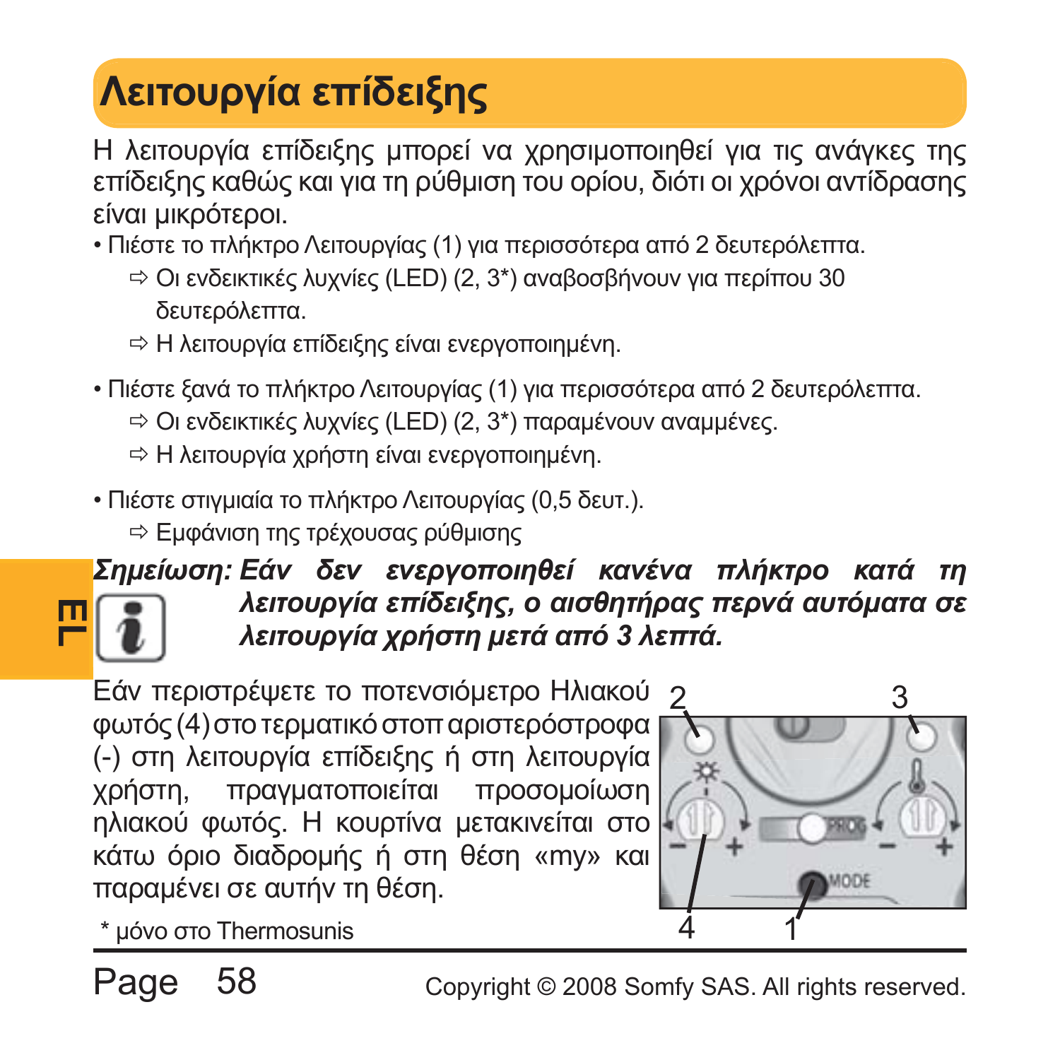# Λειτουργία επίδειξης

Η λειτουργία επίδειξης μπορεί να χρησιμοποιηθεί για τις ανάγκες της επίδειξης καθώς και για τη ρύθμιση του ορίου, διότι οι χρόνοι αντίδρασης είναι μικρότεροι.

- Πιέστε το πλήκτρο Λειτουργίας (1) για περισσότερα από 2 δευτερόλεπτα.
  - ⇨ Οι ενδεικτικές λυχνίες (LED) (2, 3*) αναβοσβήνουν για περίπου 30 δευτερόλεπτα.
  - ⇨ Η λειτουργία επίδειξης είναι ενεργοποιημένη.
- Πιέστε ξανά το πλήκτρο Λειτουργίας (1) για περισσότερα από 2 δευτερόλεπτα.
  - ⇨ Οι ενδεικτικές λυχνίες (LED) (2, 3*) παραμένουν αναμμένες.
  - ⇨ Η λειτουργία χρήστη είναι ενεργοποιημένη.
- Πιέστε στιγμιαία το πλήκτρο Λειτουργίας (0,5 δευτ.).
  - ⇨ Εμφάνιση της τρέχουσας ρύθμισης

***Σημείωση: Εάν δεν ενεργοποιηθεί κανένα πλήκτρο κατά τη λειτουργία επίδειξης, ο αισθητήρας περνά αυτόματα σε λειτουργία χρήστη μετά από 3 λεπτά.***

Εάν περιστρέψετε το ποτενσιόμετρο Ηλιακού φωτός (4) στο τερματικό στοπ αριστερόστροφα (-) στη λειτουργία επίδειξης ή στη λειτουργία χρήστη, πραγματοποιείται προσομοίωση ηλιακού φωτός. Η κουρτίνα μετακινείται στο κάτω όριο διαδρομής ή στη θέση «my» και παραμένει σε αυτήν τη θέση.

\* μόνο στο Thermosunis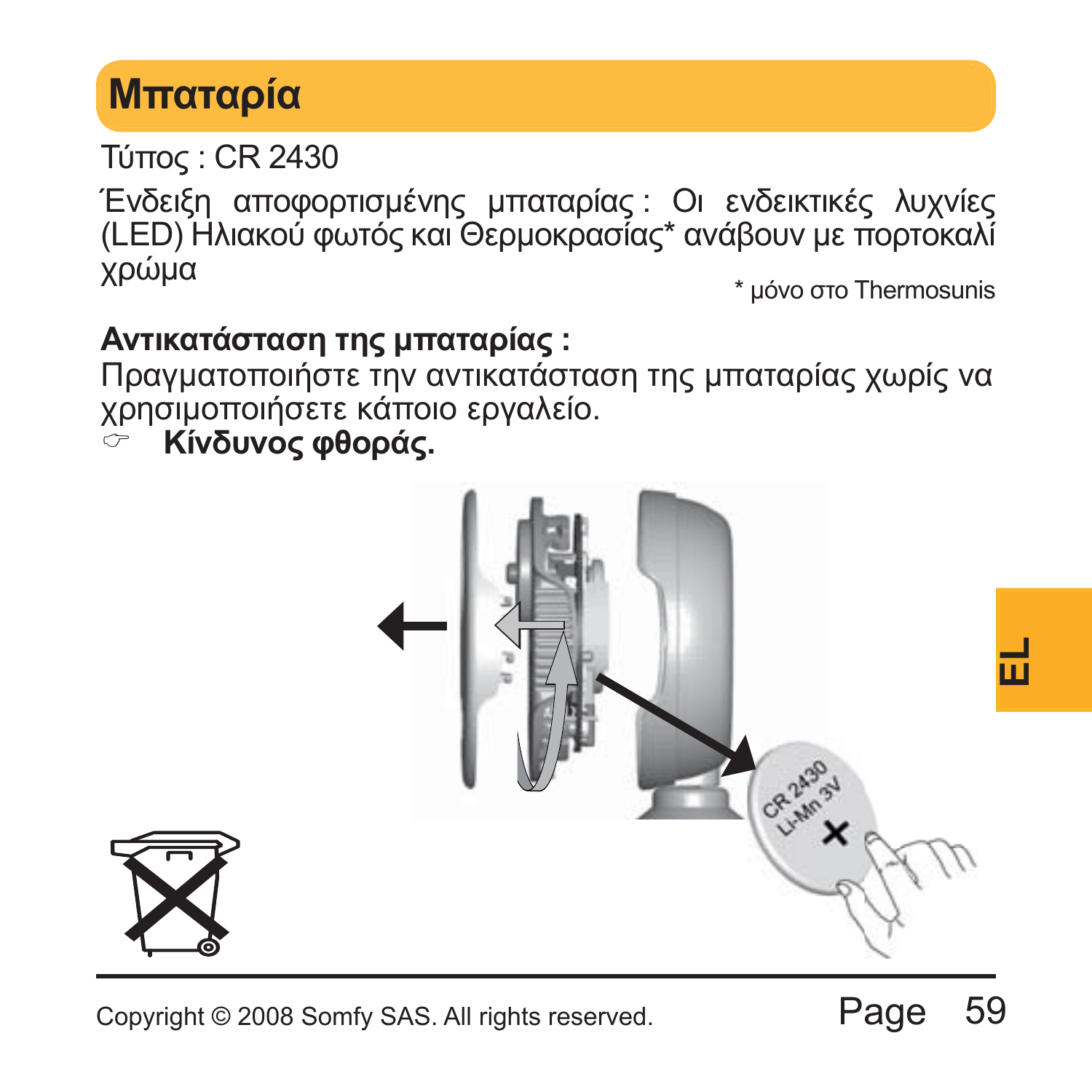# Μπαταρία

Τύπος : CR 2430

Ένδειξη αποφορτισμένης μπαταρίας : Οι ενδεικτικές λυχνίες (LED) Ηλιακού φωτός και Θερμοκρασίας* ανάβουν με πορτοκαλί χρώμα

\* μόνο στο Thermosunis

**Αντικατάσταση της μπαταρίας :**

Πραγματοποιήστε την αντικατάσταση της μπαταρίας χωρίς να χρησιμοποιήσετε κάποιο εργαλείο.

☞ **Κίνδυνος φθοράς.**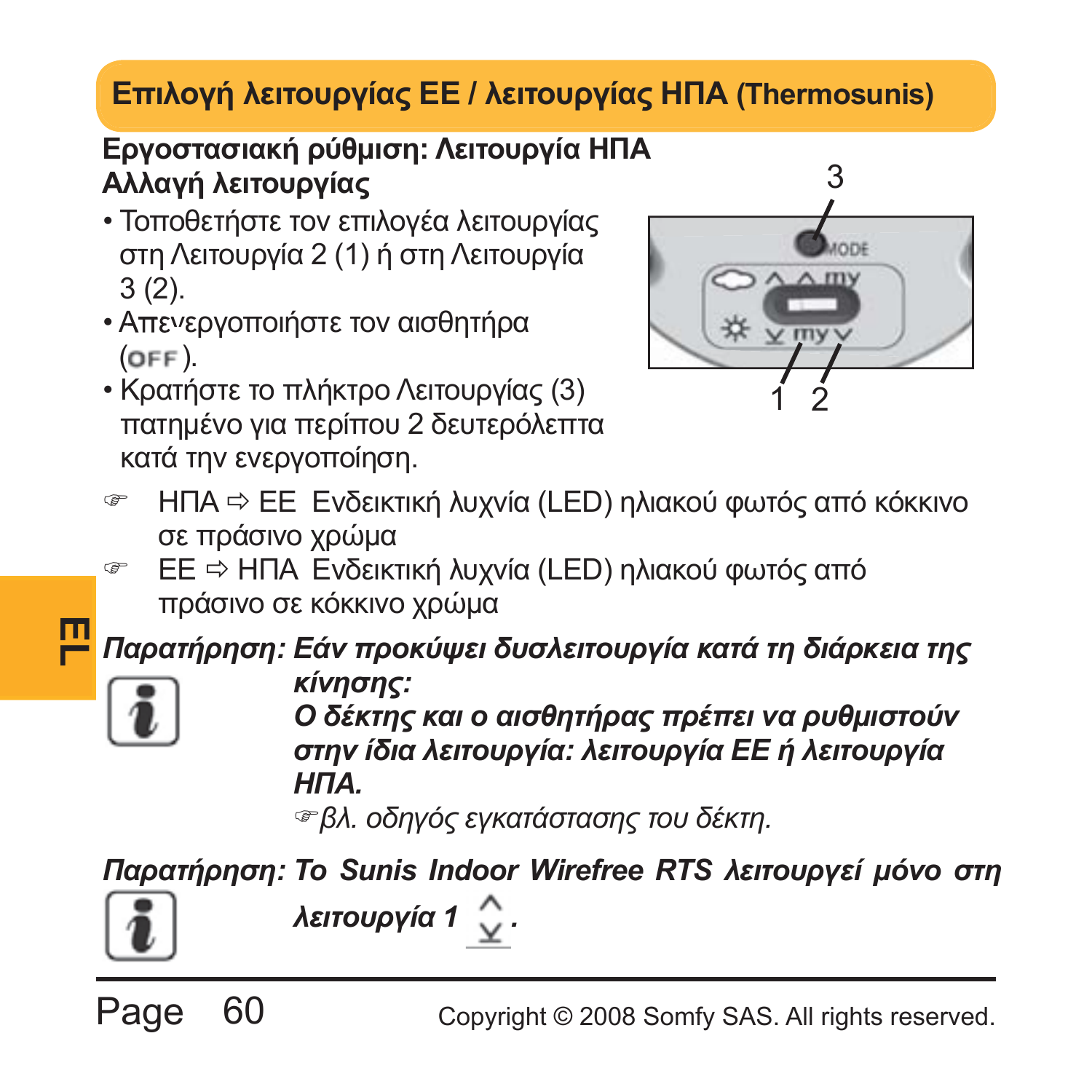## Επιλογή λειτουργίας ΕΕ / λειτουργίας ΗΠΑ (Thermosunis)

**Εργοστασιακή ρύθμιση: Λειτουργία ΗΠΑ**
**Αλλαγή λειτουργίας**

- Τοποθετήστε τον επιλογέα λειτουργίας στη Λειτουργία 2 (1) ή στη Λειτουργία 3 (2).
- Απενεργοποιήστε τον αισθητήρα (OFF).
- Κρατήστε το πλήκτρο Λειτουργίας (3) πατημένο για περίπου 2 δευτερόλεπτα κατά την ενεργοποίηση.

☞ ΗΠΑ ⇨ ΕΕ Ενδεικτική λυχνία (LED) ηλιακού φωτός από κόκκινο σε πράσινο χρώμα

☞ ΕΕ ⇨ ΗΠΑ Ενδεικτική λυχνία (LED) ηλιακού φωτός από πράσινο σε κόκκινο χρώμα

***Παρατήρηση: Εάν προκύψει δυσλειτουργία κατά τη διάρκεια της κίνησης:***
***Ο δέκτης και ο αισθητήρας πρέπει να ρυθμιστούν στην ίδια λειτουργία: λειτουργία ΕΕ ή λειτουργία ΗΠΑ.***
*☞βλ. οδηγός εγκατάστασης του δέκτη.*

***Παρατήρηση: Το Sunis Indoor Wirefree RTS λειτουργεί μόνο στη λειτουργία 1.***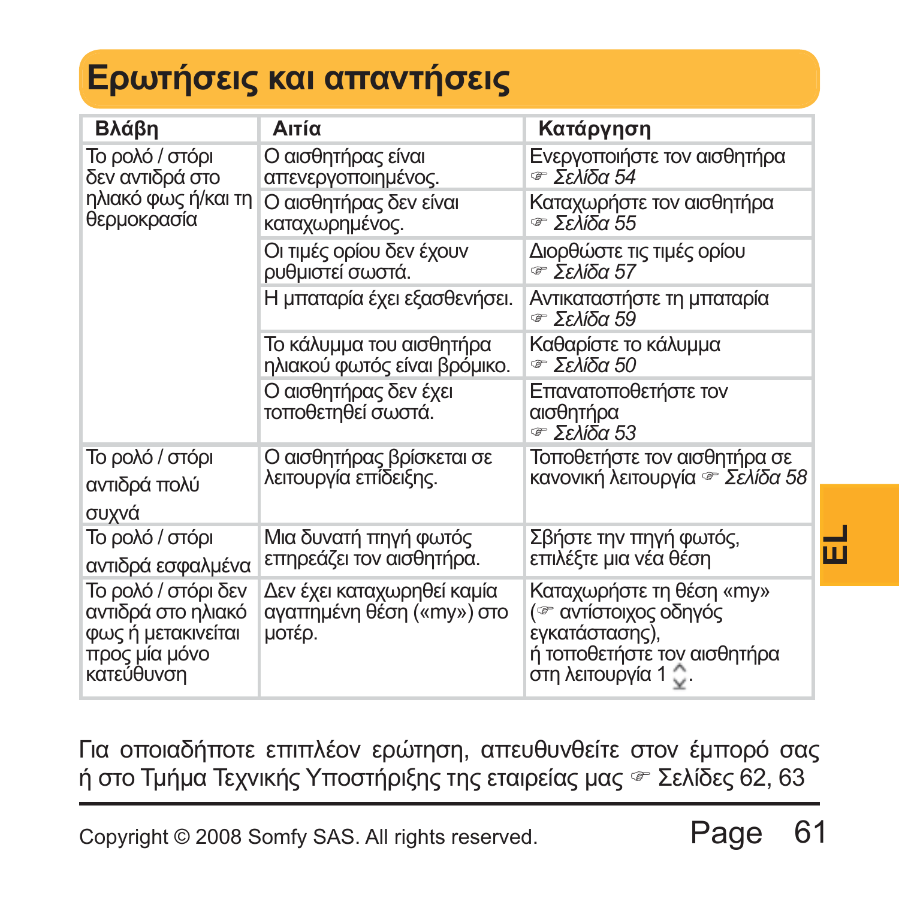# Ερωτήσεις και απαντήσεις

| Βλάβη | Αιτία | Κατάργηση |
|---|---|---|
| Το ρολό / στόρι δεν αντιδρά στο ηλιακό φως ή/και τη θερμοκρασία | Ο αισθητήρας είναι απενεργοποιημένος. | Ενεργοποιήστε τον αισθητήρα ☞ *Σελίδα 54* |
| | Ο αισθητήρας δεν είναι καταχωρημένος. | Καταχωρήστε τον αισθητήρα ☞ *Σελίδα 55* |
| | Οι τιμές ορίου δεν έχουν ρυθμιστεί σωστά. | Διορθώστε τις τιμές ορίου ☞ *Σελίδα 57* |
| | Η μπαταρία έχει εξασθενήσει. | Αντικαταστήστε τη μπαταρία ☞ *Σελίδα 59* |
| | Το κάλυμμα του αισθητήρα ηλιακού φωτός είναι βρόμικο. | Καθαρίστε το κάλυμμα ☞ *Σελίδα 50* |
| | Ο αισθητήρας δεν έχει τοποθετηθεί σωστά. | Επανατοποθετήστε τον αισθητήρα ☞ *Σελίδα 53* |
| Το ρολό / στόρι αντιδρά πολύ συχνά | Ο αισθητήρας βρίσκεται σε λειτουργία επίδειξης. | Τοποθετήστε τον αισθητήρα σε κανονική λειτουργία ☞ *Σελίδα 58* |
| Το ρολό / στόρι αντιδρά εσφαλμένα | Μια δυνατή πηγή φωτός επηρεάζει τον αισθητήρα. | Σβήστε την πηγή φωτός, επιλέξτε μια νέα θέση |
| Το ρολό / στόρι δεν αντιδρά στο ηλιακό φως ή μετακινείται προς μία μόνο κατεύθυνση | Δεν έχει καταχωρηθεί καμία αγαπημένη θέση («my») στο μοτέρ. | Καταχωρήστε τη θέση «my» (☞ αντίστοιχος οδηγός εγκατάστασης), ή τοποθετήστε τον αισθητήρα στη λειτουργία 1 ⇕. |

Για οποιαδήποτε επιπλέον ερώτηση, απευθυνθείτε στον έμπορό σας ή στο Τμήμα Τεχνικής Υποστήριξης της εταιρείας μας ☞ Σελίδες 62, 63

Copyright © 2008 Somfy SAS. All rights reserved.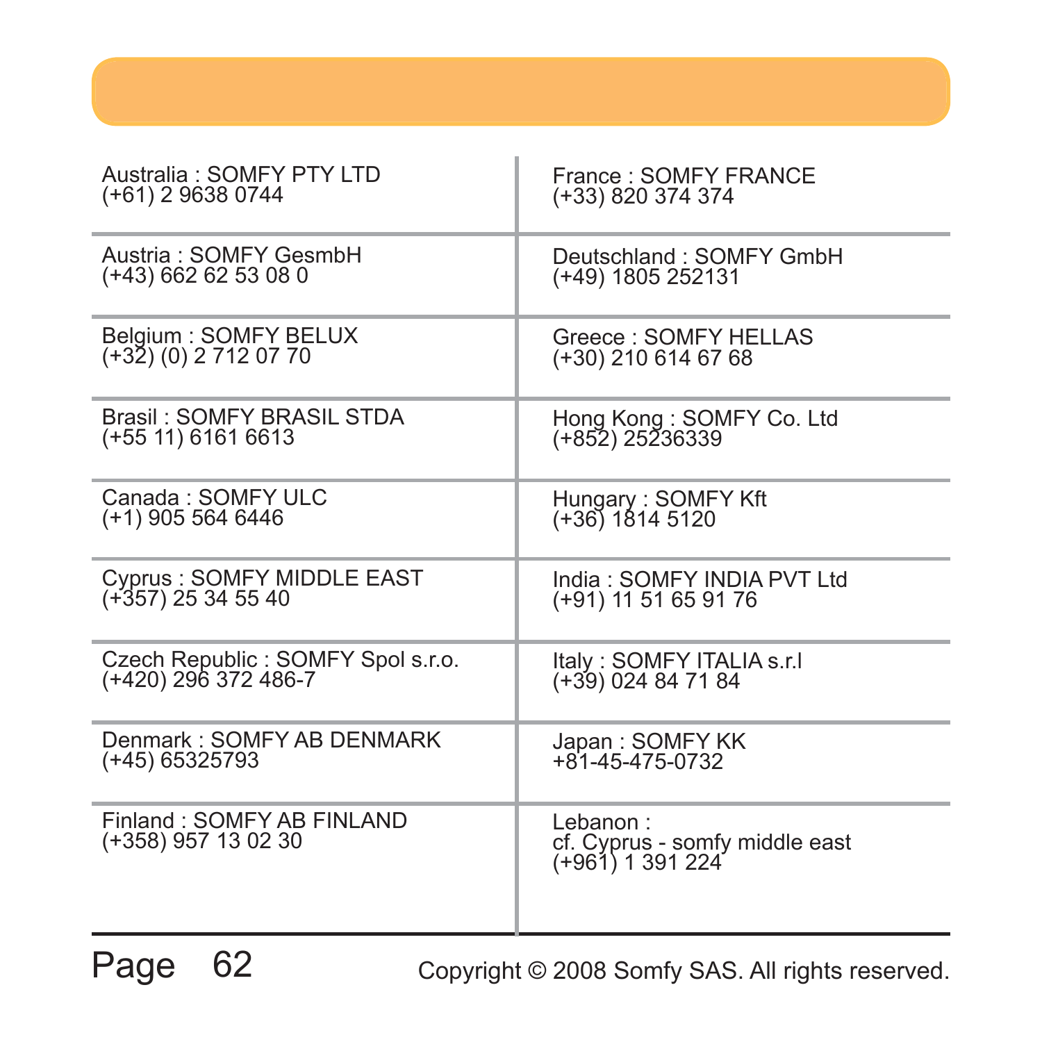| | |
|---|---|
| Australia : SOMFY PTY LTD<br>(+61) 2 9638 0744 | France : SOMFY FRANCE<br>(+33) 820 374 374 |
| Austria : SOMFY GesmbH<br>(+43) 662 62 53 08 0 | Deutschland : SOMFY GmbH<br>(+49) 1805 252131 |
| Belgium : SOMFY BELUX<br>(+32) (0) 2 712 07 70 | Greece : SOMFY HELLAS<br>(+30) 210 614 67 68 |
| Brasil : SOMFY BRASIL STDA<br>(+55 11) 6161 6613 | Hong Kong : SOMFY Co. Ltd<br>(+852) 25236339 |
| Canada : SOMFY ULC<br>(+1) 905 564 6446 | Hungary : SOMFY Kft<br>(+36) 1814 5120 |
| Cyprus : SOMFY MIDDLE EAST<br>(+357) 25 34 55 40 | India : SOMFY INDIA PVT Ltd<br>(+91) 11 51 65 91 76 |
| Czech Republic : SOMFY Spol s.r.o.<br>(+420) 296 372 486-7 | Italy : SOMFY ITALIA s.r.l<br>(+39) 024 84 71 84 |
| Denmark : SOMFY AB DENMARK<br>(+45) 65325793 | Japan : SOMFY KK<br>+81-45-475-0732 |
| Finland : SOMFY AB FINLAND<br>(+358) 957 13 02 30 | Lebanon :<br>cf. Cyprus - somfy middle east<br>(+961) 1 391 224 |

Copyright © 2008 Somfy SAS. All rights reserved.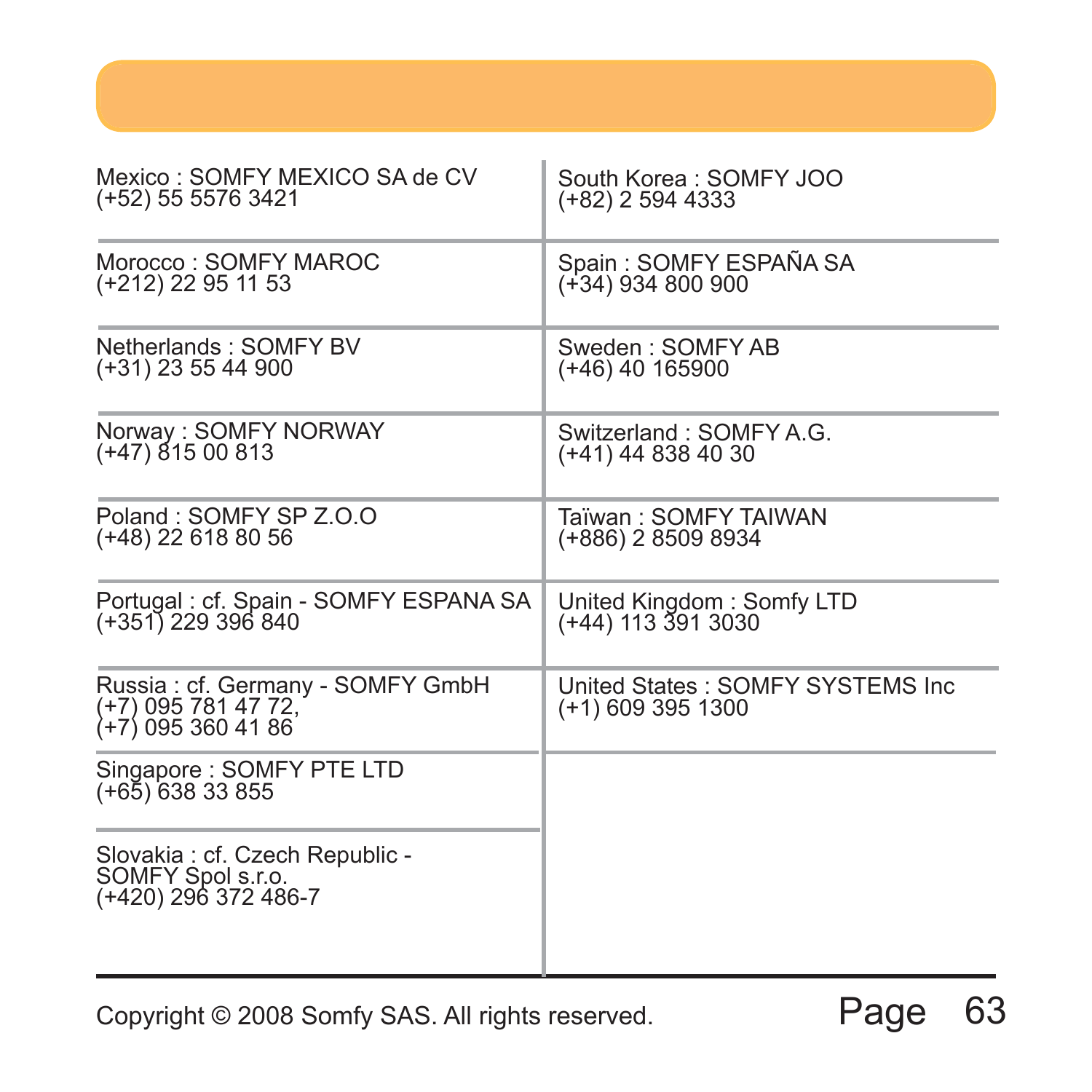Mexico : SOMFY MEXICO SA de CV
(+52) 55 5576 3421

Morocco : SOMFY MAROC
(+212) 22 95 11 53

Netherlands : SOMFY BV
(+31) 23 55 44 900

Norway : SOMFY NORWAY
(+47) 815 00 813

Poland : SOMFY SP Z.O.O
(+48) 22 618 80 56

Portugal : cf. Spain - SOMFY ESPANA SA
(+351) 229 396 840

Russia : cf. Germany - SOMFY GmbH
(+7) 095 781 47 72,
(+7) 095 360 41 86

Singapore : SOMFY PTE LTD
(+65) 638 33 855

Slovakia : cf. Czech Republic -
SOMFY Spol s.r.o.
(+420) 296 372 486-7

South Korea : SOMFY JOO
(+82) 2 594 4333

Spain : SOMFY ESPAÑA SA
(+34) 934 800 900

Sweden : SOMFY AB
(+46) 40 165900

Switzerland : SOMFY A.G.
(+41) 44 838 40 30

Taïwan : SOMFY TAIWAN
(+886) 2 8509 8934

United Kingdom : Somfy LTD
(+44) 113 391 3030

United States : SOMFY SYSTEMS Inc
(+1) 609 395 1300

Copyright © 2008 Somfy SAS. All rights reserved.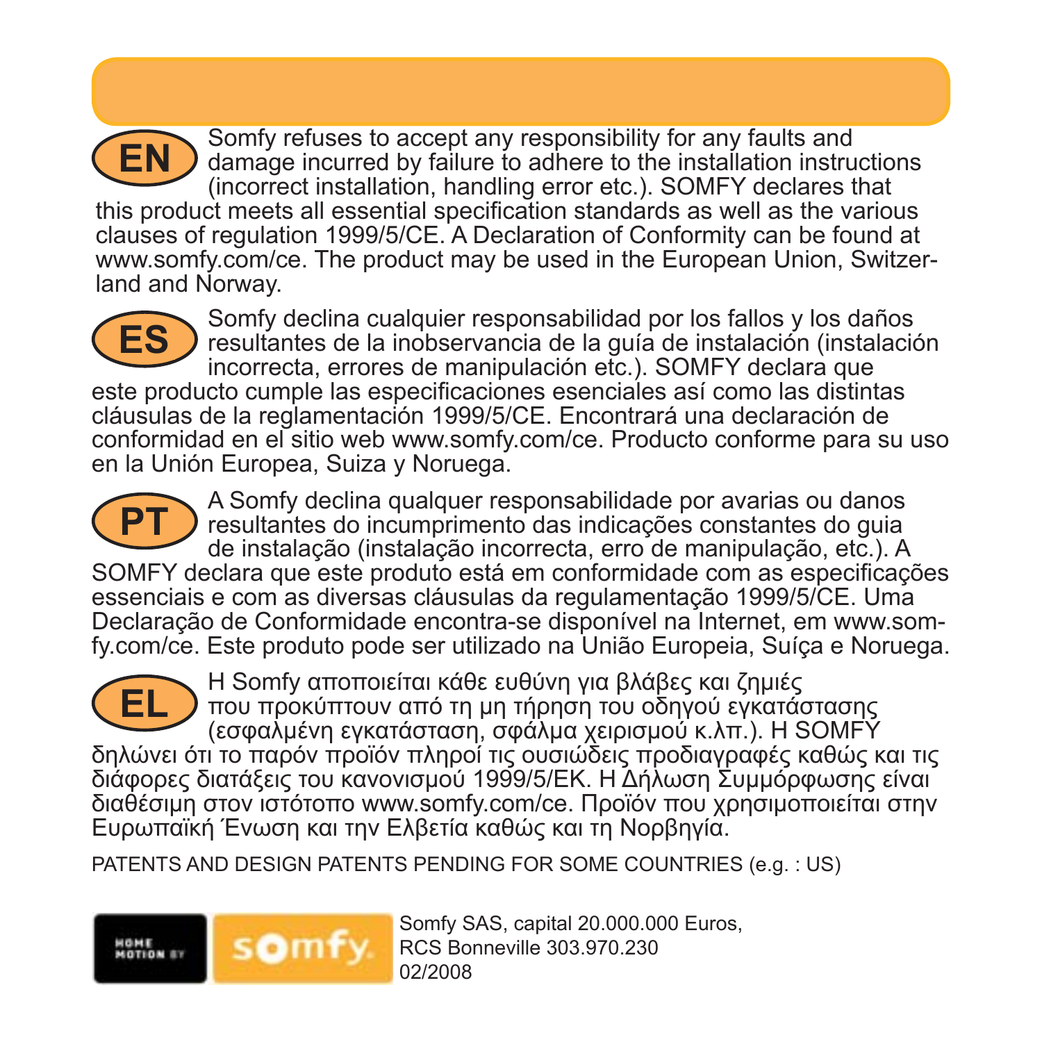**EN** Somfy refuses to accept any responsibility for any faults and damage incurred by failure to adhere to the installation instructions (incorrect installation, handling error etc.). SOMFY declares that this product meets all essential specification standards as well as the various clauses of regulation 1999/5/CE. A Declaration of Conformity can be found at www.somfy.com/ce. The product may be used in the European Union, Switzerland and Norway.

**ES** Somfy declina cualquier responsabilidad por los fallos y los daños resultantes de la inobservancia de la guía de instalación (instalación incorrecta, errores de manipulación etc.). SOMFY declara que este producto cumple las especificaciones esenciales así como las distintas cláusulas de la reglamentación 1999/5/CE. Encontrará una declaración de conformidad en el sitio web www.somfy.com/ce. Producto conforme para su uso en la Unión Europea, Suiza y Noruega.

**PT** A Somfy declina qualquer responsabilidade por avarias ou danos resultantes do incumprimento das indicações constantes do guia de instalação (instalação incorrecta, erro de manipulação, etc.). A SOMFY declara que este produto está em conformidade com as especificações essenciais e com as diversas cláusulas da regulamentação 1999/5/CE. Uma Declaração de Conformidade encontra-se disponível na Internet, em www.somfy.com/ce. Este produto pode ser utilizado na União Europeia, Suíça e Noruega.

**EL** Η Somfy αποποιείται κάθε ευθύνη για βλάβες και ζημιές που προκύπτουν από τη μη τήρηση του οδηγού εγκατάστασης (εσφαλμένη εγκατάσταση, σφάλμα χειρισμού κ.λπ.). Η SOMFY δηλώνει ότι το παρόν προϊόν πληροί τις ουσιώδεις προδιαγραφές καθώς και τις διάφορες διατάξεις του κανονισμού 1999/5/ΕΚ. Η Δήλωση Συμμόρφωσης είναι διαθέσιμη στον ιστότοπο www.somfy.com/ce. Προϊόν που χρησιμοποιείται στην Ευρωπαϊκή Ένωση και την Ελβετία καθώς και τη Νορβηγία.

PATENTS AND DESIGN PATENTS PENDING FOR SOME COUNTRIES (e.g. : US)

HOME MOTION BY somfy.

Somfy SAS, capital 20.000.000 Euros,
RCS Bonneville 303.970.230
02/2008